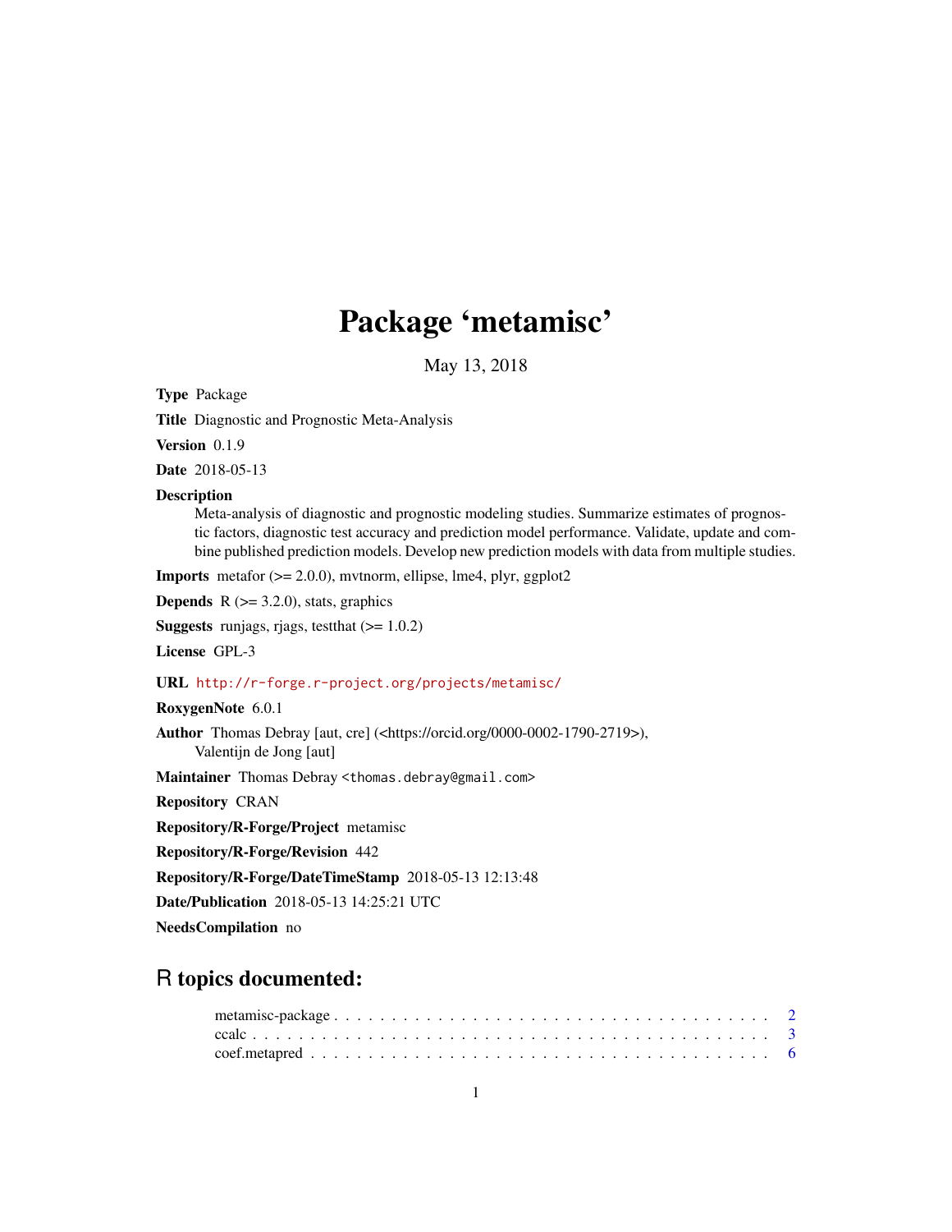# Package 'metamisc'

May 13, 2018

**Type** Package

**Title** Diagnostic and Prognostic Meta-Analysis

**Version** 0.1.9

**Date** 2018-05-13

**Description**
Meta-analysis of diagnostic and prognostic modeling studies. Summarize estimates of prognostic factors, diagnostic test accuracy and prediction model performance. Validate, update and combine published prediction models. Develop new prediction models with data from multiple studies.

**Imports** metafor (>= 2.0.0), mvtnorm, ellipse, lme4, plyr, ggplot2

**Depends** R (>= 3.2.0), stats, graphics

**Suggests** runjags, rjags, testthat (>= 1.0.2)

**License** GPL-3

**URL** http://r-forge.r-project.org/projects/metamisc/

**RoxygenNote** 6.0.1

**Author** Thomas Debray [aut, cre] (<https://orcid.org/0000-0002-1790-2719>), Valentijn de Jong [aut]

**Maintainer** Thomas Debray <thomas.debray@gmail.com>

**Repository** CRAN

**Repository/R-Forge/Project** metamisc

**Repository/R-Forge/Revision** 442

**Repository/R-Forge/DateTimeStamp** 2018-05-13 12:13:48

**Date/Publication** 2018-05-13 14:25:21 UTC

**NeedsCompilation** no

## R topics documented:

metamisc-package . . . . . . . . . . . . . . . . . . . . . . . . . . . . . . . . . . . . . . 2
ccalc . . . . . . . . . . . . . . . . . . . . . . . . . . . . . . . . . . . . . . . . . . . . 3
coef.metapred . . . . . . . . . . . . . . . . . . . . . . . . . . . . . . . . . . . . . . . 6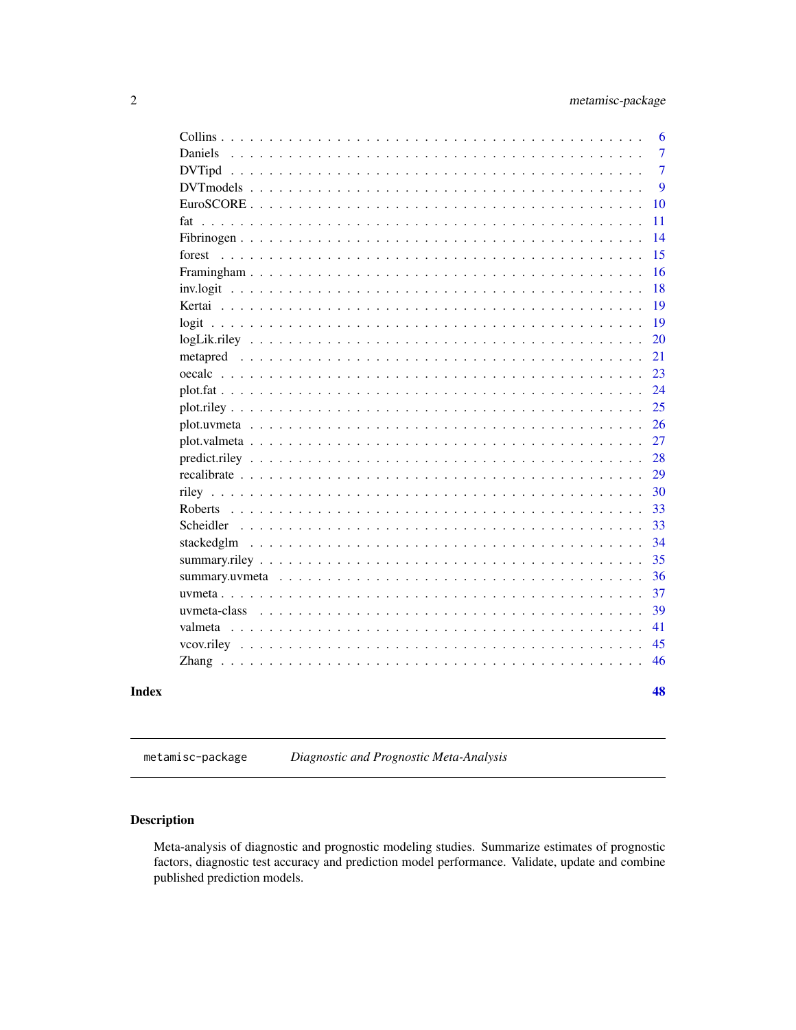Collins . . . . . . . . . . . . . . . . . . . . . . . . . . . . . . . . . . . . . . . 6
Daniels . . . . . . . . . . . . . . . . . . . . . . . . . . . . . . . . . . . . . . . 7
DVTipd . . . . . . . . . . . . . . . . . . . . . . . . . . . . . . . . . . . . . . . 7
DVTmodels . . . . . . . . . . . . . . . . . . . . . . . . . . . . . . . . . . . . . 9
EuroSCORE . . . . . . . . . . . . . . . . . . . . . . . . . . . . . . . . . . . . 10
fat . . . . . . . . . . . . . . . . . . . . . . . . . . . . . . . . . . . . . . . . . 11
Fibrinogen . . . . . . . . . . . . . . . . . . . . . . . . . . . . . . . . . . . . . 14
forest . . . . . . . . . . . . . . . . . . . . . . . . . . . . . . . . . . . . . . . 15
Framingham . . . . . . . . . . . . . . . . . . . . . . . . . . . . . . . . . . . . 16
inv.logit . . . . . . . . . . . . . . . . . . . . . . . . . . . . . . . . . . . . . . 18
Kertai . . . . . . . . . . . . . . . . . . . . . . . . . . . . . . . . . . . . . . . 19
logit . . . . . . . . . . . . . . . . . . . . . . . . . . . . . . . . . . . . . . . . 19
logLik.riley . . . . . . . . . . . . . . . . . . . . . . . . . . . . . . . . . . . . 20
metapred . . . . . . . . . . . . . . . . . . . . . . . . . . . . . . . . . . . . . 21
oecalc . . . . . . . . . . . . . . . . . . . . . . . . . . . . . . . . . . . . . . . 23
plot.fat . . . . . . . . . . . . . . . . . . . . . . . . . . . . . . . . . . . . . . 24
plot.riley . . . . . . . . . . . . . . . . . . . . . . . . . . . . . . . . . . . . . 25
plot.uvmeta . . . . . . . . . . . . . . . . . . . . . . . . . . . . . . . . . . . . 26
plot.valmeta . . . . . . . . . . . . . . . . . . . . . . . . . . . . . . . . . . . 27
predict.riley . . . . . . . . . . . . . . . . . . . . . . . . . . . . . . . . . . . 28
recalibrate . . . . . . . . . . . . . . . . . . . . . . . . . . . . . . . . . . . . 29
riley . . . . . . . . . . . . . . . . . . . . . . . . . . . . . . . . . . . . . . . . 30
Roberts . . . . . . . . . . . . . . . . . . . . . . . . . . . . . . . . . . . . . . 33
Scheidler . . . . . . . . . . . . . . . . . . . . . . . . . . . . . . . . . . . . . 33
stackedglm . . . . . . . . . . . . . . . . . . . . . . . . . . . . . . . . . . . . 34
summary.riley . . . . . . . . . . . . . . . . . . . . . . . . . . . . . . . . . . . 35
summary.uvmeta . . . . . . . . . . . . . . . . . . . . . . . . . . . . . . . . . 36
uvmeta . . . . . . . . . . . . . . . . . . . . . . . . . . . . . . . . . . . . . . 37
uvmeta-class . . . . . . . . . . . . . . . . . . . . . . . . . . . . . . . . . . . 39
valmeta . . . . . . . . . . . . . . . . . . . . . . . . . . . . . . . . . . . . . . 41
vcov.riley . . . . . . . . . . . . . . . . . . . . . . . . . . . . . . . . . . . . . 45
Zhang . . . . . . . . . . . . . . . . . . . . . . . . . . . . . . . . . . . . . . . 46

**Index** **48**

---

`metamisc-package` *Diagnostic and Prognostic Meta-Analysis*

---

## Description

Meta-analysis of diagnostic and prognostic modeling studies. Summarize estimates of prognostic factors, diagnostic test accuracy and prediction model performance. Validate, update and combine published prediction models.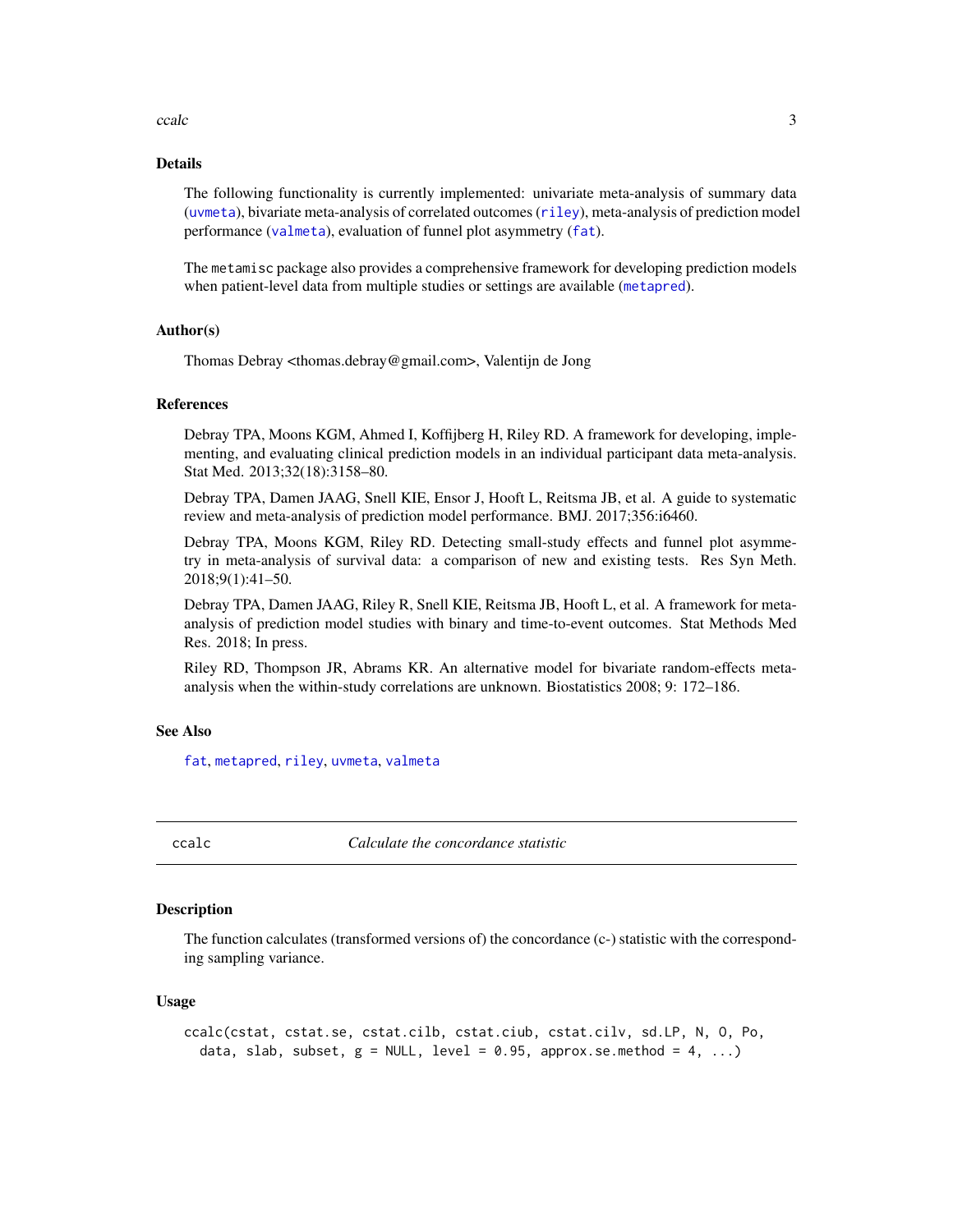## Details

The following functionality is currently implemented: univariate meta-analysis of summary data (`uvmeta`), bivariate meta-analysis of correlated outcomes (`riley`), meta-analysis of prediction model performance (`valmeta`), evaluation of funnel plot asymmetry (`fat`).

The `metamisc` package also provides a comprehensive framework for developing prediction models when patient-level data from multiple studies or settings are available (`metapred`).

## Author(s)

Thomas Debray <thomas.debray@gmail.com>, Valentijn de Jong

## References

Debray TPA, Moons KGM, Ahmed I, Koffijberg H, Riley RD. A framework for developing, implementing, and evaluating clinical prediction models in an individual participant data meta-analysis. Stat Med. 2013;32(18):3158–80.

Debray TPA, Damen JAAG, Snell KIE, Ensor J, Hooft L, Reitsma JB, et al. A guide to systematic review and meta-analysis of prediction model performance. BMJ. 2017;356:i6460.

Debray TPA, Moons KGM, Riley RD. Detecting small-study effects and funnel plot asymmetry in meta-analysis of survival data: a comparison of new and existing tests. Res Syn Meth. 2018;9(1):41–50.

Debray TPA, Damen JAAG, Riley R, Snell KIE, Reitsma JB, Hooft L, et al. A framework for meta-analysis of prediction model studies with binary and time-to-event outcomes. Stat Methods Med Res. 2018; In press.

Riley RD, Thompson JR, Abrams KR. An alternative model for bivariate random-effects meta-analysis when the within-study correlations are unknown. Biostatistics 2008; 9: 172–186.

## See Also

`fat`, `metapred`, `riley`, `uvmeta`, `valmeta`

---

# ccalc — *Calculate the concordance statistic*

## Description

The function calculates (transformed versions of) the concordance (c-) statistic with the corresponding sampling variance.

## Usage

```
ccalc(cstat, cstat.se, cstat.cilb, cstat.ciub, cstat.cilv, sd.LP, N, O, Po,
  data, slab, subset, g = NULL, level = 0.95, approx.se.method = 4, ...)
```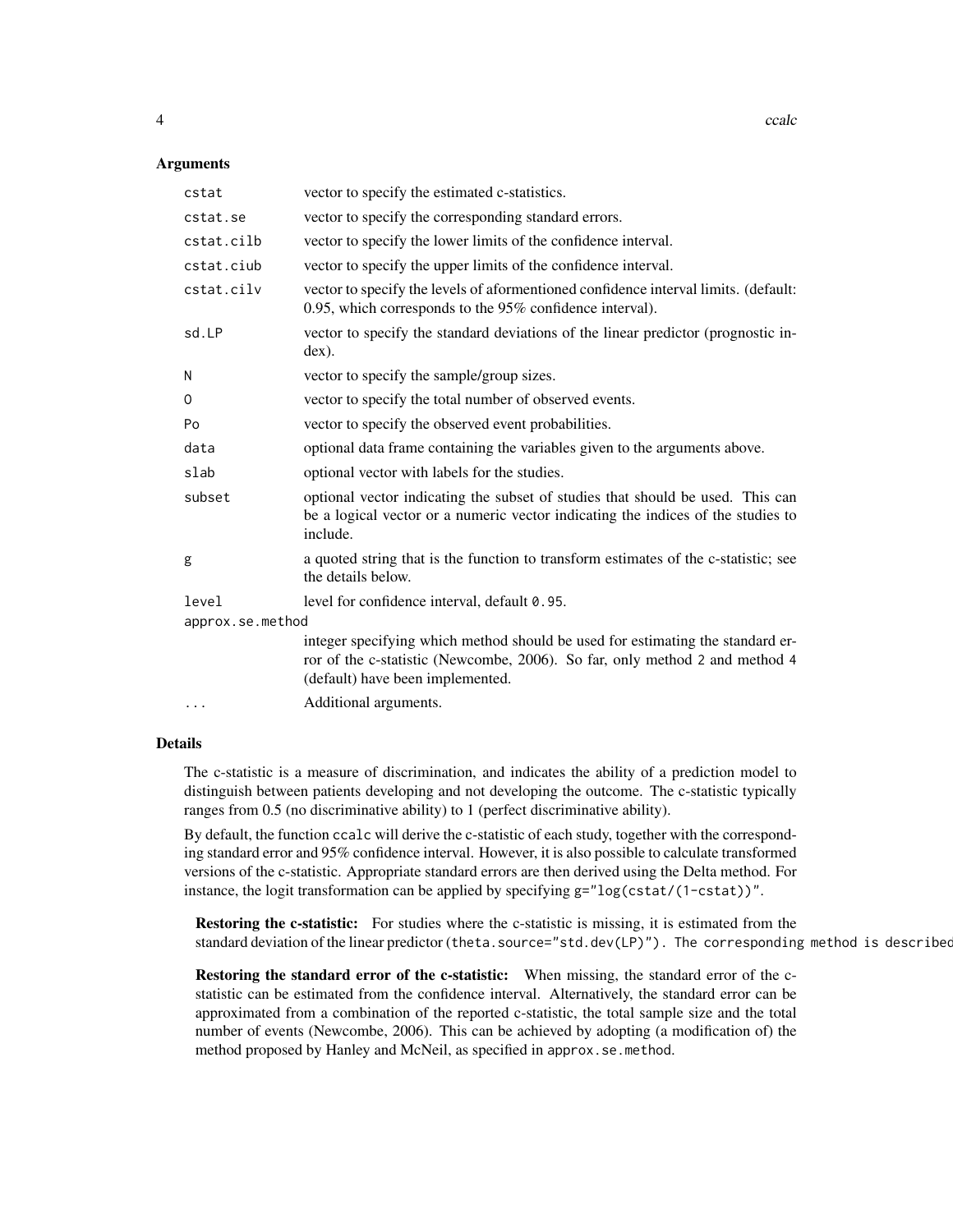### Arguments

| | |
|---|---|
| `cstat` | vector to specify the estimated c-statistics. |
| `cstat.se` | vector to specify the corresponding standard errors. |
| `cstat.cilb` | vector to specify the lower limits of the confidence interval. |
| `cstat.ciub` | vector to specify the upper limits of the confidence interval. |
| `cstat.cilv` | vector to specify the levels of aformentioned confidence interval limits. (default: 0.95, which corresponds to the 95% confidence interval). |
| `sd.LP` | vector to specify the standard deviations of the linear predictor (prognostic index). |
| `N` | vector to specify the sample/group sizes. |
| `O` | vector to specify the total number of observed events. |
| `Po` | vector to specify the observed event probabilities. |
| `data` | optional data frame containing the variables given to the arguments above. |
| `slab` | optional vector with labels for the studies. |
| `subset` | optional vector indicating the subset of studies that should be used. This can be a logical vector or a numeric vector indicating the indices of the studies to include. |
| `g` | a quoted string that is the function to transform estimates of the c-statistic; see the details below. |
| `level` | level for confidence interval, default `0.95`. |
| `approx.se.method` | integer specifying which method should be used for estimating the standard error of the c-statistic (Newcombe, 2006). So far, only method 2 and method 4 (default) have been implemented. |
| `...` | Additional arguments. |

### Details

The c-statistic is a measure of discrimination, and indicates the ability of a prediction model to distinguish between patients developing and not developing the outcome. The c-statistic typically ranges from 0.5 (no discriminative ability) to 1 (perfect discriminative ability).

By default, the function `ccalc` will derive the c-statistic of each study, together with the corresponding standard error and 95% confidence interval. However, it is also possible to calculate transformed versions of the c-statistic. Appropriate standard errors are then derived using the Delta method. For instance, the logit transformation can be applied by specifying `g="log(cstat/(1-cstat))"`.

**Restoring the c-statistic:** For studies where the c-statistic is missing, it is estimated from the standard deviation of the linear predictor (`theta.source="std.dev(LP)"). The corresponding method is described`

**Restoring the standard error of the c-statistic:** When missing, the standard error of the c-statistic can be estimated from the confidence interval. Alternatively, the standard error can be approximated from a combination of the reported c-statistic, the total sample size and the total number of events (Newcombe, 2006). This can be achieved by adopting (a modification of) the method proposed by Hanley and McNeil, as specified in `approx.se.method`.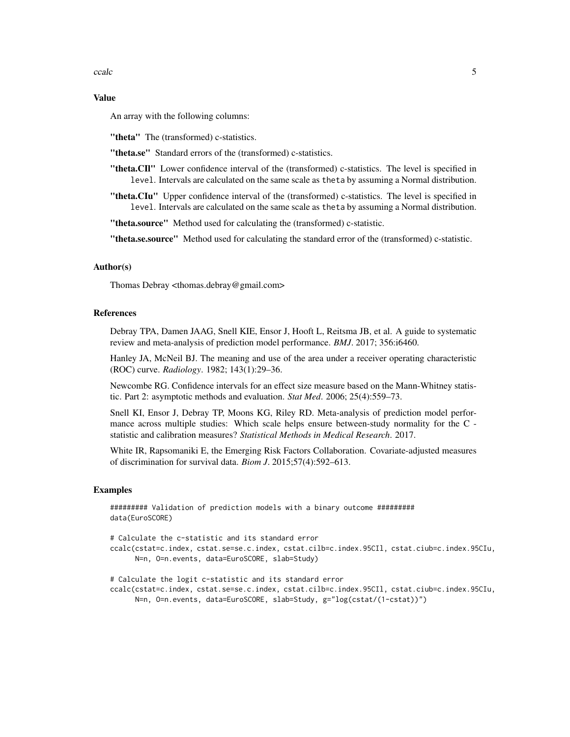## Value

An array with the following columns:

**"theta"** The (transformed) c-statistics.

**"theta.se"** Standard errors of the (transformed) c-statistics.

**"theta.CIl"** Lower confidence interval of the (transformed) c-statistics. The level is specified in `level`. Intervals are calculated on the same scale as `theta` by assuming a Normal distribution.

**"theta.CIu"** Upper confidence interval of the (transformed) c-statistics. The level is specified in `level`. Intervals are calculated on the same scale as `theta` by assuming a Normal distribution.

**"theta.source"** Method used for calculating the (transformed) c-statistic.

**"theta.se.source"** Method used for calculating the standard error of the (transformed) c-statistic.

## Author(s)

Thomas Debray <thomas.debray@gmail.com>

## References

Debray TPA, Damen JAAG, Snell KIE, Ensor J, Hooft L, Reitsma JB, et al. A guide to systematic review and meta-analysis of prediction model performance. *BMJ*. 2017; 356:i6460.

Hanley JA, McNeil BJ. The meaning and use of the area under a receiver operating characteristic (ROC) curve. *Radiology*. 1982; 143(1):29–36.

Newcombe RG. Confidence intervals for an effect size measure based on the Mann-Whitney statistic. Part 2: asymptotic methods and evaluation. *Stat Med*. 2006; 25(4):559–73.

Snell KI, Ensor J, Debray TP, Moons KG, Riley RD. Meta-analysis of prediction model performance across multiple studies: Which scale helps ensure between-study normality for the C - statistic and calibration measures? *Statistical Methods in Medical Research*. 2017.

White IR, Rapsomaniki E, the Emerging Risk Factors Collaboration. Covariate-adjusted measures of discrimination for survival data. *Biom J*. 2015;57(4):592–613.

## Examples

```
######### Validation of prediction models with a binary outcome #########
data(EuroSCORE)

# Calculate the c-statistic and its standard error
ccalc(cstat=c.index, cstat.se=se.c.index, cstat.cilb=c.index.95CIl, cstat.ciub=c.index.95CIu,
      N=n, O=n.events, data=EuroSCORE, slab=Study)

# Calculate the logit c-statistic and its standard error
ccalc(cstat=c.index, cstat.se=se.c.index, cstat.cilb=c.index.95CIl, cstat.ciub=c.index.95CIu,
      N=n, O=n.events, data=EuroSCORE, slab=Study, g="log(cstat/(1-cstat))")
```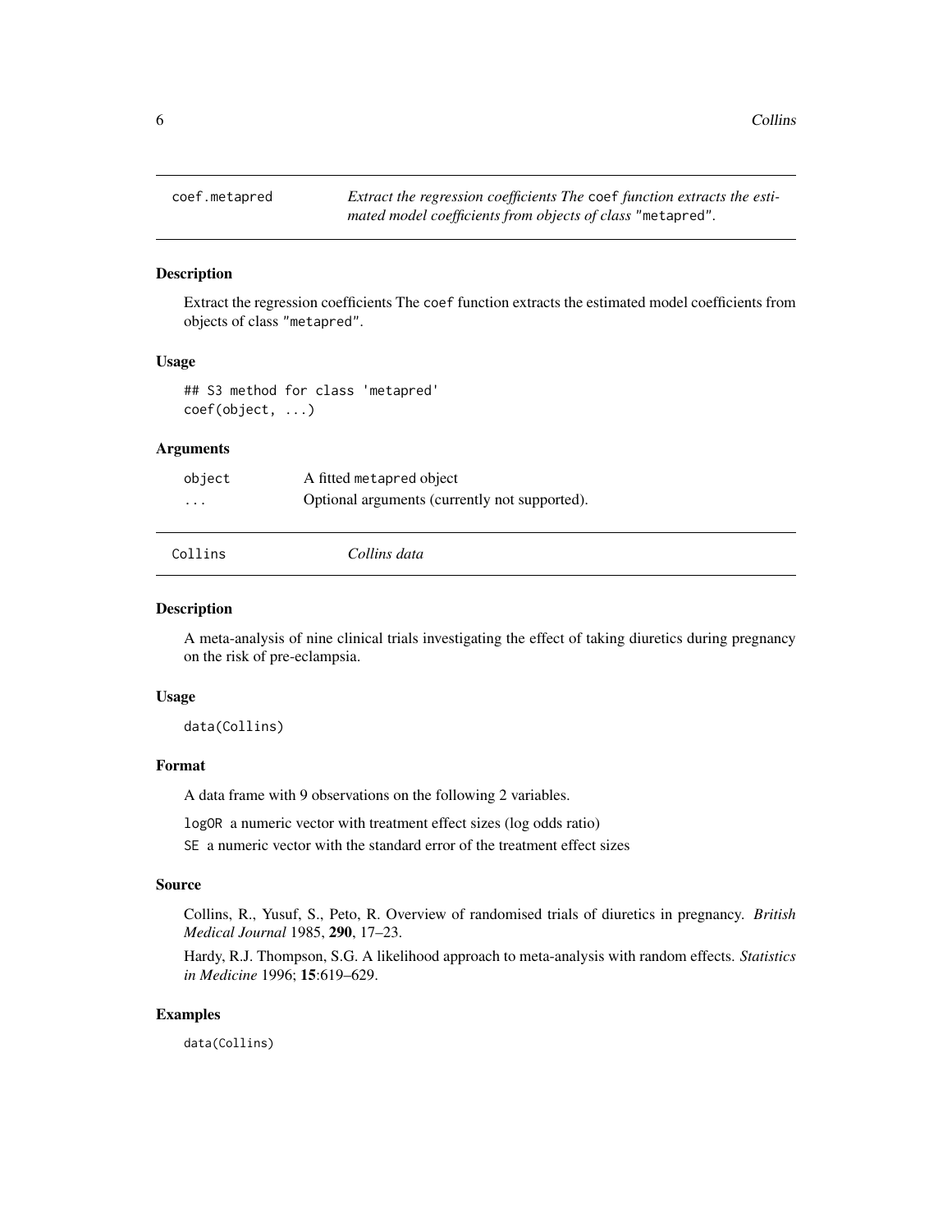## coef.metapred

*Extract the regression coefficients The* `coef` *function extracts the estimated model coefficients from objects of class* `"metapred"`*.*

### Description

Extract the regression coefficients The `coef` function extracts the estimated model coefficients from objects of class `"metapred"`.

### Usage

```
## S3 method for class 'metapred'
coef(object, ...)
```

### Arguments

| | |
|---|---|
| `object` | A fitted `metapred` object |
| `...` | Optional arguments (currently not supported). |

## Collins

*Collins data*

### Description

A meta-analysis of nine clinical trials investigating the effect of taking diuretics during pregnancy on the risk of pre-eclampsia.

### Usage

```
data(Collins)
```

### Format

A data frame with 9 observations on the following 2 variables.

`logOR` a numeric vector with treatment effect sizes (log odds ratio)

`SE` a numeric vector with the standard error of the treatment effect sizes

### Source

Collins, R., Yusuf, S., Peto, R. Overview of randomised trials of diuretics in pregnancy. *British Medical Journal* 1985, **290**, 17–23.

Hardy, R.J. Thompson, S.G. A likelihood approach to meta-analysis with random effects. *Statistics in Medicine* 1996; **15**:619–629.

### Examples

```
data(Collins)
```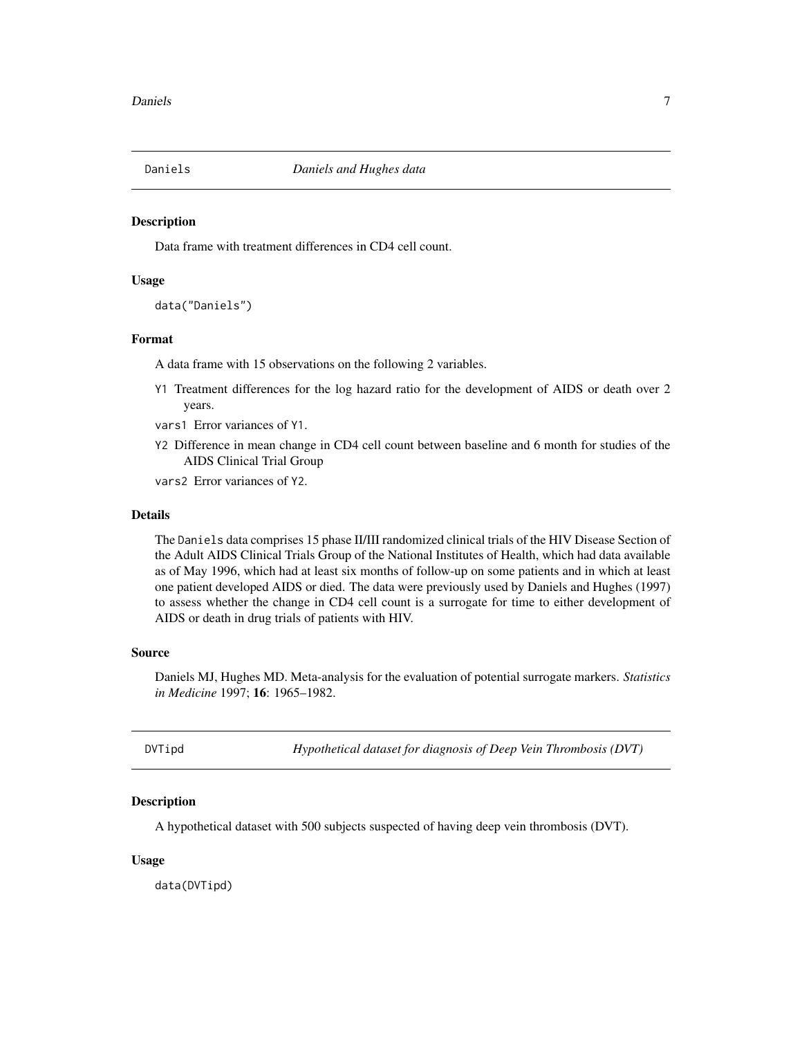## Daniels — *Daniels and Hughes data*

### Description

Data frame with treatment differences in CD4 cell count.

### Usage

```
data("Daniels")
```

### Format

A data frame with 15 observations on the following 2 variables.

- `Y1` Treatment differences for the log hazard ratio for the development of AIDS or death over 2 years.
- `vars1` Error variances of `Y1`.
- `Y2` Difference in mean change in CD4 cell count between baseline and 6 month for studies of the AIDS Clinical Trial Group
- `vars2` Error variances of `Y2`.

### Details

The `Daniels` data comprises 15 phase II/III randomized clinical trials of the HIV Disease Section of the Adult AIDS Clinical Trials Group of the National Institutes of Health, which had data available as of May 1996, which had at least six months of follow-up on some patients and in which at least one patient developed AIDS or died. The data were previously used by Daniels and Hughes (1997) to assess whether the change in CD4 cell count is a surrogate for time to either development of AIDS or death in drug trials of patients with HIV.

### Source

Daniels MJ, Hughes MD. Meta-analysis for the evaluation of potential surrogate markers. *Statistics in Medicine* 1997; **16**: 1965–1982.

## DVTipd — *Hypothetical dataset for diagnosis of Deep Vein Thrombosis (DVT)*

### Description

A hypothetical dataset with 500 subjects suspected of having deep vein thrombosis (DVT).

### Usage

```
data(DVTipd)
```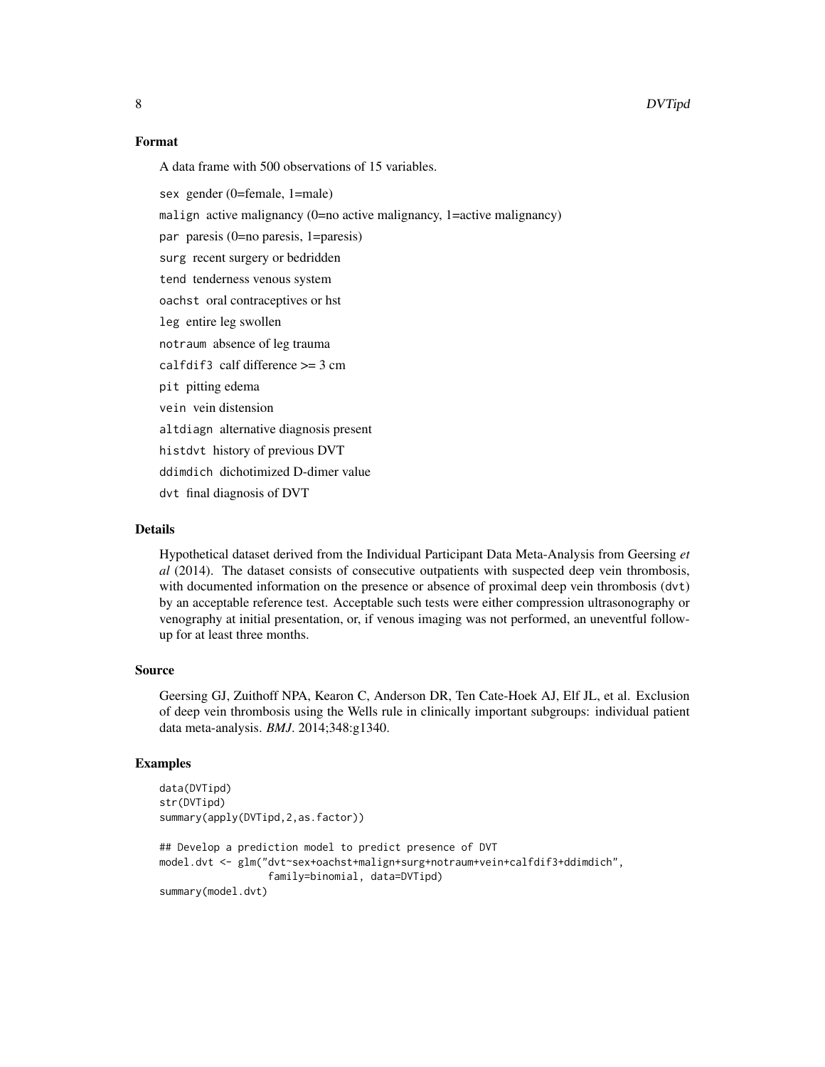### Format

A data frame with 500 observations of 15 variables.

- `sex` gender (0=female, 1=male)
- `malign` active malignancy (0=no active malignancy, 1=active malignancy)
- `par` paresis (0=no paresis, 1=paresis)
- `surg` recent surgery or bedridden
- `tend` tenderness venous system
- `oachst` oral contraceptives or hst
- `leg` entire leg swollen
- `notraum` absence of leg trauma
- `calfdif3` calf difference >= 3 cm
- `pit` pitting edema
- `vein` vein distension
- `altdiagn` alternative diagnosis present
- `histdvt` history of previous DVT
- `ddimdich` dichotimized D-dimer value
- `dvt` final diagnosis of DVT

### Details

Hypothetical dataset derived from the Individual Participant Data Meta-Analysis from Geersing *et al* (2014). The dataset consists of consecutive outpatients with suspected deep vein thrombosis, with documented information on the presence or absence of proximal deep vein thrombosis (`dvt`) by an acceptable reference test. Acceptable such tests were either compression ultrasonography or venography at initial presentation, or, if venous imaging was not performed, an uneventful follow-up for at least three months.

### Source

Geersing GJ, Zuithoff NPA, Kearon C, Anderson DR, Ten Cate-Hoek AJ, Elf JL, et al. Exclusion of deep vein thrombosis using the Wells rule in clinically important subgroups: individual patient data meta-analysis. *BMJ*. 2014;348:g1340.

### Examples

```
data(DVTipd)
str(DVTipd)
summary(apply(DVTipd,2,as.factor))

## Develop a prediction model to predict presence of DVT
model.dvt <- glm("dvt~sex+oachst+malign+surg+notraum+vein+calfdif3+ddimdich",
                 family=binomial, data=DVTipd)
summary(model.dvt)
```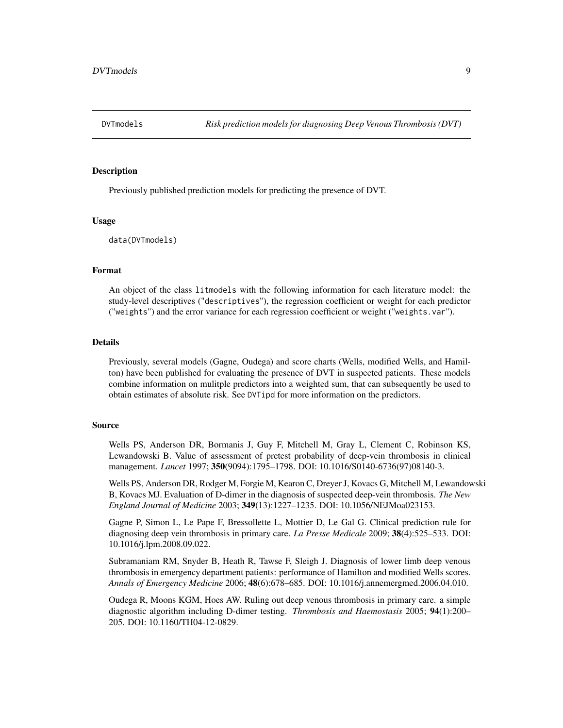DVTmodels — *Risk prediction models for diagnosing Deep Venous Thrombosis (DVT)*

## Description

Previously published prediction models for predicting the presence of DVT.

## Usage

```
data(DVTmodels)
```

## Format

An object of the class `litmodels` with the following information for each literature model: the study-level descriptives ("`descriptives`"), the regression coefficient or weight for each predictor ("`weights`") and the error variance for each regression coefficient or weight ("`weights.var`").

## Details

Previously, several models (Gagne, Oudega) and score charts (Wells, modified Wells, and Hamilton) have been published for evaluating the presence of DVT in suspected patients. These models combine information on mulitple predictors into a weighted sum, that can subsequently be used to obtain estimates of absolute risk. See `DVTipd` for more information on the predictors.

## Source

Wells PS, Anderson DR, Bormanis J, Guy F, Mitchell M, Gray L, Clement C, Robinson KS, Lewandowski B. Value of assessment of pretest probability of deep-vein thrombosis in clinical management. *Lancet* 1997; **350**(9094):1795–1798. DOI: 10.1016/S0140-6736(97)08140-3.

Wells PS, Anderson DR, Rodger M, Forgie M, Kearon C, Dreyer J, Kovacs G, Mitchell M, Lewandowski B, Kovacs MJ. Evaluation of D-dimer in the diagnosis of suspected deep-vein thrombosis. *The New England Journal of Medicine* 2003; **349**(13):1227–1235. DOI: 10.1056/NEJMoa023153.

Gagne P, Simon L, Le Pape F, Bressollette L, Mottier D, Le Gal G. Clinical prediction rule for diagnosing deep vein thrombosis in primary care. *La Presse Medicale* 2009; **38**(4):525–533. DOI: 10.1016/j.lpm.2008.09.022.

Subramaniam RM, Snyder B, Heath R, Tawse F, Sleigh J. Diagnosis of lower limb deep venous thrombosis in emergency department patients: performance of Hamilton and modified Wells scores. *Annals of Emergency Medicine* 2006; **48**(6):678–685. DOI: 10.1016/j.annemergmed.2006.04.010.

Oudega R, Moons KGM, Hoes AW. Ruling out deep venous thrombosis in primary care. a simple diagnostic algorithm including D-dimer testing. *Thrombosis and Haemostasis* 2005; **94**(1):200–205. DOI: 10.1160/TH04-12-0829.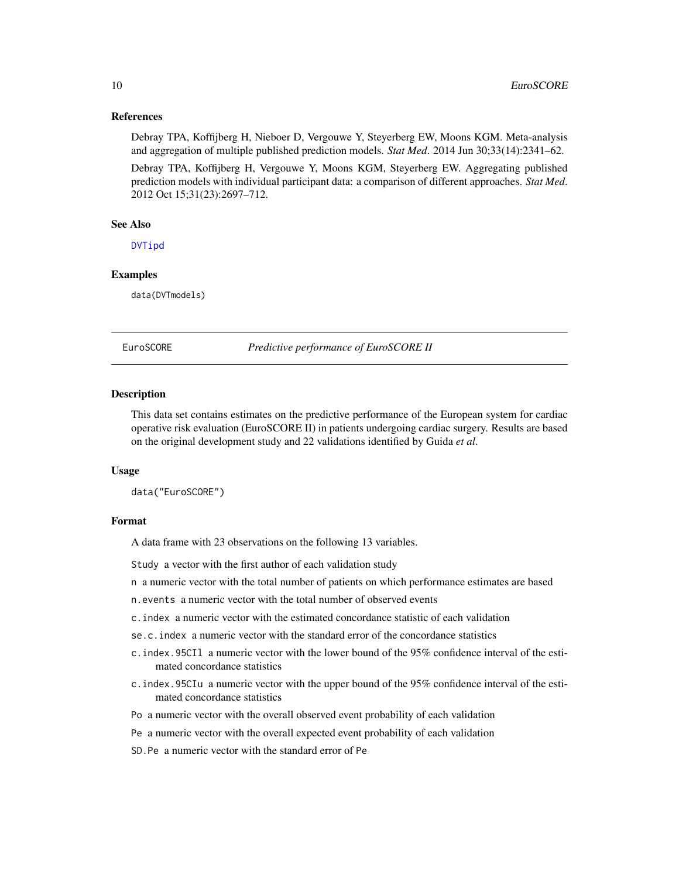### References

Debray TPA, Koffijberg H, Nieboer D, Vergouwe Y, Steyerberg EW, Moons KGM. Meta-analysis and aggregation of multiple published prediction models. *Stat Med*. 2014 Jun 30;33(14):2341–62.

Debray TPA, Koffijberg H, Vergouwe Y, Moons KGM, Steyerberg EW. Aggregating published prediction models with individual participant data: a comparison of different approaches. *Stat Med*. 2012 Oct 15;31(23):2697–712.

### See Also

DVTipd

### Examples

```
data(DVTmodels)
```

---

## EuroSCORE — *Predictive performance of EuroSCORE II*

### Description

This data set contains estimates on the predictive performance of the European system for cardiac operative risk evaluation (EuroSCORE II) in patients undergoing cardiac surgery. Results are based on the original development study and 22 validations identified by Guida *et al*.

### Usage

```
data("EuroSCORE")
```

### Format

A data frame with 23 observations on the following 13 variables.

- `Study` a vector with the first author of each validation study
- `n` a numeric vector with the total number of patients on which performance estimates are based
- `n.events` a numeric vector with the total number of observed events
- `c.index` a numeric vector with the estimated concordance statistic of each validation
- `se.c.index` a numeric vector with the standard error of the concordance statistics
- `c.index.95CIl` a numeric vector with the lower bound of the 95% confidence interval of the estimated concordance statistics
- `c.index.95CIu` a numeric vector with the upper bound of the 95% confidence interval of the estimated concordance statistics
- `Po` a numeric vector with the overall observed event probability of each validation
- `Pe` a numeric vector with the overall expected event probability of each validation
- `SD.Pe` a numeric vector with the standard error of `Pe`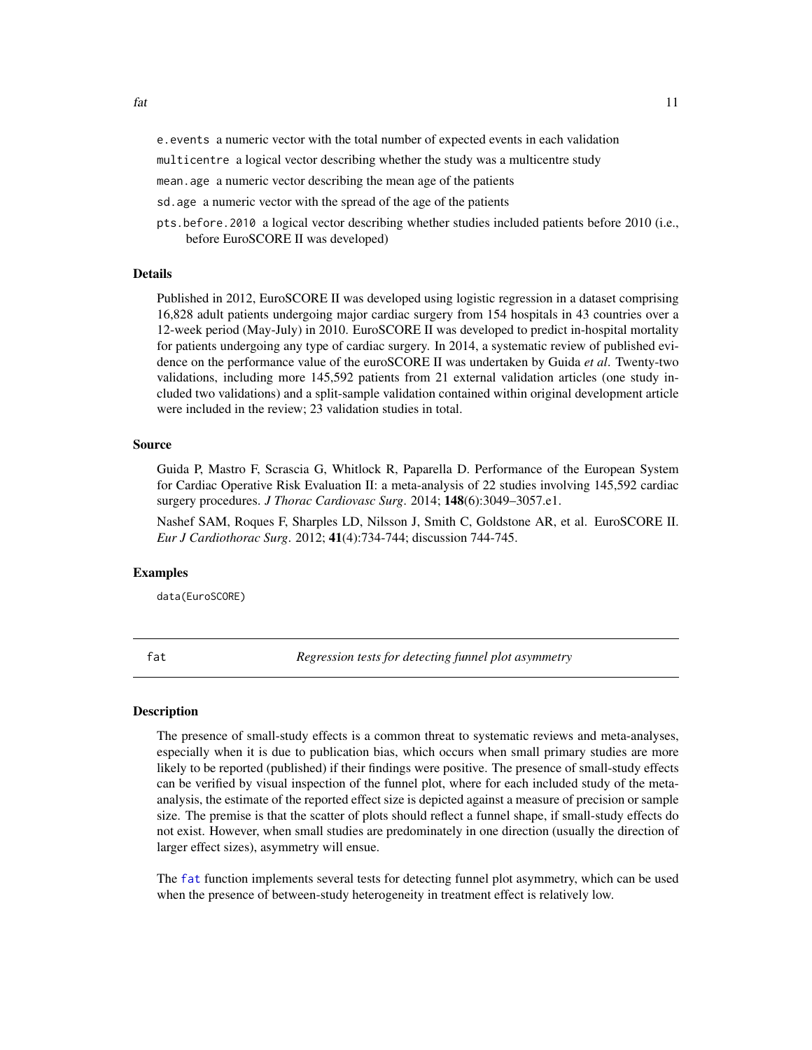`e.events` a numeric vector with the total number of expected events in each validation

`multicentre` a logical vector describing whether the study was a multicentre study

`mean.age` a numeric vector describing the mean age of the patients

`sd.age` a numeric vector with the spread of the age of the patients

`pts.before.2010` a logical vector describing whether studies included patients before 2010 (i.e., before EuroSCORE II was developed)

### Details

Published in 2012, EuroSCORE II was developed using logistic regression in a dataset comprising 16,828 adult patients undergoing major cardiac surgery from 154 hospitals in 43 countries over a 12-week period (May-July) in 2010. EuroSCORE II was developed to predict in-hospital mortality for patients undergoing any type of cardiac surgery. In 2014, a systematic review of published evidence on the performance value of the euroSCORE II was undertaken by Guida *et al*. Twenty-two validations, including more 145,592 patients from 21 external validation articles (one study included two validations) and a split-sample validation contained within original development article were included in the review; 23 validation studies in total.

### Source

Guida P, Mastro F, Scrascia G, Whitlock R, Paparella D. Performance of the European System for Cardiac Operative Risk Evaluation II: a meta-analysis of 22 studies involving 145,592 cardiac surgery procedures. *J Thorac Cardiovasc Surg*. 2014; **148**(6):3049–3057.e1.

Nashef SAM, Roques F, Sharples LD, Nilsson J, Smith C, Goldstone AR, et al. EuroSCORE II. *Eur J Cardiothorac Surg*. 2012; **41**(4):734-744; discussion 744-745.

### Examples

```
data(EuroSCORE)
```

## fat *Regression tests for detecting funnel plot asymmetry*

### Description

The presence of small-study effects is a common threat to systematic reviews and meta-analyses, especially when it is due to publication bias, which occurs when small primary studies are more likely to be reported (published) if their findings were positive. The presence of small-study effects can be verified by visual inspection of the funnel plot, where for each included study of the meta-analysis, the estimate of the reported effect size is depicted against a measure of precision or sample size. The premise is that the scatter of plots should reflect a funnel shape, if small-study effects do not exist. However, when small studies are predominately in one direction (usually the direction of larger effect sizes), asymmetry will ensue.

The `fat` function implements several tests for detecting funnel plot asymmetry, which can be used when the presence of between-study heterogeneity in treatment effect is relatively low.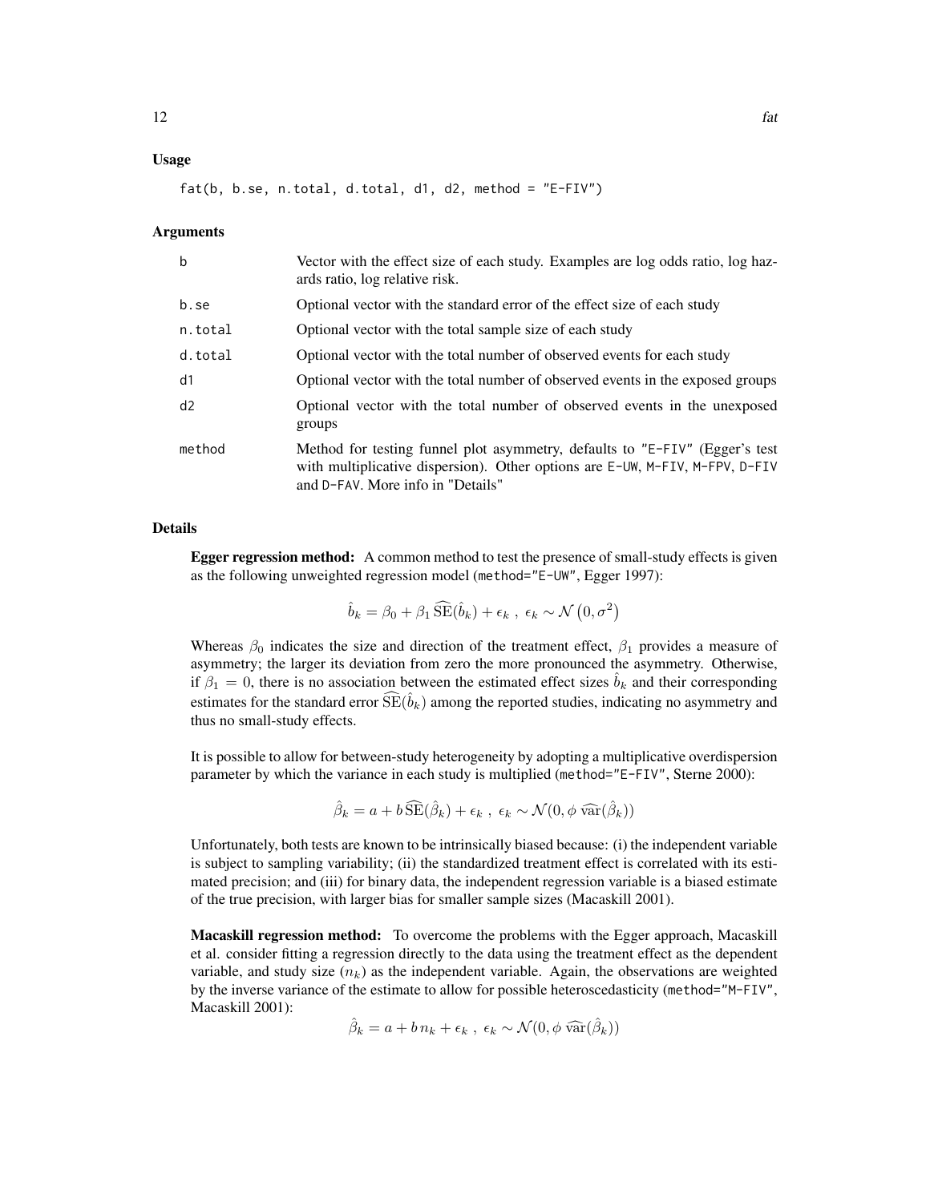### Usage

```
fat(b, b.se, n.total, d.total, d1, d2, method = "E-FIV")
```

### Arguments

| | |
|---|---|
| b | Vector with the effect size of each study. Examples are log odds ratio, log hazards ratio, log relative risk. |
| b.se | Optional vector with the standard error of the effect size of each study |
| n.total | Optional vector with the total sample size of each study |
| d.total | Optional vector with the total number of observed events for each study |
| d1 | Optional vector with the total number of observed events in the exposed groups |
| d2 | Optional vector with the total number of observed events in the unexposed groups |
| method | Method for testing funnel plot asymmetry, defaults to "E-FIV" (Egger's test with multiplicative dispersion). Other options are E-UW, M-FIV, M-FPV, D-FIV and D-FAV. More info in "Details" |

### Details

**Egger regression method:** A common method to test the presence of small-study effects is given as the following unweighted regression model (method="E-UW", Egger 1997):

$$\hat{b}_k = \beta_0 + \beta_1 \widehat{\mathrm{SE}}(\hat{b}_k) + \epsilon_k \ , \ \epsilon_k \sim \mathcal{N}\left(0, \sigma^2\right)$$

Whereas $\beta_0$ indicates the size and direction of the treatment effect, $\beta_1$ provides a measure of asymmetry; the larger its deviation from zero the more pronounced the asymmetry. Otherwise, if $\beta_1 = 0$, there is no association between the estimated effect sizes $\hat{b}_k$ and their corresponding estimates for the standard error $\widehat{\mathrm{SE}}(\hat{b}_k)$ among the reported studies, indicating no asymmetry and thus no small-study effects.

It is possible to allow for between-study heterogeneity by adopting a multiplicative overdispersion parameter by which the variance in each study is multiplied (method="E-FIV", Sterne 2000):

$$\hat{\beta}_k = a + b \, \widehat{\mathrm{SE}}(\hat{\beta}_k) + \epsilon_k \ , \ \epsilon_k \sim \mathcal{N}(0, \phi \ \widehat{\mathrm{var}}(\hat{\beta}_k))$$

Unfortunately, both tests are known to be intrinsically biased because: (i) the independent variable is subject to sampling variability; (ii) the standardized treatment effect is correlated with its estimated precision; and (iii) for binary data, the independent regression variable is a biased estimate of the true precision, with larger bias for smaller sample sizes (Macaskill 2001).

**Macaskill regression method:** To overcome the problems with the Egger approach, Macaskill et al. consider fitting a regression directly to the data using the treatment effect as the dependent variable, and study size ($n_k$) as the independent variable. Again, the observations are weighted by the inverse variance of the estimate to allow for possible heteroscedasticity (method="M-FIV", Macaskill 2001):

$$\hat{\beta}_k = a + b \, n_k + \epsilon_k \ , \ \epsilon_k \sim \mathcal{N}(0, \phi \ \widehat{\mathrm{var}}(\hat{\beta}_k))$$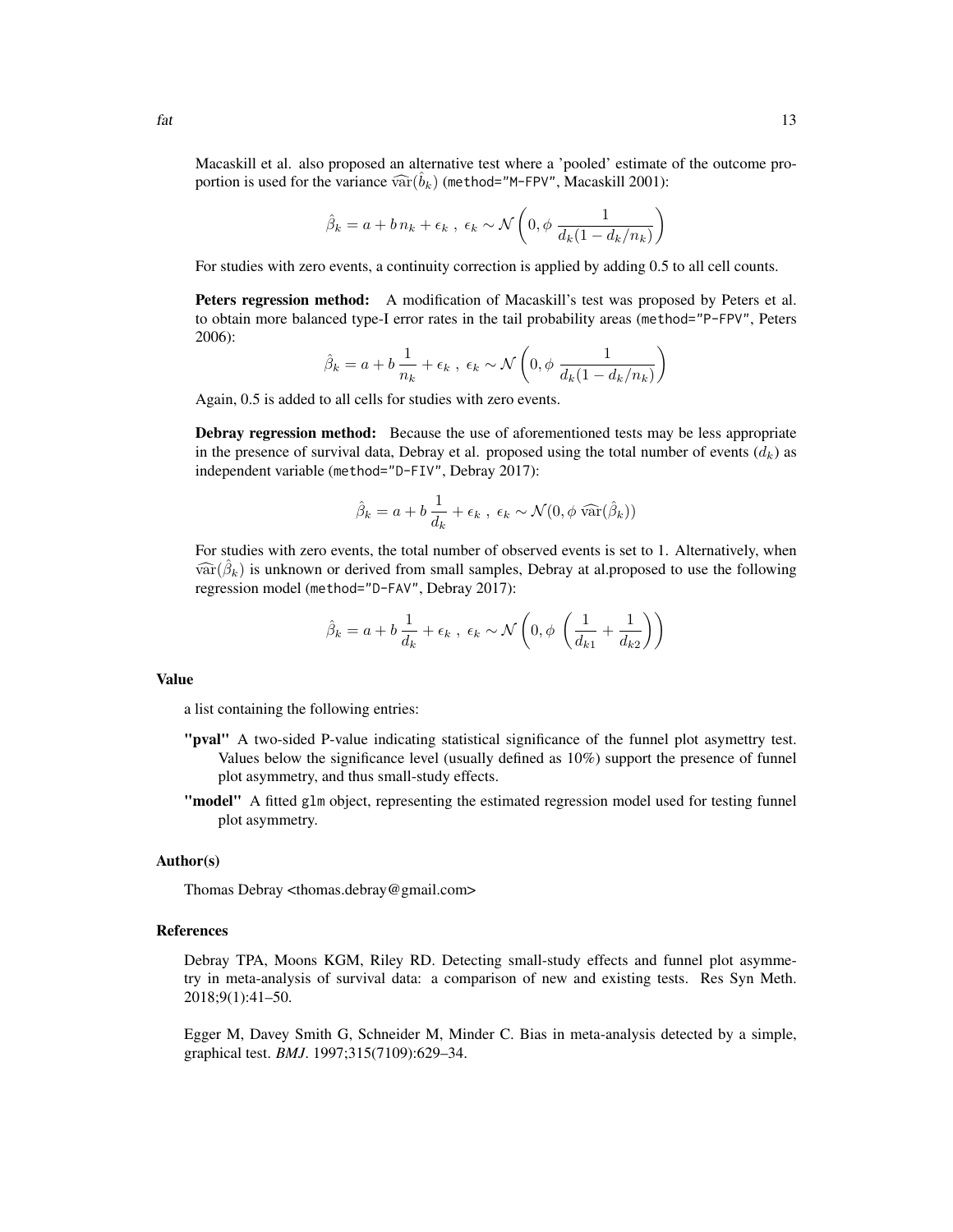Macaskill et al. also proposed an alternative test where a 'pooled' estimate of the outcome proportion is used for the variance $\widehat{\text{var}}(\hat{b}_k)$ (`method="M-FPV"`, Macaskill 2001):

$$\hat{\beta}_k = a + b\, n_k + \epsilon_k \;,\; \epsilon_k \sim \mathcal{N}\left(0, \phi\; \frac{1}{d_k(1 - d_k/n_k)}\right)$$

For studies with zero events, a continuity correction is applied by adding 0.5 to all cell counts.

**Peters regression method:** A modification of Macaskill's test was proposed by Peters et al. to obtain more balanced type-I error rates in the tail probability areas (`method="P-FPV"`, Peters 2006):

$$\hat{\beta}_k = a + b\, \frac{1}{n_k} + \epsilon_k \;,\; \epsilon_k \sim \mathcal{N}\left(0, \phi\; \frac{1}{d_k(1 - d_k/n_k)}\right)$$

Again, 0.5 is added to all cells for studies with zero events.

**Debray regression method:** Because the use of aforementioned tests may be less appropriate in the presence of survival data, Debray et al. proposed using the total number of events ($d_k$) as independent variable (`method="D-FIV"`, Debray 2017):

$$\hat{\beta}_k = a + b\, \frac{1}{d_k} + \epsilon_k \;,\; \epsilon_k \sim \mathcal{N}(0, \phi\; \widehat{\text{var}}(\hat{\beta}_k))$$

For studies with zero events, the total number of observed events is set to 1. Alternatively, when $\widehat{\text{var}}(\hat{\beta}_k)$ is unknown or derived from small samples, Debray at al.proposed to use the following regression model (`method="D-FAV"`, Debray 2017):

$$\hat{\beta}_k = a + b\, \frac{1}{d_k} + \epsilon_k \;,\; \epsilon_k \sim \mathcal{N}\left(0, \phi\; \left(\frac{1}{d_{k1}} + \frac{1}{d_{k2}}\right)\right)$$

### Value

a list containing the following entries:

**"pval"** A two-sided P-value indicating statistical significance of the funnel plot asymettry test. Values below the significance level (usually defined as 10%) support the presence of funnel plot asymmetry, and thus small-study effects.

**"model"** A fitted `glm` object, representing the estimated regression model used for testing funnel plot asymmetry.

### Author(s)

Thomas Debray <thomas.debray@gmail.com>

### References

Debray TPA, Moons KGM, Riley RD. Detecting small-study effects and funnel plot asymmetry in meta-analysis of survival data: a comparison of new and existing tests. Res Syn Meth. 2018;9(1):41–50.

Egger M, Davey Smith G, Schneider M, Minder C. Bias in meta-analysis detected by a simple, graphical test. *BMJ*. 1997;315(7109):629–34.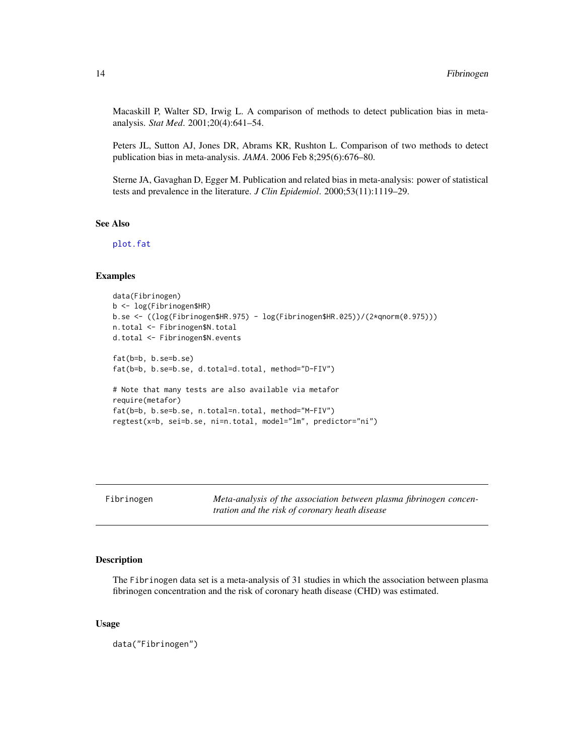Macaskill P, Walter SD, Irwig L. A comparison of methods to detect publication bias in meta-analysis. *Stat Med*. 2001;20(4):641–54.

Peters JL, Sutton AJ, Jones DR, Abrams KR, Rushton L. Comparison of two methods to detect publication bias in meta-analysis. *JAMA*. 2006 Feb 8;295(6):676–80.

Sterne JA, Gavaghan D, Egger M. Publication and related bias in meta-analysis: power of statistical tests and prevalence in the literature. *J Clin Epidemiol*. 2000;53(11):1119–29.

### See Also

plot.fat

### Examples

```
data(Fibrinogen)
b <- log(Fibrinogen$HR)
b.se <- ((log(Fibrinogen$HR.975) - log(Fibrinogen$HR.025))/(2*qnorm(0.975)))
n.total <- Fibrinogen$N.total
d.total <- Fibrinogen$N.events

fat(b=b, b.se=b.se)
fat(b=b, b.se=b.se, d.total=d.total, method="D-FIV")

# Note that many tests are also available via metafor
require(metafor)
fat(b=b, b.se=b.se, n.total=n.total, method="M-FIV")
regtest(x=b, sei=b.se, ni=n.total, model="lm", predictor="ni")
```

---

## Fibrinogen — *Meta-analysis of the association between plasma fibrinogen concentration and the risk of coronary heath disease*

### Description

The Fibrinogen data set is a meta-analysis of 31 studies in which the association between plasma fibrinogen concentration and the risk of coronary heath disease (CHD) was estimated.

### Usage

```
data("Fibrinogen")
```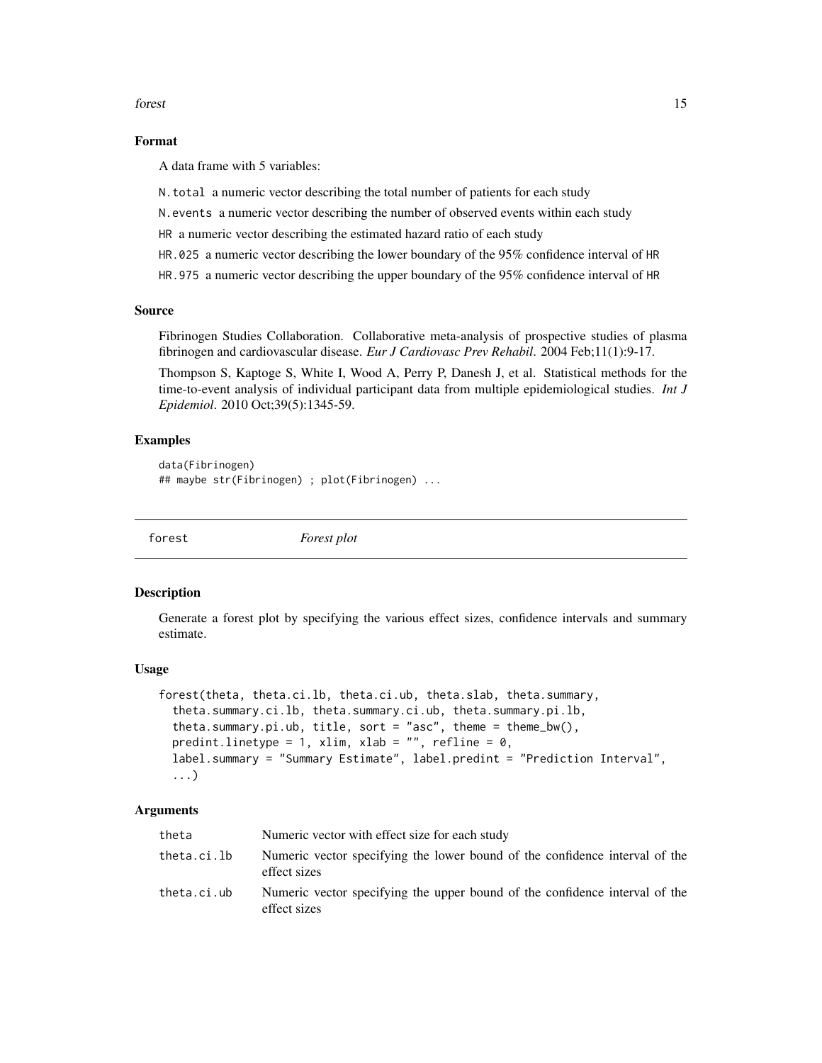### Format

A data frame with 5 variables:

N.total a numeric vector describing the total number of patients for each study

N.events a numeric vector describing the number of observed events within each study

HR a numeric vector describing the estimated hazard ratio of each study

HR.025 a numeric vector describing the lower boundary of the 95% confidence interval of HR

HR.975 a numeric vector describing the upper boundary of the 95% confidence interval of HR

### Source

Fibrinogen Studies Collaboration. Collaborative meta-analysis of prospective studies of plasma fibrinogen and cardiovascular disease. *Eur J Cardiovasc Prev Rehabil*. 2004 Feb;11(1):9-17.

Thompson S, Kaptoge S, White I, Wood A, Perry P, Danesh J, et al. Statistical methods for the time-to-event analysis of individual participant data from multiple epidemiological studies. *Int J Epidemiol*. 2010 Oct;39(5):1345-59.

### Examples

```
data(Fibrinogen)
## maybe str(Fibrinogen) ; plot(Fibrinogen) ...
```

---

## forest *Forest plot*

### Description

Generate a forest plot by specifying the various effect sizes, confidence intervals and summary estimate.

### Usage

```
forest(theta, theta.ci.lb, theta.ci.ub, theta.slab, theta.summary,
  theta.summary.ci.lb, theta.summary.ci.ub, theta.summary.pi.lb,
  theta.summary.pi.ub, title, sort = "asc", theme = theme_bw(),
  predint.linetype = 1, xlim, xlab = "", refline = 0,
  label.summary = "Summary Estimate", label.predint = "Prediction Interval",
  ...)
```

### Arguments

| | |
|---|---|
| theta | Numeric vector with effect size for each study |
| theta.ci.lb | Numeric vector specifying the lower bound of the confidence interval of the effect sizes |
| theta.ci.ub | Numeric vector specifying the upper bound of the confidence interval of the effect sizes |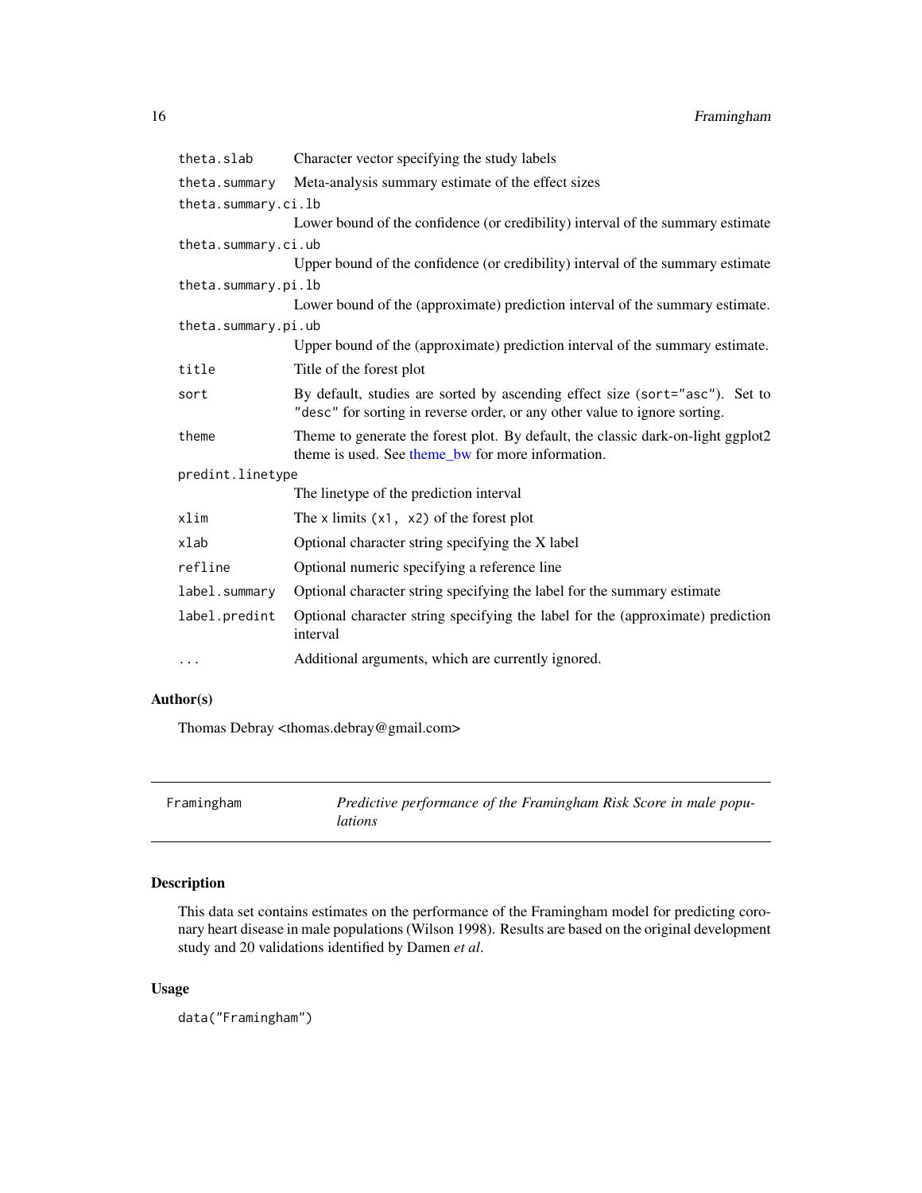| | |
|---|---|
| `theta.slab` | Character vector specifying the study labels |
| `theta.summary` | Meta-analysis summary estimate of the effect sizes |
| `theta.summary.ci.lb` | Lower bound of the confidence (or credibility) interval of the summary estimate |
| `theta.summary.ci.ub` | Upper bound of the confidence (or credibility) interval of the summary estimate |
| `theta.summary.pi.lb` | Lower bound of the (approximate) prediction interval of the summary estimate. |
| `theta.summary.pi.ub` | Upper bound of the (approximate) prediction interval of the summary estimate. |
| `title` | Title of the forest plot |
| `sort` | By default, studies are sorted by ascending effect size (`sort="asc"`). Set to `"desc"` for sorting in reverse order, or any other value to ignore sorting. |
| `theme` | Theme to generate the forest plot. By default, the classic dark-on-light ggplot2 theme is used. See theme_bw for more information. |
| `predint.linetype` | The linetype of the prediction interval |
| `xlim` | The x limits `(x1, x2)` of the forest plot |
| `xlab` | Optional character string specifying the X label |
| `refline` | Optional numeric specifying a reference line |
| `label.summary` | Optional character string specifying the label for the summary estimate |
| `label.predint` | Optional character string specifying the label for the (approximate) prediction interval |
| `...` | Additional arguments, which are currently ignored. |

## Author(s)

Thomas Debray <thomas.debray@gmail.com>

---

# Framingham — *Predictive performance of the Framingham Risk Score in male populations*

## Description

This data set contains estimates on the performance of the Framingham model for predicting coronary heart disease in male populations (Wilson 1998). Results are based on the original development study and 20 validations identified by Damen *et al*.

## Usage

```
data("Framingham")
```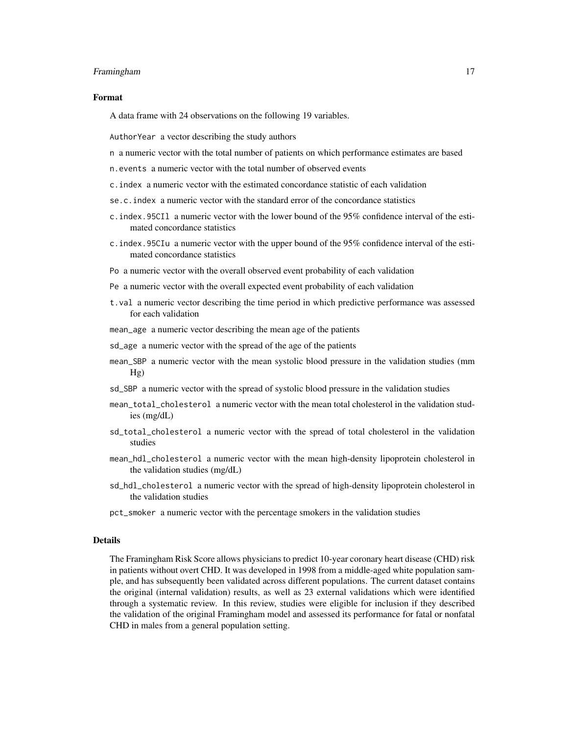## Format

A data frame with 24 observations on the following 19 variables.

`AuthorYear` a vector describing the study authors

`n` a numeric vector with the total number of patients on which performance estimates are based

`n.events` a numeric vector with the total number of observed events

`c.index` a numeric vector with the estimated concordance statistic of each validation

`se.c.index` a numeric vector with the standard error of the concordance statistics

`c.index.95CIl` a numeric vector with the lower bound of the 95% confidence interval of the estimated concordance statistics

`c.index.95CIu` a numeric vector with the upper bound of the 95% confidence interval of the estimated concordance statistics

`Po` a numeric vector with the overall observed event probability of each validation

`Pe` a numeric vector with the overall expected event probability of each validation

`t.val` a numeric vector describing the time period in which predictive performance was assessed for each validation

`mean_age` a numeric vector describing the mean age of the patients

`sd_age` a numeric vector with the spread of the age of the patients

`mean_SBP` a numeric vector with the mean systolic blood pressure in the validation studies (mm Hg)

`sd_SBP` a numeric vector with the spread of systolic blood pressure in the validation studies

`mean_total_cholesterol` a numeric vector with the mean total cholesterol in the validation studies (mg/dL)

`sd_total_cholesterol` a numeric vector with the spread of total cholesterol in the validation studies

`mean_hdl_cholesterol` a numeric vector with the mean high-density lipoprotein cholesterol in the validation studies (mg/dL)

`sd_hdl_cholesterol` a numeric vector with the spread of high-density lipoprotein cholesterol in the validation studies

`pct_smoker` a numeric vector with the percentage smokers in the validation studies

## Details

The Framingham Risk Score allows physicians to predict 10-year coronary heart disease (CHD) risk in patients without overt CHD. It was developed in 1998 from a middle-aged white population sample, and has subsequently been validated across different populations. The current dataset contains the original (internal validation) results, as well as 23 external validations which were identified through a systematic review. In this review, studies were eligible for inclusion if they described the validation of the original Framingham model and assessed its performance for fatal or nonfatal CHD in males from a general population setting.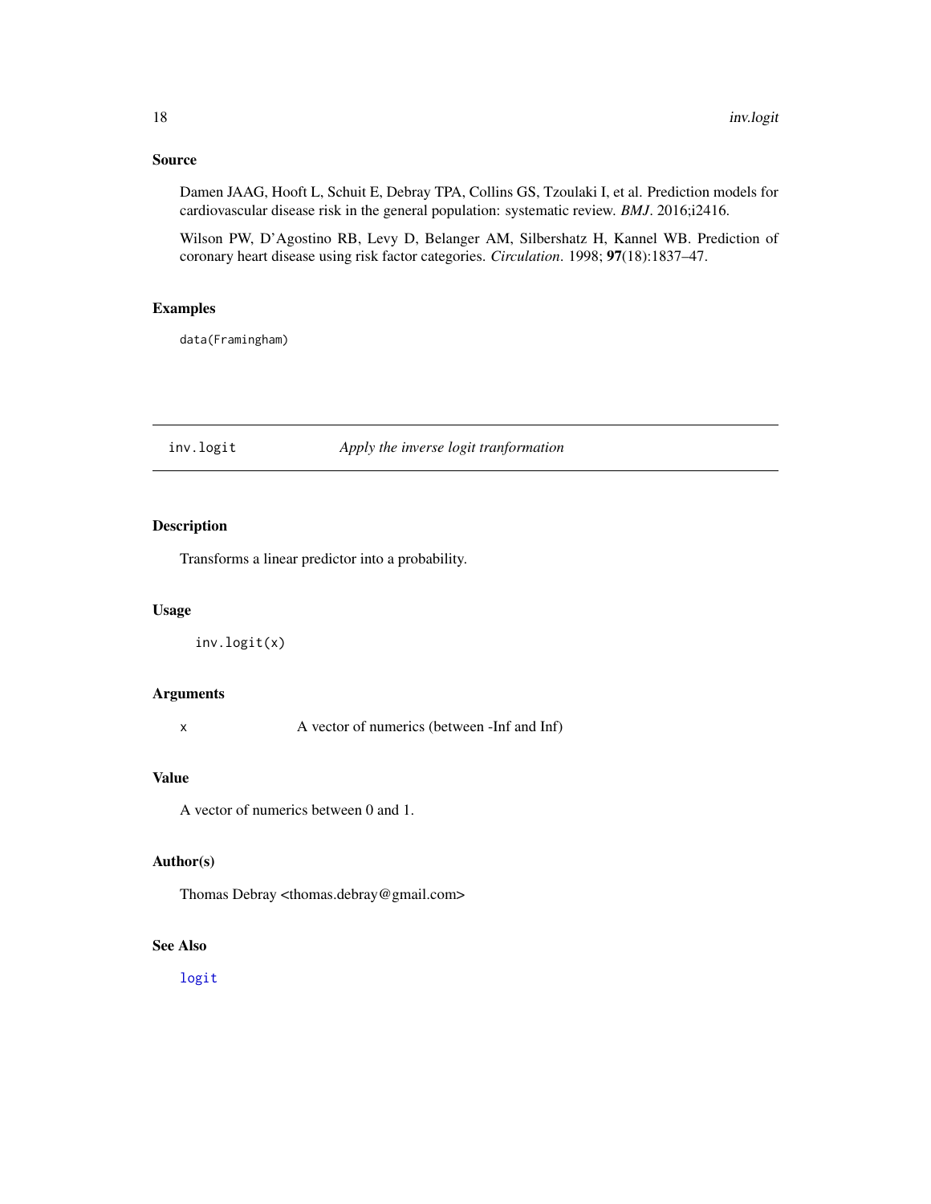## Source

Damen JAAG, Hooft L, Schuit E, Debray TPA, Collins GS, Tzoulaki I, et al. Prediction models for cardiovascular disease risk in the general population: systematic review. *BMJ*. 2016;i2416.

Wilson PW, D'Agostino RB, Levy D, Belanger AM, Silbershatz H, Kannel WB. Prediction of coronary heart disease using risk factor categories. *Circulation*. 1998; **97**(18):1837–47.

## Examples

```
data(Framingham)
```

---

# inv.logit — *Apply the inverse logit tranformation*

---

## Description

Transforms a linear predictor into a probability.

## Usage

```
inv.logit(x)
```

## Arguments

| | |
|---|---|
| x | A vector of numerics (between -Inf and Inf) |

## Value

A vector of numerics between 0 and 1.

## Author(s)

Thomas Debray <thomas.debray@gmail.com>

## See Also

logit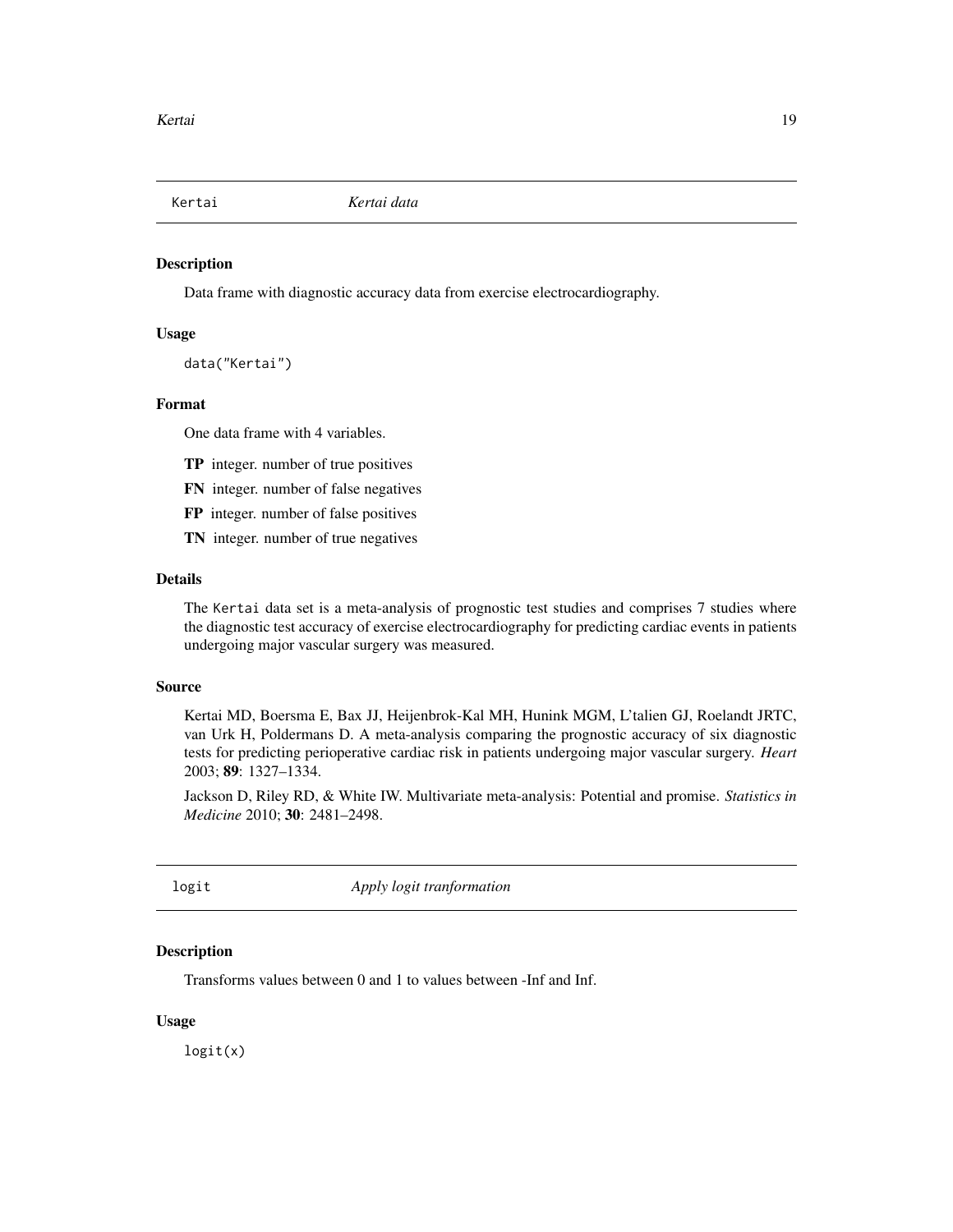## Kertai — *Kertai data*

### Description

Data frame with diagnostic accuracy data from exercise electrocardiography.

### Usage

```
data("Kertai")
```

### Format

One data frame with 4 variables.

**TP** integer. number of true positives

**FN** integer. number of false negatives

**FP** integer. number of false positives

**TN** integer. number of true negatives

### Details

The `Kertai` data set is a meta-analysis of prognostic test studies and comprises 7 studies where the diagnostic test accuracy of exercise electrocardiography for predicting cardiac events in patients undergoing major vascular surgery was measured.

### Source

Kertai MD, Boersma E, Bax JJ, Heijenbrok-Kal MH, Hunink MGM, L'talien GJ, Roelandt JRTC, van Urk H, Poldermans D. A meta-analysis comparing the prognostic accuracy of six diagnostic tests for predicting perioperative cardiac risk in patients undergoing major vascular surgery. *Heart* 2003; **89**: 1327–1334.

Jackson D, Riley RD, & White IW. Multivariate meta-analysis: Potential and promise. *Statistics in Medicine* 2010; **30**: 2481–2498.

## logit — *Apply logit tranformation*

### Description

Transforms values between 0 and 1 to values between -Inf and Inf.

### Usage

```
logit(x)
```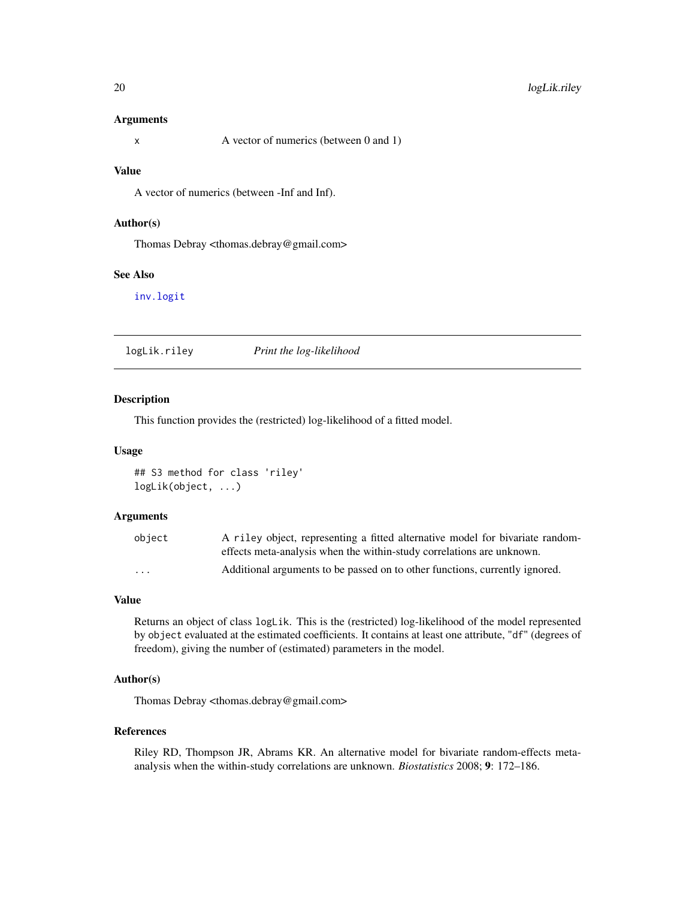### Arguments

| | |
|---|---|
| `x` | A vector of numerics (between 0 and 1) |

### Value

A vector of numerics (between -Inf and Inf).

### Author(s)

Thomas Debray <thomas.debray@gmail.com>

### See Also

inv.logit

---

## logLik.riley — *Print the log-likelihood*

---

### Description

This function provides the (restricted) log-likelihood of a fitted model.

### Usage

```
## S3 method for class 'riley'
logLik(object, ...)
```

### Arguments

| | |
|---|---|
| `object` | A `riley` object, representing a fitted alternative model for bivariate random-effects meta-analysis when the within-study correlations are unknown. |
| `...` | Additional arguments to be passed on to other functions, currently ignored. |

### Value

Returns an object of class `logLik`. This is the (restricted) log-likelihood of the model represented by `object` evaluated at the estimated coefficients. It contains at least one attribute, "`df`" (degrees of freedom), giving the number of (estimated) parameters in the model.

### Author(s)

Thomas Debray <thomas.debray@gmail.com>

### References

Riley RD, Thompson JR, Abrams KR. An alternative model for bivariate random-effects meta-analysis when the within-study correlations are unknown. *Biostatistics* 2008; **9**: 172–186.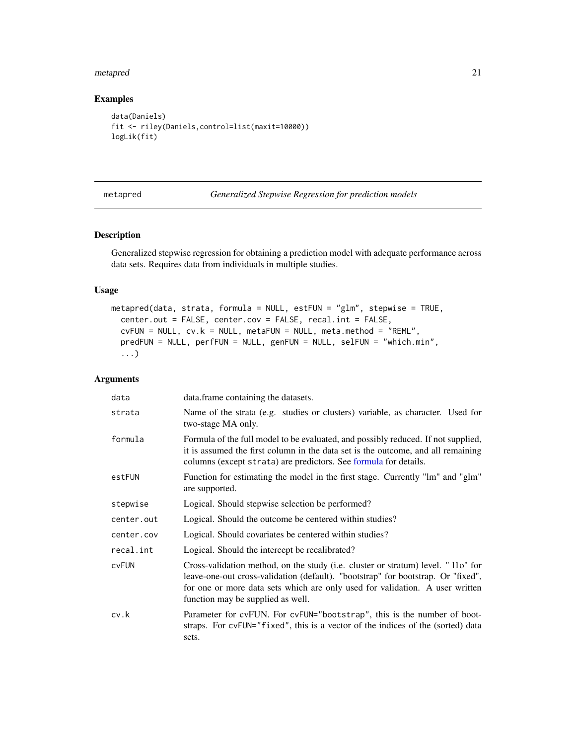## Examples

```
data(Daniels)
fit <- riley(Daniels,control=list(maxit=10000))
logLik(fit)
```

---

metapred *Generalized Stepwise Regression for prediction models*

---

## Description

Generalized stepwise regression for obtaining a prediction model with adequate performance across data sets. Requires data from individuals in multiple studies.

## Usage

```
metapred(data, strata, formula = NULL, estFUN = "glm", stepwise = TRUE,
  center.out = FALSE, center.cov = FALSE, recal.int = FALSE,
  cvFUN = NULL, cv.k = NULL, metaFUN = NULL, meta.method = "REML",
  predFUN = NULL, perfFUN = NULL, genFUN = NULL, selFUN = "which.min",
  ...)
```

## Arguments

| | |
|---|---|
| `data` | data.frame containing the datasets. |
| `strata` | Name of the strata (e.g. studies or clusters) variable, as character. Used for two-stage MA only. |
| `formula` | Formula of the full model to be evaluated, and possibly reduced. If not supplied, it is assumed the first column in the data set is the outcome, and all remaining columns (except `strata`) are predictors. See formula for details. |
| `estFUN` | Function for estimating the model in the first stage. Currently "lm" and "glm" are supported. |
| `stepwise` | Logical. Should stepwise selection be performed? |
| `center.out` | Logical. Should the outcome be centered within studies? |
| `center.cov` | Logical. Should covariates be centered within studies? |
| `recal.int` | Logical. Should the intercept be recalibrated? |
| `cvFUN` | Cross-validation method, on the study (i.e. cluster or stratum) level. " l1o" for leave-one-out cross-validation (default). "bootstrap" for bootstrap. Or "fixed", for one or more data sets which are only used for validation. A user written function may be supplied as well. |
| `cv.k` | Parameter for cvFUN. For `cvFUN="bootstrap"`, this is the number of bootstraps. For `cvFUN="fixed"`, this is a vector of the indices of the (sorted) data sets. |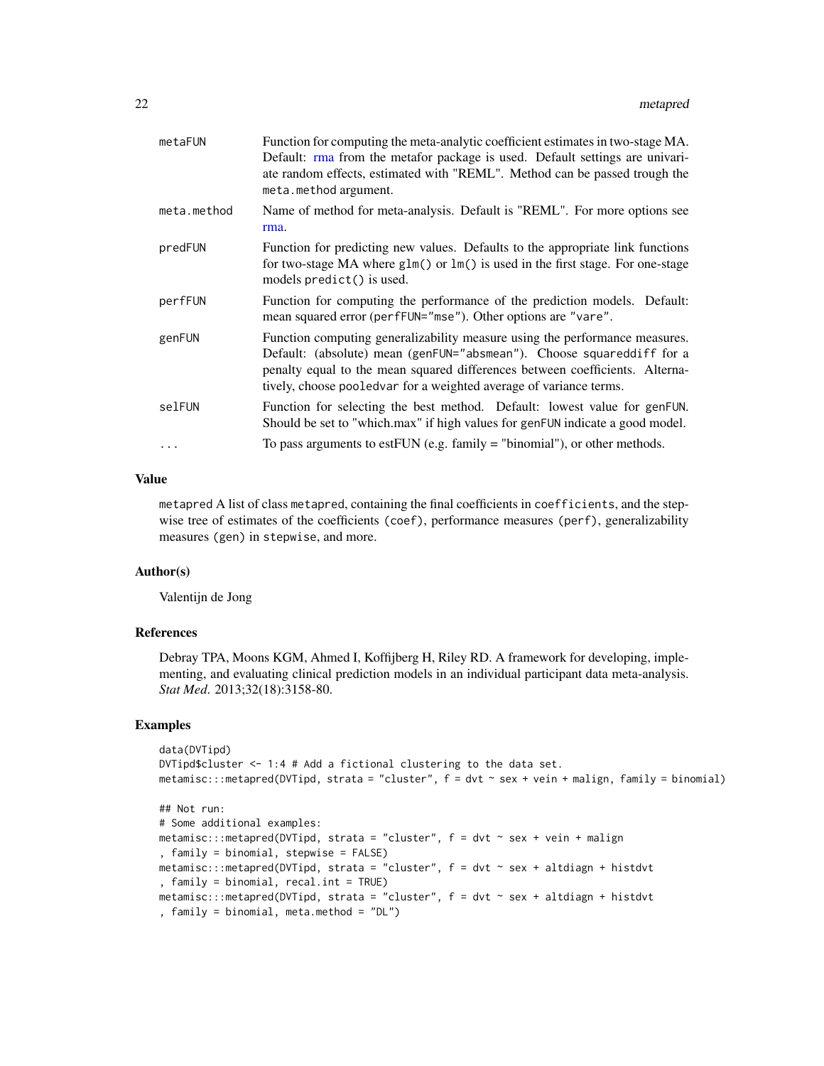| | |
|---|---|
| `metaFUN` | Function for computing the meta-analytic coefficient estimates in two-stage MA. Default: rma from the metafor package is used. Default settings are univariate random effects, estimated with "REML". Method can be passed trough the `meta.method` argument. |
| `meta.method` | Name of method for meta-analysis. Default is "REML". For more options see rma. |
| `predFUN` | Function for predicting new values. Defaults to the appropriate link functions for two-stage MA where `glm()` or `lm()` is used in the first stage. For one-stage models `predict()` is used. |
| `perfFUN` | Function for computing the performance of the prediction models. Default: mean squared error (`perfFUN="mse"`). Other options are `"vare"`. |
| `genFUN` | Function computing generalizability measure using the performance measures. Default: (absolute) mean (`genFUN="absmean"`). Choose `squareddiff` for a penalty equal to the mean squared differences between coefficients. Alternatively, choose `pooledvar` for a weighted average of variance terms. |
| `selFUN` | Function for selecting the best method. Default: lowest value for `genFUN`. Should be set to "which.max" if high values for `genFUN` indicate a good model. |
| `...` | To pass arguments to estFUN (e.g. family = "binomial"), or other methods. |

### Value

`metapred` A list of class `metapred`, containing the final coefficients in `coefficients`, and the stepwise tree of estimates of the coefficients (`coef`), performance measures (`perf`), generalizability measures (`gen`) in `stepwise`, and more.

### Author(s)

Valentijn de Jong

### References

Debray TPA, Moons KGM, Ahmed I, Koffijberg H, Riley RD. A framework for developing, implementing, and evaluating clinical prediction models in an individual participant data meta-analysis. *Stat Med.* 2013;32(18):3158-80.

### Examples

```
data(DVTipd)
DVTipd$cluster <- 1:4 # Add a fictional clustering to the data set.
metamisc:::metapred(DVTipd, strata = "cluster", f = dvt ~ sex + vein + malign, family = binomial)

## Not run:
# Some additional examples:
metamisc:::metapred(DVTipd, strata = "cluster", f = dvt ~ sex + vein + malign
, family = binomial, stepwise = FALSE)
metamisc:::metapred(DVTipd, strata = "cluster", f = dvt ~ sex + altdiagn + histdvt
, family = binomial, recal.int = TRUE)
metamisc:::metapred(DVTipd, strata = "cluster", f = dvt ~ sex + altdiagn + histdvt
, family = binomial, meta.method = "DL")
```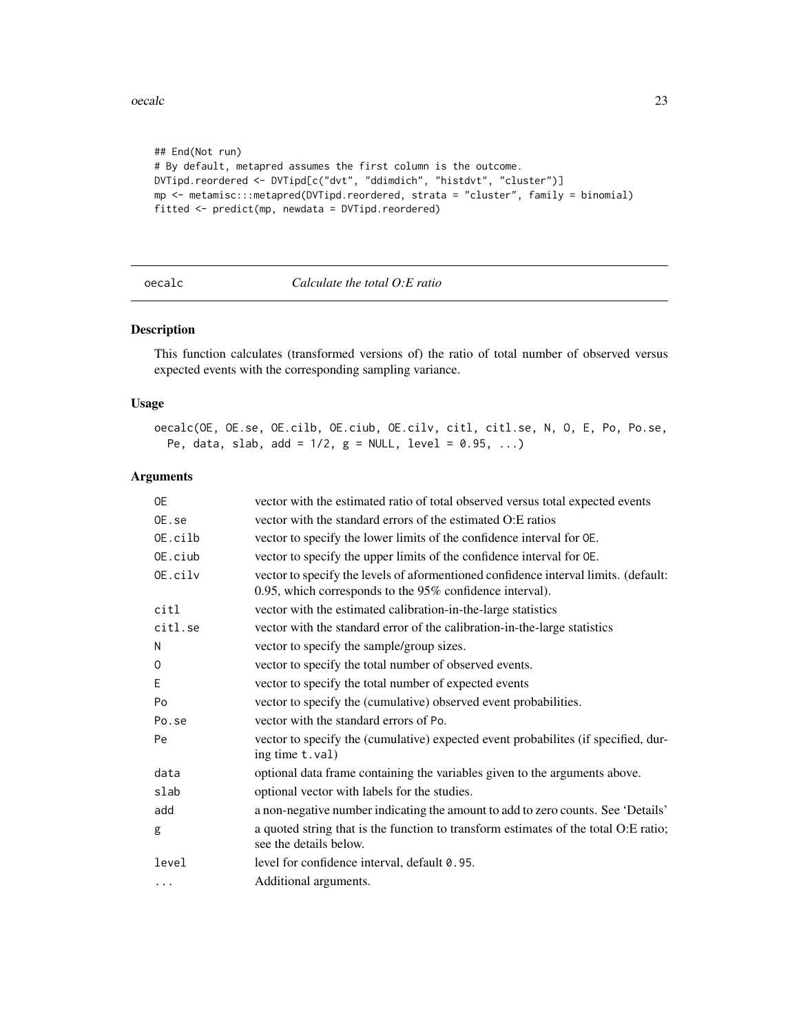```
## End(Not run)
# By default, metapred assumes the first column is the outcome.
DVTipd.reordered <- DVTipd[c("dvt", "ddimdich", "histdvt", "cluster")]
mp <- metamisc:::metapred(DVTipd.reordered, strata = "cluster", family = binomial)
fitted <- predict(mp, newdata = DVTipd.reordered)
```

## oecalc — *Calculate the total O:E ratio*

### Description

This function calculates (transformed versions of) the ratio of total number of observed versus expected events with the corresponding sampling variance.

### Usage

```
oecalc(OE, OE.se, OE.cilb, OE.ciub, OE.cilv, citl, citl.se, N, O, E, Po, Po.se,
  Pe, data, slab, add = 1/2, g = NULL, level = 0.95, ...)
```

### Arguments

| Argument | Description |
|---|---|
| `OE` | vector with the estimated ratio of total observed versus total expected events |
| `OE.se` | vector with the standard errors of the estimated O:E ratios |
| `OE.cilb` | vector to specify the lower limits of the confidence interval for `OE`. |
| `OE.ciub` | vector to specify the upper limits of the confidence interval for `OE`. |
| `OE.cilv` | vector to specify the levels of aformentioned confidence interval limits. (default: 0.95, which corresponds to the 95% confidence interval). |
| `citl` | vector with the estimated calibration-in-the-large statistics |
| `citl.se` | vector with the standard error of the calibration-in-the-large statistics |
| `N` | vector to specify the sample/group sizes. |
| `O` | vector to specify the total number of observed events. |
| `E` | vector to specify the total number of expected events |
| `Po` | vector to specify the (cumulative) observed event probabilities. |
| `Po.se` | vector with the standard errors of `Po`. |
| `Pe` | vector to specify the (cumulative) expected event probabilites (if specified, during time `t.val`) |
| `data` | optional data frame containing the variables given to the arguments above. |
| `slab` | optional vector with labels for the studies. |
| `add` | a non-negative number indicating the amount to add to zero counts. See 'Details' |
| `g` | a quoted string that is the function to transform estimates of the total O:E ratio; see the details below. |
| `level` | level for confidence interval, default `0.95`. |
| `...` | Additional arguments. |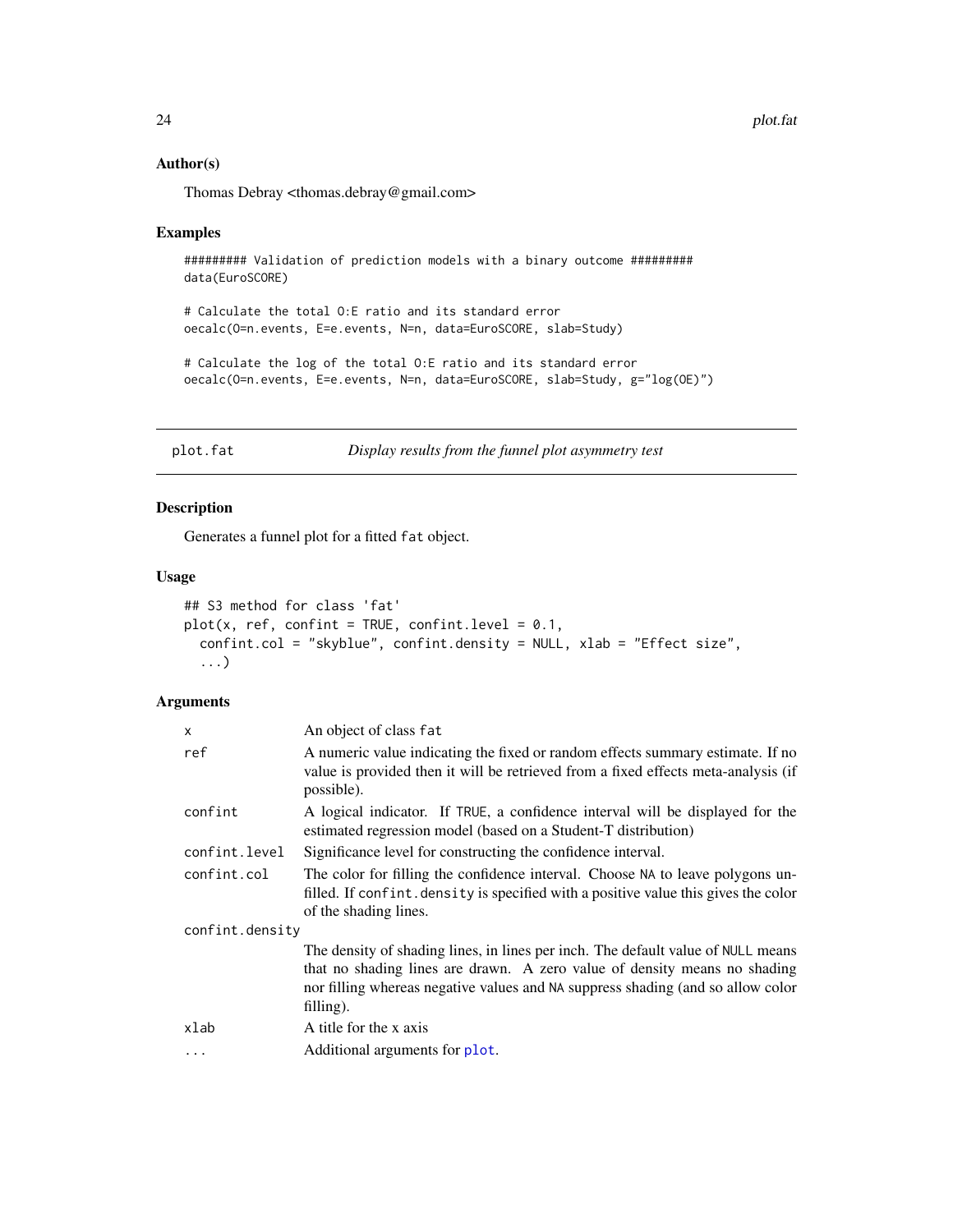## Author(s)

Thomas Debray <thomas.debray@gmail.com>

## Examples

```
######### Validation of prediction models with a binary outcome #########
data(EuroSCORE)

# Calculate the total O:E ratio and its standard error
oecalc(O=n.events, E=e.events, N=n, data=EuroSCORE, slab=Study)

# Calculate the log of the total O:E ratio and its standard error
oecalc(O=n.events, E=e.events, N=n, data=EuroSCORE, slab=Study, g="log(OE)")
```

---

# plot.fat *Display results from the funnel plot asymmetry test*

## Description

Generates a funnel plot for a fitted `fat` object.

## Usage

```
## S3 method for class 'fat'
plot(x, ref, confint = TRUE, confint.level = 0.1,
  confint.col = "skyblue", confint.density = NULL, xlab = "Effect size",
  ...)
```

## Arguments

| Argument | Description |
| --- | --- |
| `x` | An object of class `fat` |
| `ref` | A numeric value indicating the fixed or random effects summary estimate. If no value is provided then it will be retrieved from a fixed effects meta-analysis (if possible). |
| `confint` | A logical indicator. If `TRUE`, a confidence interval will be displayed for the estimated regression model (based on a Student-T distribution) |
| `confint.level` | Significance level for constructing the confidence interval. |
| `confint.col` | The color for filling the confidence interval. Choose `NA` to leave polygons unfilled. If `confint.density` is specified with a positive value this gives the color of the shading lines. |
| `confint.density` | The density of shading lines, in lines per inch. The default value of `NULL` means that no shading lines are drawn. A zero value of density means no shading nor filling whereas negative values and `NA` suppress shading (and so allow color filling). |
| `xlab` | A title for the x axis |
| `...` | Additional arguments for `plot`. |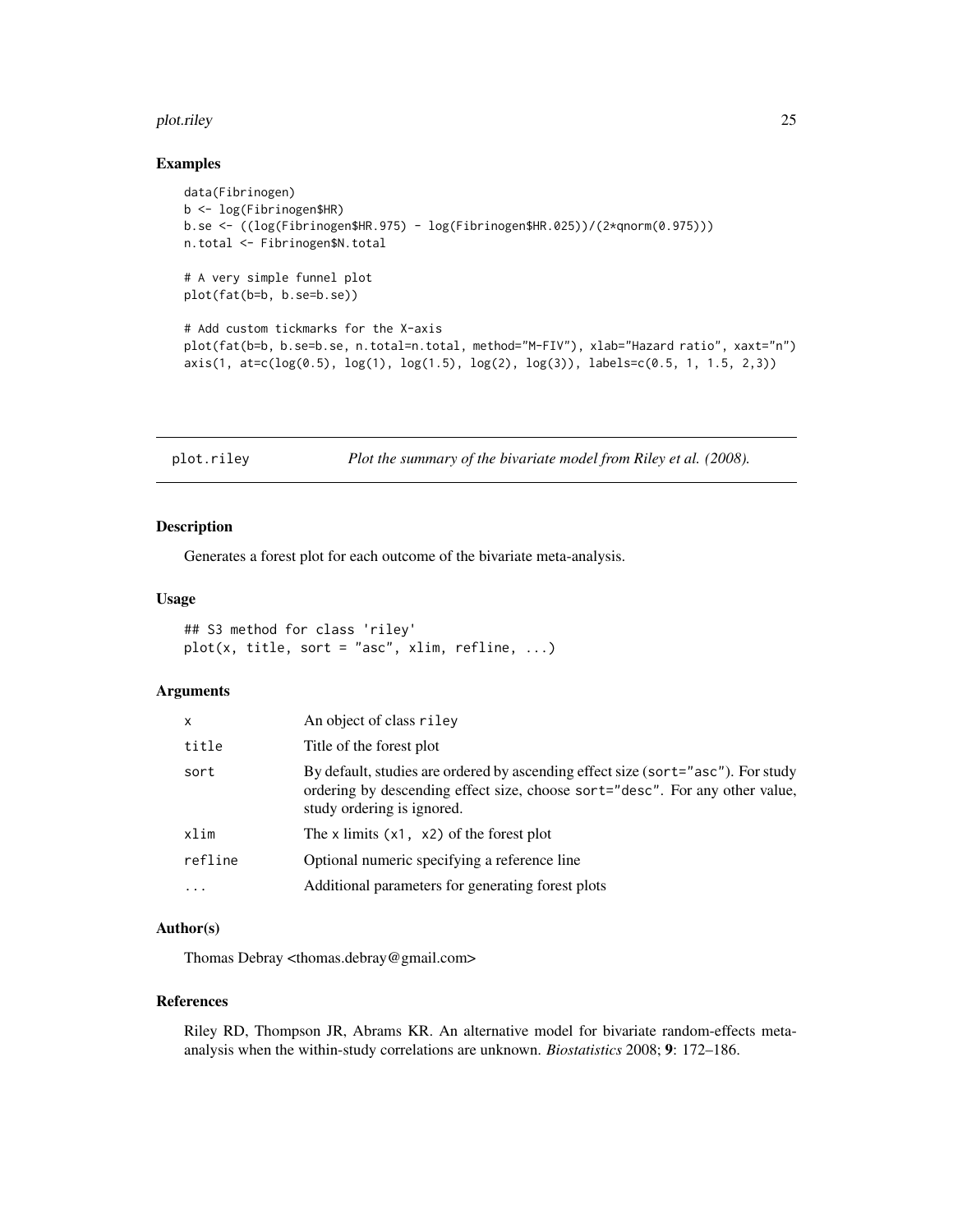### Examples

```
data(Fibrinogen)
b <- log(Fibrinogen$HR)
b.se <- ((log(Fibrinogen$HR.975) - log(Fibrinogen$HR.025))/(2*qnorm(0.975)))
n.total <- Fibrinogen$N.total

# A very simple funnel plot
plot(fat(b=b, b.se=b.se))

# Add custom tickmarks for the X-axis
plot(fat(b=b, b.se=b.se, n.total=n.total, method="M-FIV"), xlab="Hazard ratio", xaxt="n")
axis(1, at=c(log(0.5), log(1), log(1.5), log(2), log(3)), labels=c(0.5, 1, 1.5, 2,3))
```

---

## plot.riley — *Plot the summary of the bivariate model from Riley et al. (2008).*

### Description

Generates a forest plot for each outcome of the bivariate meta-analysis.

### Usage

```
## S3 method for class 'riley'
plot(x, title, sort = "asc", xlim, refline, ...)
```

### Arguments

| | |
|---|---|
| `x` | An object of class `riley` |
| `title` | Title of the forest plot |
| `sort` | By default, studies are ordered by ascending effect size (`sort="asc"`). For study ordering by descending effect size, choose `sort="desc"`. For any other value, study ordering is ignored. |
| `xlim` | The x limits `(x1, x2)` of the forest plot |
| `refline` | Optional numeric specifying a reference line |
| `...` | Additional parameters for generating forest plots |

### Author(s)

Thomas Debray <thomas.debray@gmail.com>

### References

Riley RD, Thompson JR, Abrams KR. An alternative model for bivariate random-effects meta-analysis when the within-study correlations are unknown. *Biostatistics* 2008; **9**: 172–186.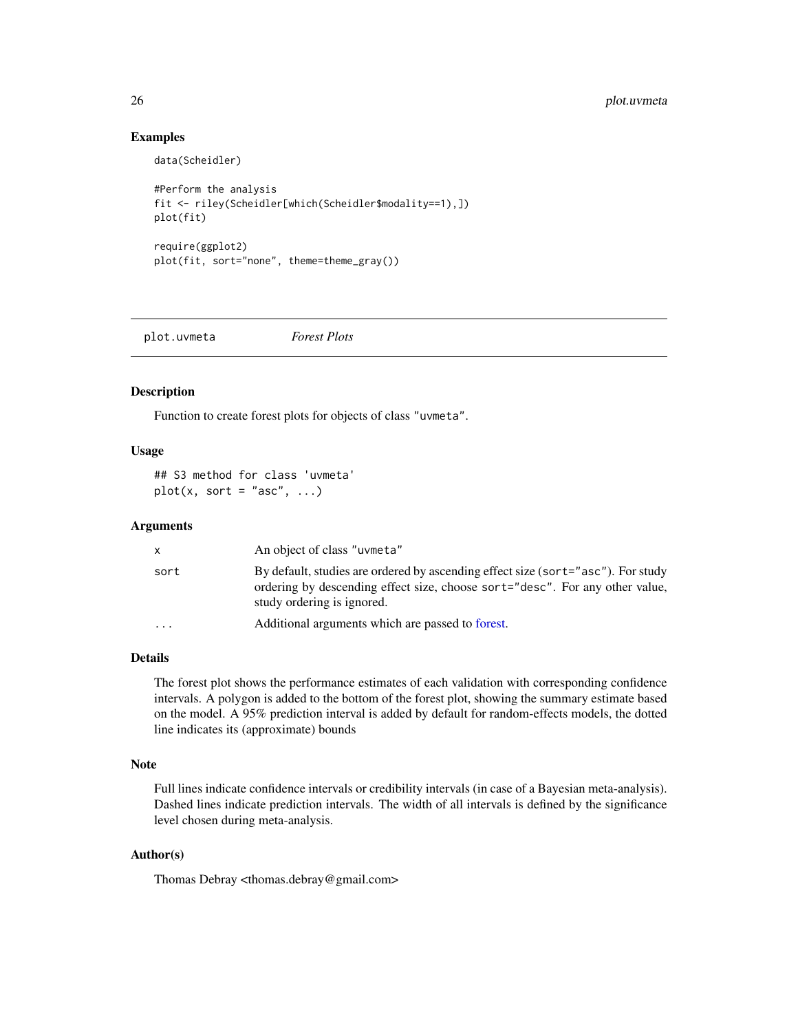## Examples

```
data(Scheidler)

#Perform the analysis
fit <- riley(Scheidler[which(Scheidler$modality==1),])
plot(fit)

require(ggplot2)
plot(fit, sort="none", theme=theme_gray())
```

---

## plot.uvmeta *Forest Plots*

### Description

Function to create forest plots for objects of class "uvmeta".

### Usage

```
## S3 method for class 'uvmeta'
plot(x, sort = "asc", ...)
```

### Arguments

| | |
|---|---|
| x | An object of class "uvmeta" |
| sort | By default, studies are ordered by ascending effect size (sort="asc"). For study ordering by descending effect size, choose sort="desc". For any other value, study ordering is ignored. |
| ... | Additional arguments which are passed to forest. |

### Details

The forest plot shows the performance estimates of each validation with corresponding confidence intervals. A polygon is added to the bottom of the forest plot, showing the summary estimate based on the model. A 95% prediction interval is added by default for random-effects models, the dotted line indicates its (approximate) bounds

### Note

Full lines indicate confidence intervals or credibility intervals (in case of a Bayesian meta-analysis). Dashed lines indicate prediction intervals. The width of all intervals is defined by the significance level chosen during meta-analysis.

### Author(s)

Thomas Debray <thomas.debray@gmail.com>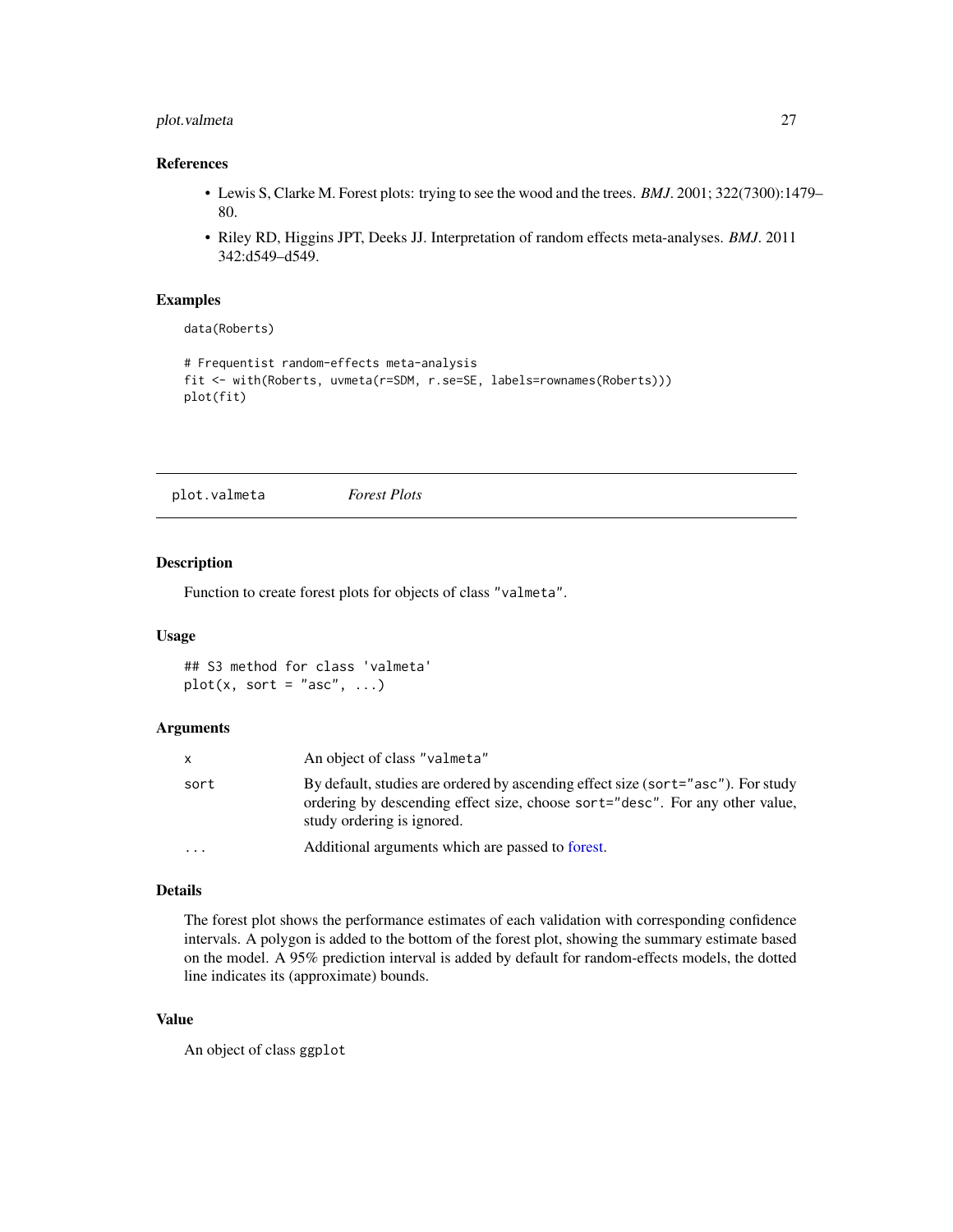### References

- Lewis S, Clarke M. Forest plots: trying to see the wood and the trees. *BMJ*. 2001; 322(7300):1479–80.
- Riley RD, Higgins JPT, Deeks JJ. Interpretation of random effects meta-analyses. *BMJ*. 2011 342:d549–d549.

### Examples

```
data(Roberts)

# Frequentist random-effects meta-analysis
fit <- with(Roberts, uvmeta(r=SDM, r.se=SE, labels=rownames(Roberts)))
plot(fit)
```

---

## plot.valmeta    *Forest Plots*

---

### Description

Function to create forest plots for objects of class "valmeta".

### Usage

```
## S3 method for class 'valmeta'
plot(x, sort = "asc", ...)
```

### Arguments

| | |
|---|---|
| x | An object of class "valmeta" |
| sort | By default, studies are ordered by ascending effect size (sort="asc"). For study ordering by descending effect size, choose sort="desc". For any other value, study ordering is ignored. |
| ... | Additional arguments which are passed to forest. |

### Details

The forest plot shows the performance estimates of each validation with corresponding confidence intervals. A polygon is added to the bottom of the forest plot, showing the summary estimate based on the model. A 95% prediction interval is added by default for random-effects models, the dotted line indicates its (approximate) bounds.

### Value

An object of class ggplot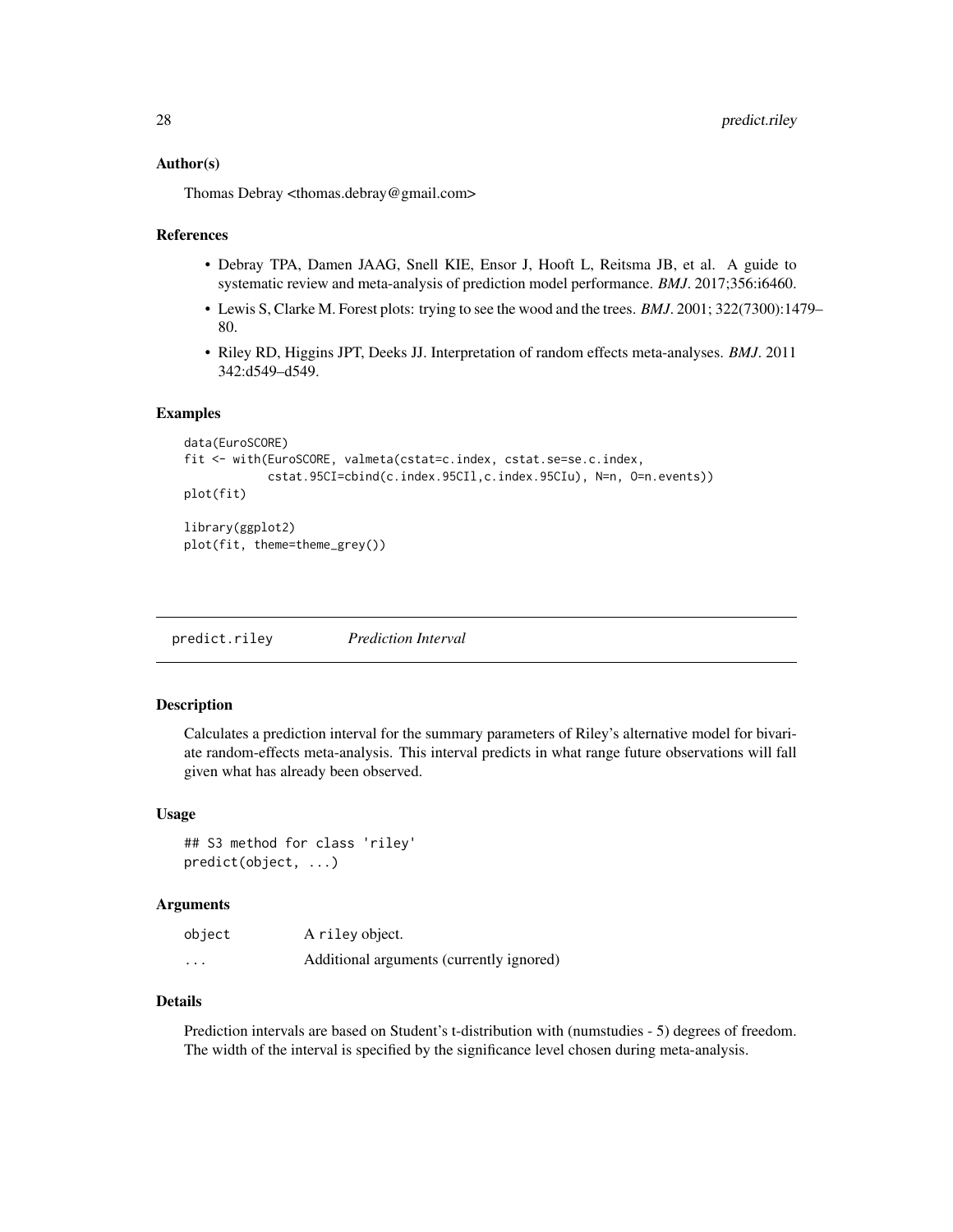### Author(s)

Thomas Debray <thomas.debray@gmail.com>

### References

- Debray TPA, Damen JAAG, Snell KIE, Ensor J, Hooft L, Reitsma JB, et al. A guide to systematic review and meta-analysis of prediction model performance. *BMJ*. 2017;356:i6460.
- Lewis S, Clarke M. Forest plots: trying to see the wood and the trees. *BMJ*. 2001; 322(7300):1479–80.
- Riley RD, Higgins JPT, Deeks JJ. Interpretation of random effects meta-analyses. *BMJ*. 2011 342:d549–d549.

### Examples

```
data(EuroSCORE)
fit <- with(EuroSCORE, valmeta(cstat=c.index, cstat.se=se.c.index,
            cstat.95CI=cbind(c.index.95CIl,c.index.95CIu), N=n, O=n.events))
plot(fit)

library(ggplot2)
plot(fit, theme=theme_grey())
```

---

## predict.riley &nbsp;&nbsp;&nbsp;&nbsp; *Prediction Interval*

---

### Description

Calculates a prediction interval for the summary parameters of Riley's alternative model for bivariate random-effects meta-analysis. This interval predicts in what range future observations will fall given what has already been observed.

### Usage

```
## S3 method for class 'riley'
predict(object, ...)
```

### Arguments

| | |
|---|---|
| `object` | A `riley` object. |
| `...` | Additional arguments (currently ignored) |

### Details

Prediction intervals are based on Student's t-distribution with (numstudies - 5) degrees of freedom. The width of the interval is specified by the significance level chosen during meta-analysis.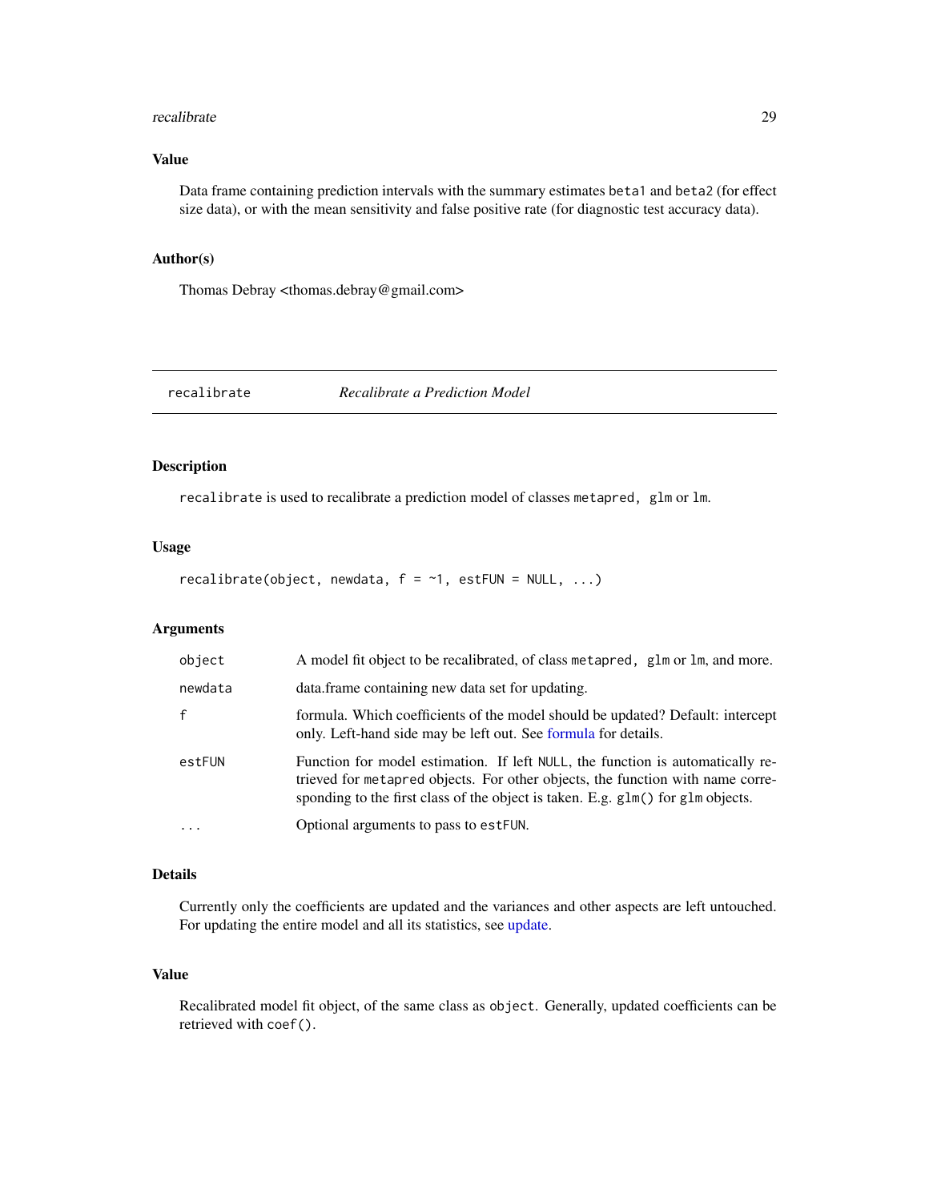### Value

Data frame containing prediction intervals with the summary estimates `beta1` and `beta2` (for effect size data), or with the mean sensitivity and false positive rate (for diagnostic test accuracy data).

### Author(s)

Thomas Debray <thomas.debray@gmail.com>

---

## recalibrate — *Recalibrate a Prediction Model*

### Description

`recalibrate` is used to recalibrate a prediction model of classes `metapred, glm` or `lm`.

### Usage

```
recalibrate(object, newdata, f = ~1, estFUN = NULL, ...)
```

### Arguments

| | |
|---|---|
| `object` | A model fit object to be recalibrated, of class `metapred, glm` or `lm`, and more. |
| `newdata` | data.frame containing new data set for updating. |
| `f` | formula. Which coefficients of the model should be updated? Default: intercept only. Left-hand side may be left out. See formula for details. |
| `estFUN` | Function for model estimation. If left `NULL`, the function is automatically retrieved for `metapred` objects. For other objects, the function with name corresponding to the first class of the object is taken. E.g. `glm()` for `glm` objects. |
| `...` | Optional arguments to pass to `estFUN`. |

### Details

Currently only the coefficients are updated and the variances and other aspects are left untouched. For updating the entire model and all its statistics, see update.

### Value

Recalibrated model fit object, of the same class as `object`. Generally, updated coefficients can be retrieved with `coef()`.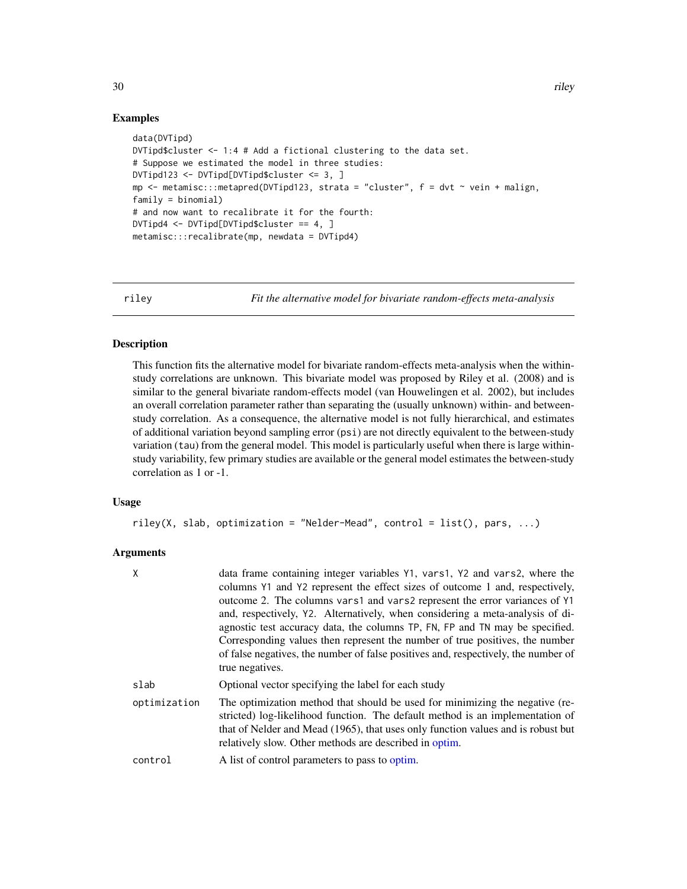## Examples

```
data(DVTipd)
DVTipd$cluster <- 1:4 # Add a fictional clustering to the data set.
# Suppose we estimated the model in three studies:
DVTipd123 <- DVTipd[DVTipd$cluster <= 3, ]
mp <- metamisc:::metapred(DVTipd123, strata = "cluster", f = dvt ~ vein + malign,
family = binomial)
# and now want to recalibrate it for the fourth:
DVTipd4 <- DVTipd[DVTipd$cluster == 4, ]
metamisc:::recalibrate(mp, newdata = DVTipd4)
```

---

riley *Fit the alternative model for bivariate random-effects meta-analysis*

---

## Description

This function fits the alternative model for bivariate random-effects meta-analysis when the within-study correlations are unknown. This bivariate model was proposed by Riley et al. (2008) and is similar to the general bivariate random-effects model (van Houwelingen et al. 2002), but includes an overall correlation parameter rather than separating the (usually unknown) within- and between-study correlation. As a consequence, the alternative model is not fully hierarchical, and estimates of additional variation beyond sampling error (`psi`) are not directly equivalent to the between-study variation (`tau`) from the general model. This model is particularly useful when there is large within-study variability, few primary studies are available or the general model estimates the between-study correlation as 1 or -1.

## Usage

```
riley(X, slab, optimization = "Nelder-Mead", control = list(), pars, ...)
```

## Arguments

| | |
|---|---|
| `X` | data frame containing integer variables `Y1`, `vars1`, `Y2` and `vars2`, where the columns `Y1` and `Y2` represent the effect sizes of outcome 1 and, respectively, outcome 2. The columns `vars1` and `vars2` represent the error variances of `Y1` and, respectively, `Y2`. Alternatively, when considering a meta-analysis of diagnostic test accuracy data, the columns `TP`, `FN`, `FP` and `TN` may be specified. Corresponding values then represent the number of true positives, the number of false negatives, the number of false positives and, respectively, the number of true negatives. |
| `slab` | Optional vector specifying the label for each study |
| `optimization` | The optimization method that should be used for minimizing the negative (restricted) log-likelihood function. The default method is an implementation of that of Nelder and Mead (1965), that uses only function values and is robust but relatively slow. Other methods are described in optim. |
| `control` | A list of control parameters to pass to optim. |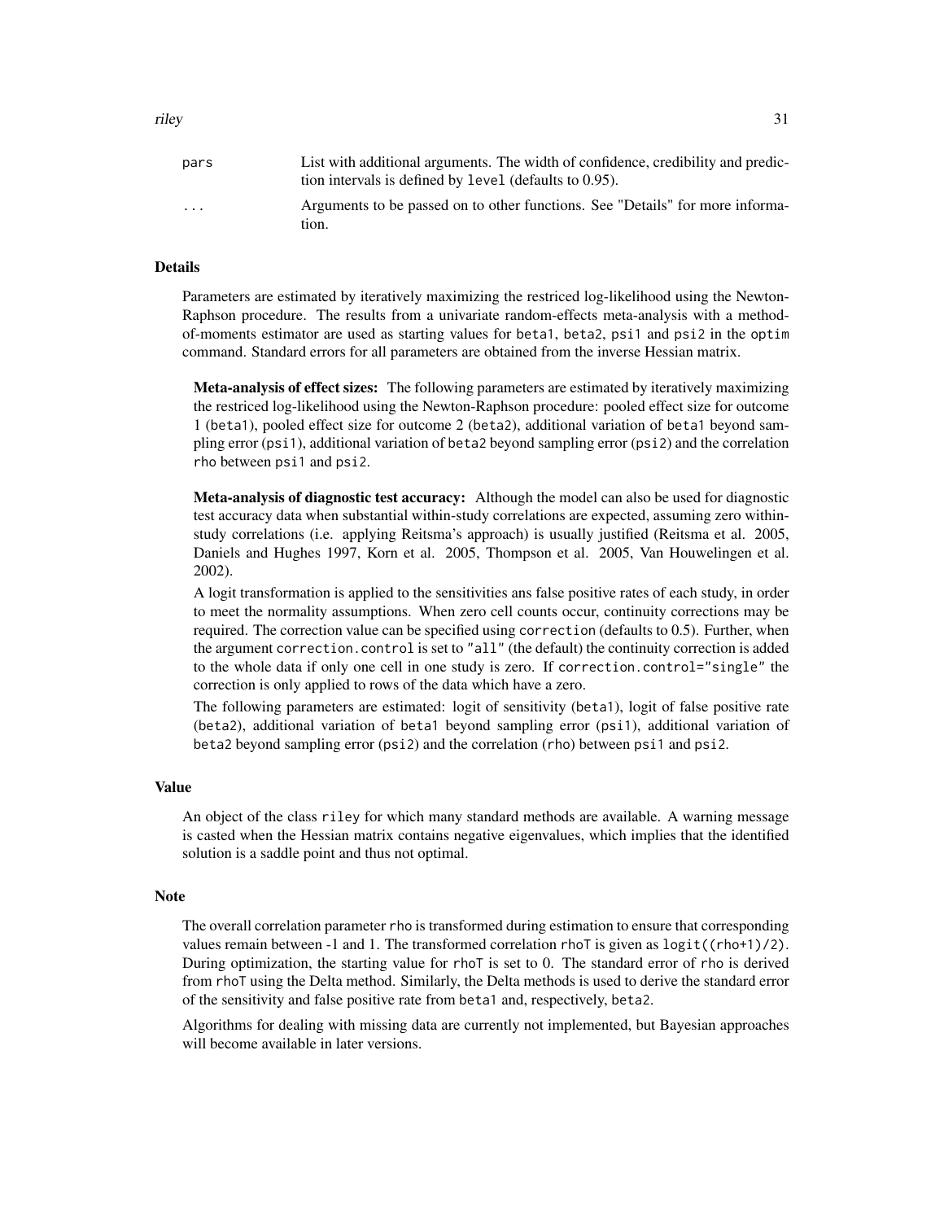| | |
|---|---|
| pars | List with additional arguments. The width of confidence, credibility and prediction intervals is defined by `level` (defaults to 0.95). |
| ... | Arguments to be passed on to other functions. See "Details" for more information. |

## Details

Parameters are estimated by iteratively maximizing the restriced log-likelihood using the Newton-Raphson procedure. The results from a univariate random-effects meta-analysis with a method-of-moments estimator are used as starting values for `beta1`, `beta2`, `psi1` and `psi2` in the `optim` command. Standard errors for all parameters are obtained from the inverse Hessian matrix.

**Meta-analysis of effect sizes:** The following parameters are estimated by iteratively maximizing the restriced log-likelihood using the Newton-Raphson procedure: pooled effect size for outcome 1 (`beta1`), pooled effect size for outcome 2 (`beta2`), additional variation of `beta1` beyond sampling error (`psi1`), additional variation of `beta2` beyond sampling error (`psi2`) and the correlation `rho` between `psi1` and `psi2`.

**Meta-analysis of diagnostic test accuracy:** Although the model can also be used for diagnostic test accuracy data when substantial within-study correlations are expected, assuming zero within-study correlations (i.e. applying Reitsma's approach) is usually justified (Reitsma et al. 2005, Daniels and Hughes 1997, Korn et al. 2005, Thompson et al. 2005, Van Houwelingen et al. 2002).

A logit transformation is applied to the sensitivities ans false positive rates of each study, in order to meet the normality assumptions. When zero cell counts occur, continuity corrections may be required. The correction value can be specified using `correction` (defaults to 0.5). Further, when the argument `correction.control` is set to `"all"` (the default) the continuity correction is added to the whole data if only one cell in one study is zero. If `correction.control="single"` the correction is only applied to rows of the data which have a zero.

The following parameters are estimated: logit of sensitivity (`beta1`), logit of false positive rate (`beta2`), additional variation of `beta1` beyond sampling error (`psi1`), additional variation of `beta2` beyond sampling error (`psi2`) and the correlation (`rho`) between `psi1` and `psi2`.

## Value

An object of the class `riley` for which many standard methods are available. A warning message is casted when the Hessian matrix contains negative eigenvalues, which implies that the identified solution is a saddle point and thus not optimal.

## Note

The overall correlation parameter `rho` is transformed during estimation to ensure that corresponding values remain between -1 and 1. The transformed correlation `rhoT` is given as `logit((rho+1)/2)`. During optimization, the starting value for `rhoT` is set to 0. The standard error of `rho` is derived from `rhoT` using the Delta method. Similarly, the Delta methods is used to derive the standard error of the sensitivity and false positive rate from `beta1` and, respectively, `beta2`.

Algorithms for dealing with missing data are currently not implemented, but Bayesian approaches will become available in later versions.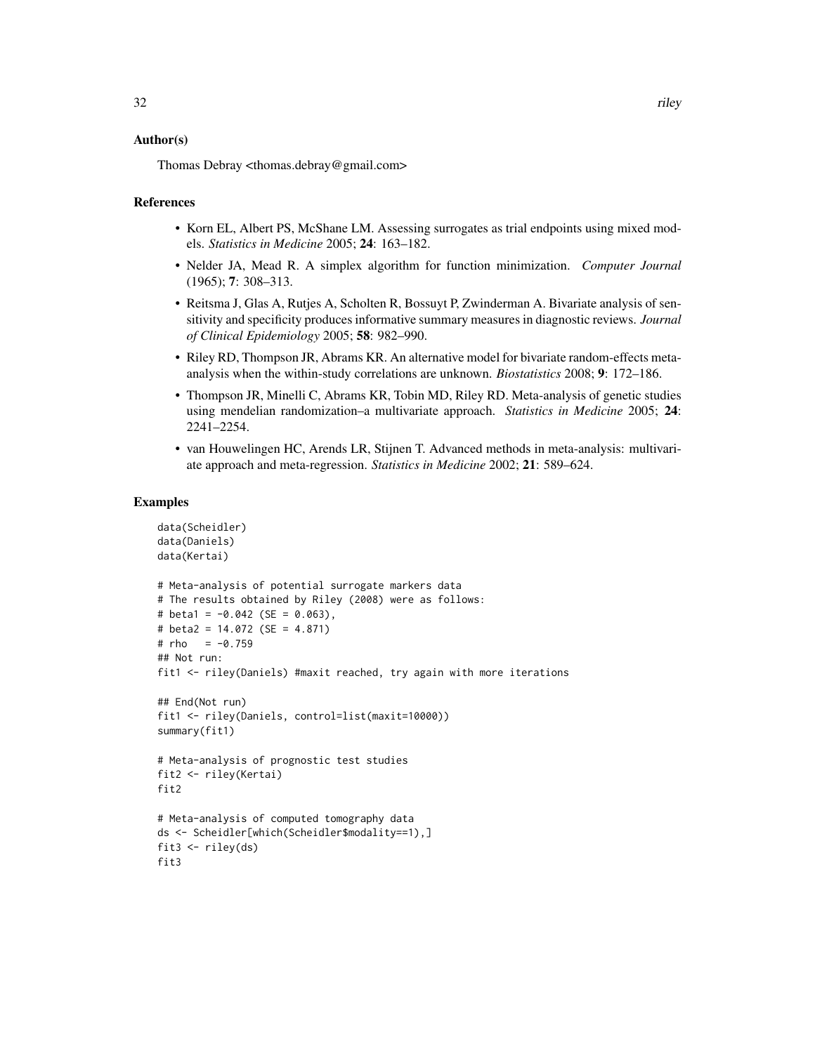## Author(s)

Thomas Debray <thomas.debray@gmail.com>

## References

- Korn EL, Albert PS, McShane LM. Assessing surrogates as trial endpoints using mixed models. *Statistics in Medicine* 2005; **24**: 163–182.
- Nelder JA, Mead R. A simplex algorithm for function minimization. *Computer Journal* (1965); **7**: 308–313.
- Reitsma J, Glas A, Rutjes A, Scholten R, Bossuyt P, Zwinderman A. Bivariate analysis of sensitivity and specificity produces informative summary measures in diagnostic reviews. *Journal of Clinical Epidemiology* 2005; **58**: 982–990.
- Riley RD, Thompson JR, Abrams KR. An alternative model for bivariate random-effects meta-analysis when the within-study correlations are unknown. *Biostatistics* 2008; **9**: 172–186.
- Thompson JR, Minelli C, Abrams KR, Tobin MD, Riley RD. Meta-analysis of genetic studies using mendelian randomization–a multivariate approach. *Statistics in Medicine* 2005; **24**: 2241–2254.
- van Houwelingen HC, Arends LR, Stijnen T. Advanced methods in meta-analysis: multivariate approach and meta-regression. *Statistics in Medicine* 2002; **21**: 589–624.

## Examples

```
data(Scheidler)
data(Daniels)
data(Kertai)

# Meta-analysis of potential surrogate markers data
# The results obtained by Riley (2008) were as follows:
# beta1 = -0.042 (SE = 0.063),
# beta2 = 14.072 (SE = 4.871)
# rho   = -0.759
## Not run:
fit1 <- riley(Daniels) #maxit reached, try again with more iterations

## End(Not run)
fit1 <- riley(Daniels, control=list(maxit=10000))
summary(fit1)

# Meta-analysis of prognostic test studies
fit2 <- riley(Kertai)
fit2

# Meta-analysis of computed tomography data
ds <- Scheidler[which(Scheidler$modality==1),]
fit3 <- riley(ds)
fit3
```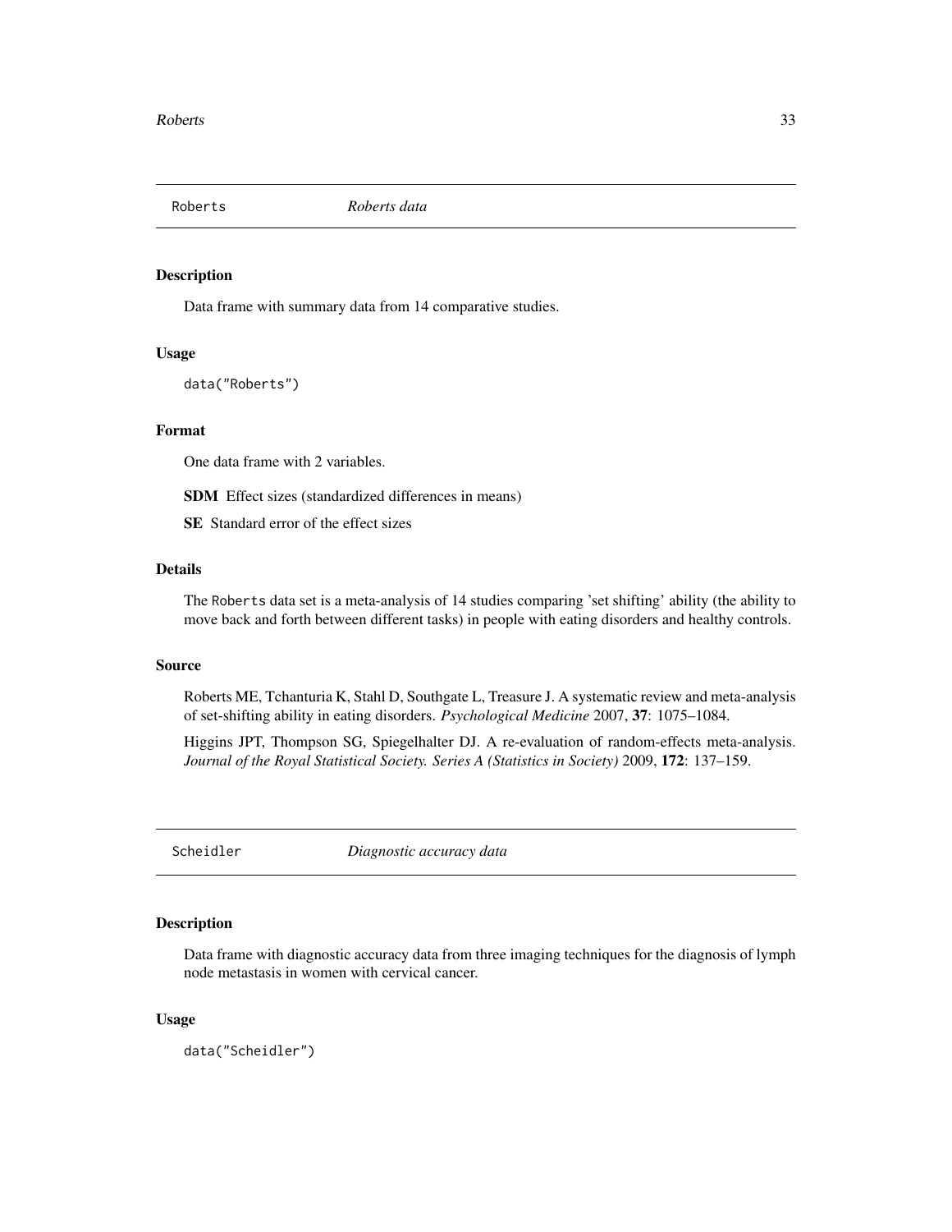## Roberts — *Roberts data*

### Description

Data frame with summary data from 14 comparative studies.

### Usage

```
data("Roberts")
```

### Format

One data frame with 2 variables.

**SDM** Effect sizes (standardized differences in means)

**SE** Standard error of the effect sizes

### Details

The `Roberts` data set is a meta-analysis of 14 studies comparing 'set shifting' ability (the ability to move back and forth between different tasks) in people with eating disorders and healthy controls.

### Source

Roberts ME, Tchanturia K, Stahl D, Southgate L, Treasure J. A systematic review and meta-analysis of set-shifting ability in eating disorders. *Psychological Medicine* 2007, **37**: 1075–1084.

Higgins JPT, Thompson SG, Spiegelhalter DJ. A re-evaluation of random-effects meta-analysis. *Journal of the Royal Statistical Society. Series A (Statistics in Society)* 2009, **172**: 137–159.

## Scheidler — *Diagnostic accuracy data*

### Description

Data frame with diagnostic accuracy data from three imaging techniques for the diagnosis of lymph node metastasis in women with cervical cancer.

### Usage

```
data("Scheidler")
```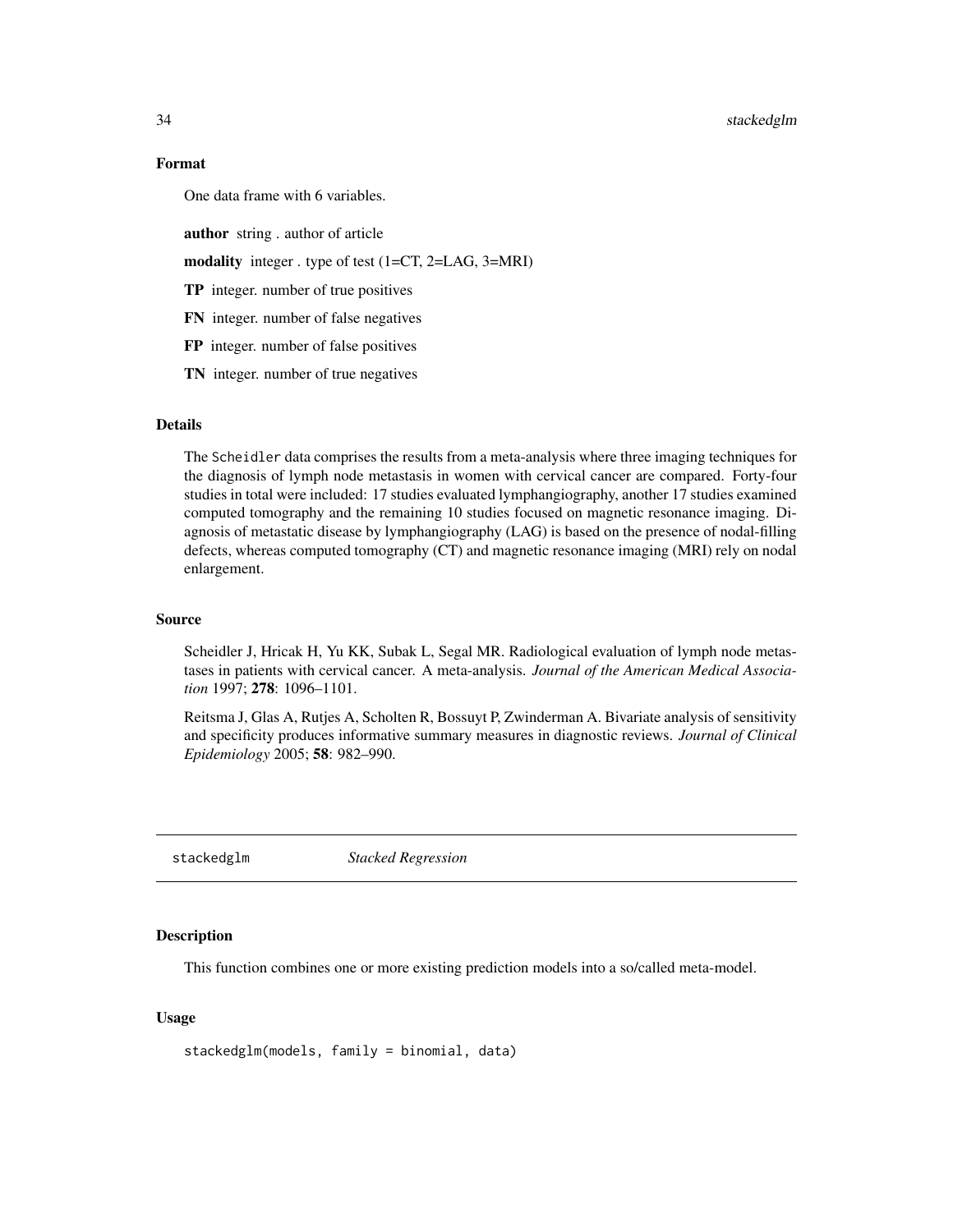### Format

One data frame with 6 variables.

**author** string . author of article

**modality** integer . type of test (1=CT, 2=LAG, 3=MRI)

**TP** integer. number of true positives

**FN** integer. number of false negatives

**FP** integer. number of false positives

**TN** integer. number of true negatives

### Details

The Scheidler data comprises the results from a meta-analysis where three imaging techniques for the diagnosis of lymph node metastasis in women with cervical cancer are compared. Forty-four studies in total were included: 17 studies evaluated lymphangiography, another 17 studies examined computed tomography and the remaining 10 studies focused on magnetic resonance imaging. Diagnosis of metastatic disease by lymphangiography (LAG) is based on the presence of nodal-filling defects, whereas computed tomography (CT) and magnetic resonance imaging (MRI) rely on nodal enlargement.

### Source

Scheidler J, Hricak H, Yu KK, Subak L, Segal MR. Radiological evaluation of lymph node metastases in patients with cervical cancer. A meta-analysis. *Journal of the American Medical Association* 1997; **278**: 1096–1101.

Reitsma J, Glas A, Rutjes A, Scholten R, Bossuyt P, Zwinderman A. Bivariate analysis of sensitivity and specificity produces informative summary measures in diagnostic reviews. *Journal of Clinical Epidemiology* 2005; **58**: 982–990.

## stackedglm *Stacked Regression*

### Description

This function combines one or more existing prediction models into a so/called meta-model.

### Usage

```
stackedglm(models, family = binomial, data)
```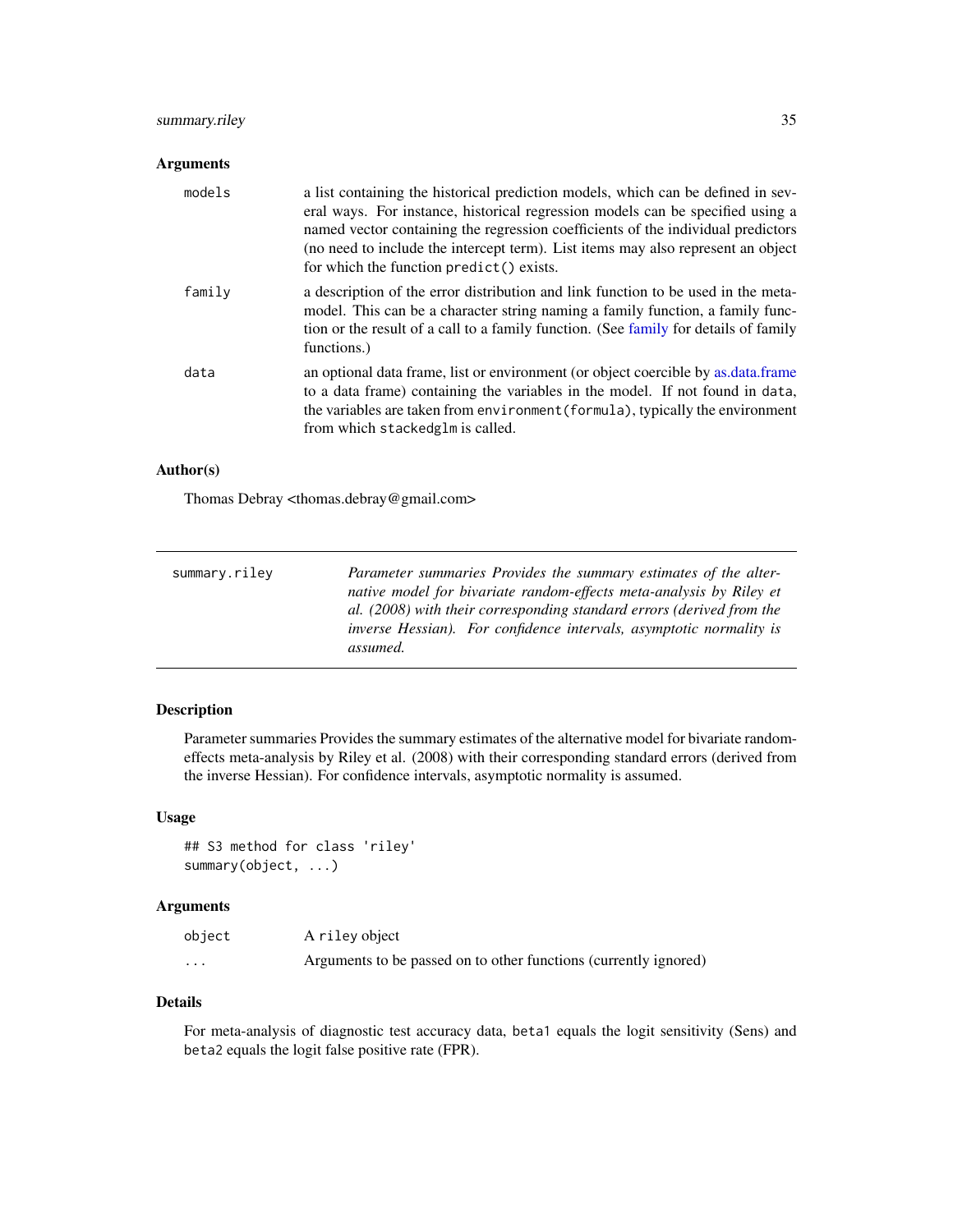### Arguments

| | |
|---|---|
| `models` | a list containing the historical prediction models, which can be defined in several ways. For instance, historical regression models can be specified using a named vector containing the regression coefficients of the individual predictors (no need to include the intercept term). List items may also represent an object for which the function `predict()` exists. |
| `family` | a description of the error distribution and link function to be used in the meta-model. This can be a character string naming a family function, a family function or the result of a call to a family function. (See family for details of family functions.) |
| `data` | an optional data frame, list or environment (or object coercible by as.data.frame to a data frame) containing the variables in the model. If not found in `data`, the variables are taken from `environment(formula)`, typically the environment from which `stackedglm` is called. |

### Author(s)

Thomas Debray <thomas.debray@gmail.com>

---

## summary.riley

*Parameter summaries Provides the summary estimates of the alternative model for bivariate random-effects meta-analysis by Riley et al. (2008) with their corresponding standard errors (derived from the inverse Hessian). For confidence intervals, asymptotic normality is assumed.*

---

### Description

Parameter summaries Provides the summary estimates of the alternative model for bivariate random-effects meta-analysis by Riley et al. (2008) with their corresponding standard errors (derived from the inverse Hessian). For confidence intervals, asymptotic normality is assumed.

### Usage

```
## S3 method for class 'riley'
summary(object, ...)
```

### Arguments

| | |
|---|---|
| `object` | A `riley` object |
| `...` | Arguments to be passed on to other functions (currently ignored) |

### Details

For meta-analysis of diagnostic test accuracy data, `beta1` equals the logit sensitivity (Sens) and `beta2` equals the logit false positive rate (FPR).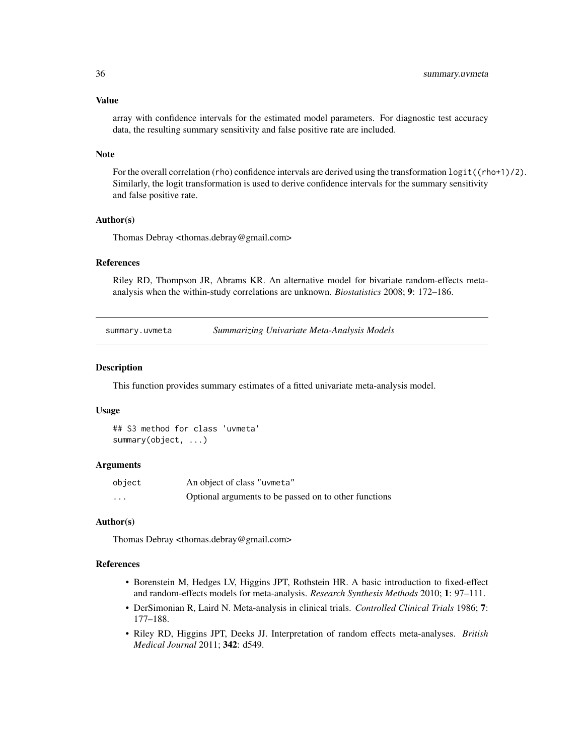### Value

array with confidence intervals for the estimated model parameters. For diagnostic test accuracy data, the resulting summary sensitivity and false positive rate are included.

### Note

For the overall correlation (`rho`) confidence intervals are derived using the transformation `logit((rho+1)/2)`. Similarly, the logit transformation is used to derive confidence intervals for the summary sensitivity and false positive rate.

### Author(s)

Thomas Debray <thomas.debray@gmail.com>

### References

Riley RD, Thompson JR, Abrams KR. An alternative model for bivariate random-effects meta-analysis when the within-study correlations are unknown. *Biostatistics* 2008; **9**: 172–186.

---

## summary.uvmeta — *Summarizing Univariate Meta-Analysis Models*

### Description

This function provides summary estimates of a fitted univariate meta-analysis model.

### Usage

```
## S3 method for class 'uvmeta'
summary(object, ...)
```

### Arguments

| | |
|---|---|
| `object` | An object of class `"uvmeta"` |
| `...` | Optional arguments to be passed on to other functions |

### Author(s)

Thomas Debray <thomas.debray@gmail.com>

### References

- Borenstein M, Hedges LV, Higgins JPT, Rothstein HR. A basic introduction to fixed-effect and random-effects models for meta-analysis. *Research Synthesis Methods* 2010; **1**: 97–111.
- DerSimonian R, Laird N. Meta-analysis in clinical trials. *Controlled Clinical Trials* 1986; **7**: 177–188.
- Riley RD, Higgins JPT, Deeks JJ. Interpretation of random effects meta-analyses. *British Medical Journal* 2011; **342**: d549.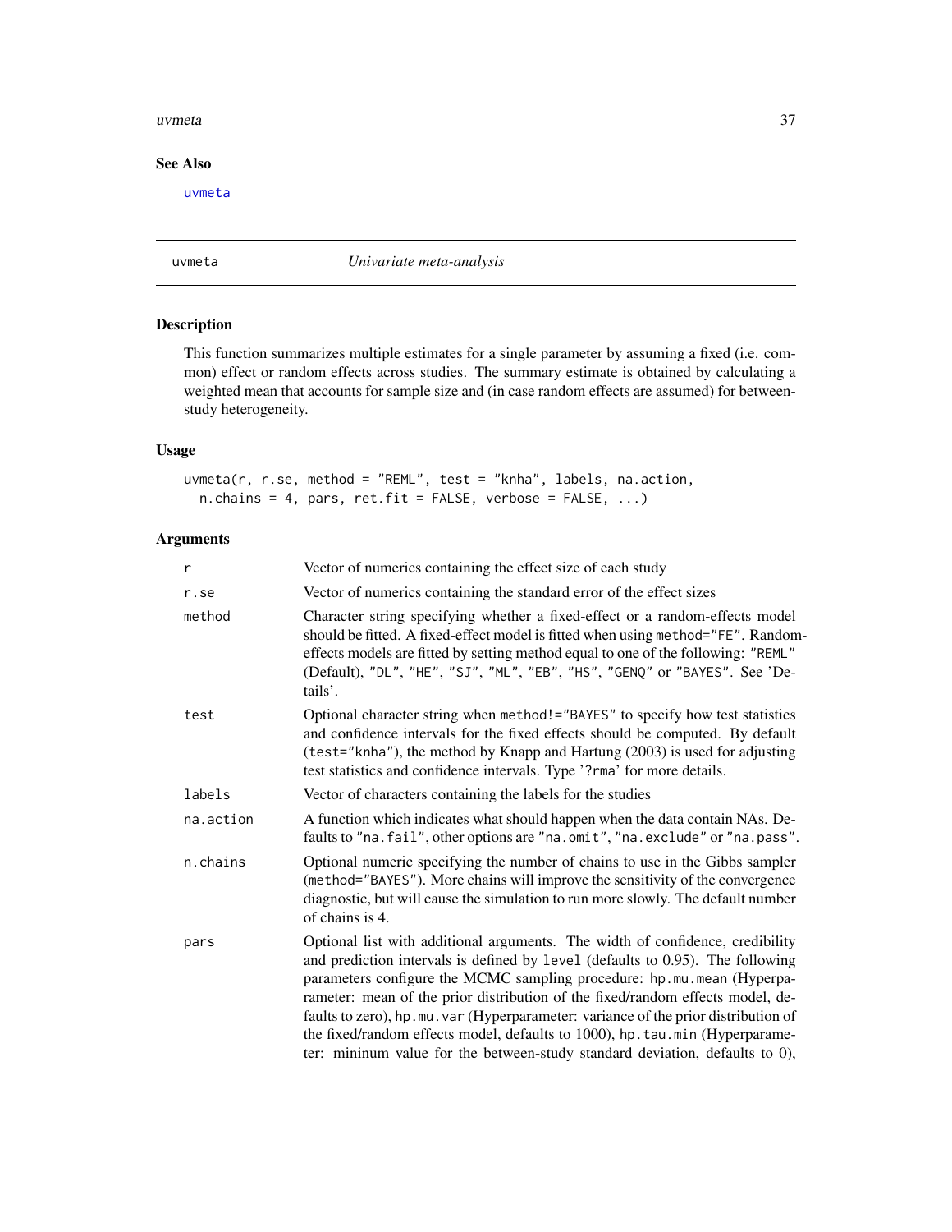## See Also

uvmeta

---

## uvmeta *Univariate meta-analysis*

---

### Description

This function summarizes multiple estimates for a single parameter by assuming a fixed (i.e. common) effect or random effects across studies. The summary estimate is obtained by calculating a weighted mean that accounts for sample size and (in case random effects are assumed) for between-study heterogeneity.

### Usage

```
uvmeta(r, r.se, method = "REML", test = "knha", labels, na.action,
  n.chains = 4, pars, ret.fit = FALSE, verbose = FALSE, ...)
```

### Arguments

| | |
|---|---|
| `r` | Vector of numerics containing the effect size of each study |
| `r.se` | Vector of numerics containing the standard error of the effect sizes |
| `method` | Character string specifying whether a fixed-effect or a random-effects model should be fitted. A fixed-effect model is fitted when using `method="FE"`. Random-effects models are fitted by setting method equal to one of the following: `"REML"` (Default), `"DL"`, `"HE"`, `"SJ"`, `"ML"`, `"EB"`, `"HS"`, `"GENQ"` or `"BAYES"`. See 'Details'. |
| `test` | Optional character string when `method!="BAYES"` to specify how test statistics and confidence intervals for the fixed effects should be computed. By default (`test="knha"`), the method by Knapp and Hartung (2003) is used for adjusting test statistics and confidence intervals. Type '`?rma`' for more details. |
| `labels` | Vector of characters containing the labels for the studies |
| `na.action` | A function which indicates what should happen when the data contain NAs. Defaults to `"na.fail"`, other options are `"na.omit"`, `"na.exclude"` or `"na.pass"`. |
| `n.chains` | Optional numeric specifying the number of chains to use in the Gibbs sampler (`method="BAYES"`). More chains will improve the sensitivity of the convergence diagnostic, but will cause the simulation to run more slowly. The default number of chains is 4. |
| `pars` | Optional list with additional arguments. The width of confidence, credibility and prediction intervals is defined by `level` (defaults to 0.95). The following parameters configure the MCMC sampling procedure: `hp.mu.mean` (Hyperparameter: mean of the prior distribution of the fixed/random effects model, defaults to zero), `hp.mu.var` (Hyperparameter: variance of the prior distribution of the fixed/random effects model, defaults to 1000), `hp.tau.min` (Hyperparameter: mininum value for the between-study standard deviation, defaults to 0), |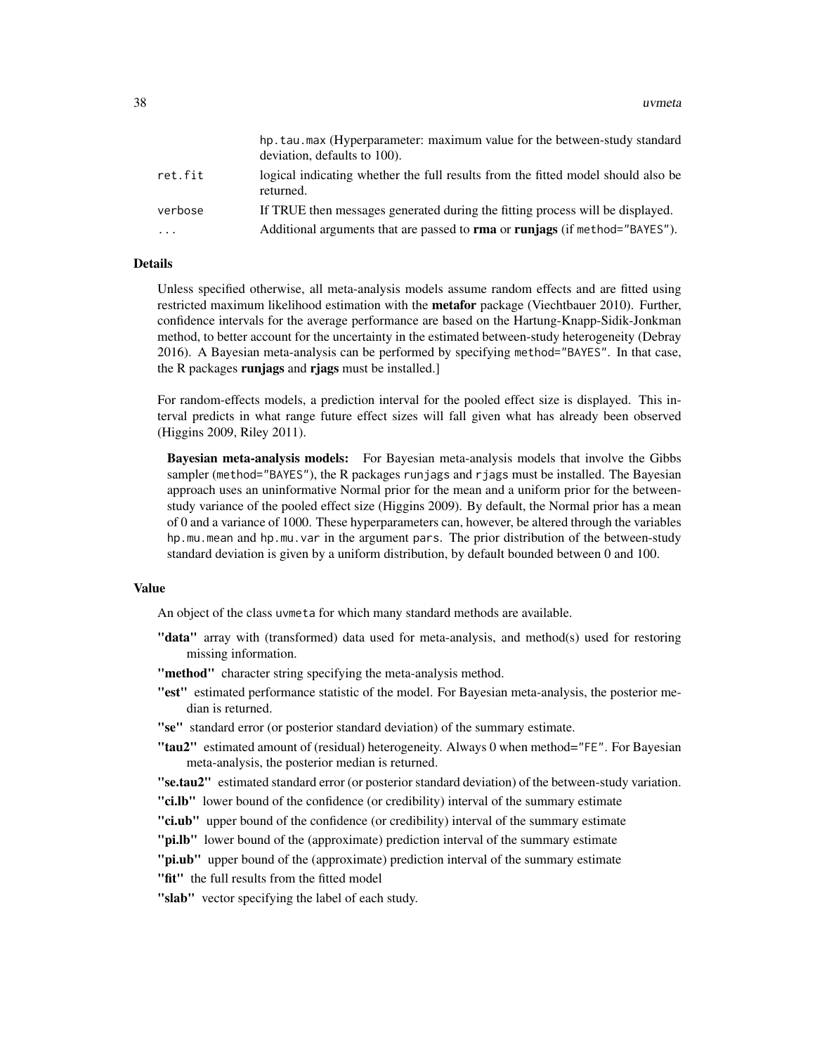|  |  |
| --- | --- |
|  | `hp.tau.max` (Hyperparameter: maximum value for the between-study standard deviation, defaults to 100). |
| `ret.fit` | logical indicating whether the full results from the fitted model should also be returned. |
| `verbose` | If TRUE then messages generated during the fitting process will be displayed. |
| `...` | Additional arguments that are passed to **rma** or **runjags** (if `method="BAYES"`). |

### Details

Unless specified otherwise, all meta-analysis models assume random effects and are fitted using restricted maximum likelihood estimation with the **metafor** package (Viechtbauer 2010). Further, confidence intervals for the average performance are based on the Hartung-Knapp-Sidik-Jonkman method, to better account for the uncertainty in the estimated between-study heterogeneity (Debray 2016). A Bayesian meta-analysis can be performed by specifying `method="BAYES"`. In that case, the R packages **runjags** and **rjags** must be installed.]

For random-effects models, a prediction interval for the pooled effect size is displayed. This interval predicts in what range future effect sizes will fall given what has already been observed (Higgins 2009, Riley 2011).

**Bayesian meta-analysis models:** For Bayesian meta-analysis models that involve the Gibbs sampler (`method="BAYES"`), the R packages `runjags` and `rjags` must be installed. The Bayesian approach uses an uninformative Normal prior for the mean and a uniform prior for the between-study variance of the pooled effect size (Higgins 2009). By default, the Normal prior has a mean of 0 and a variance of 1000. These hyperparameters can, however, be altered through the variables `hp.mu.mean` and `hp.mu.var` in the argument `pars`. The prior distribution of the between-study standard deviation is given by a uniform distribution, by default bounded between 0 and 100.

### Value

An object of the class `uvmeta` for which many standard methods are available.

- **"data"** array with (transformed) data used for meta-analysis, and method(s) used for restoring missing information.
- **"method"** character string specifying the meta-analysis method.
- **"est"** estimated performance statistic of the model. For Bayesian meta-analysis, the posterior median is returned.
- **"se"** standard error (or posterior standard deviation) of the summary estimate.
- **"tau2"** estimated amount of (residual) heterogeneity. Always 0 when `method="FE"`. For Bayesian meta-analysis, the posterior median is returned.
- **"se.tau2"** estimated standard error (or posterior standard deviation) of the between-study variation.
- **"ci.lb"** lower bound of the confidence (or credibility) interval of the summary estimate
- **"ci.ub"** upper bound of the confidence (or credibility) interval of the summary estimate
- **"pi.lb"** lower bound of the (approximate) prediction interval of the summary estimate
- **"pi.ub"** upper bound of the (approximate) prediction interval of the summary estimate
- **"fit"** the full results from the fitted model
- **"slab"** vector specifying the label of each study.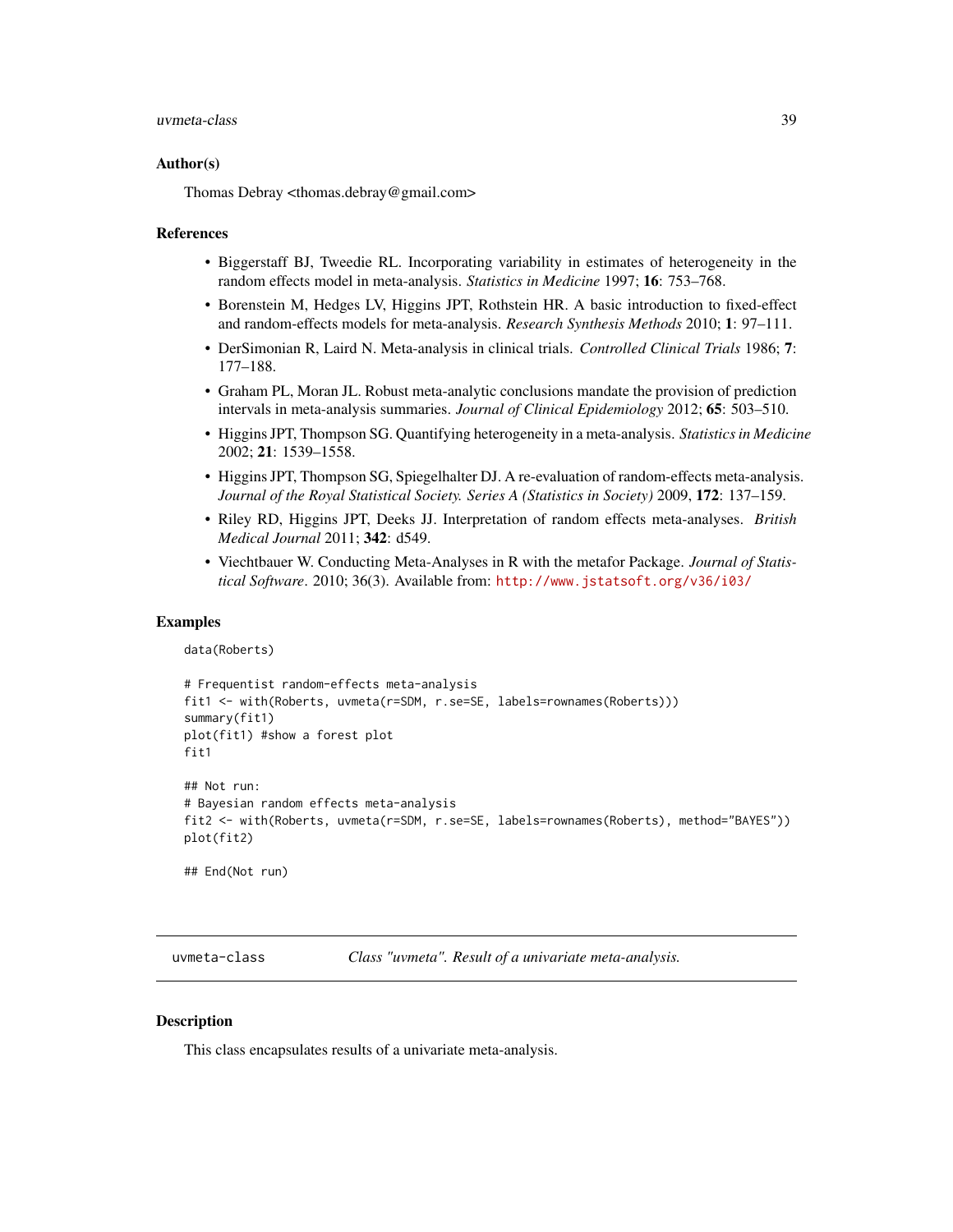### Author(s)

Thomas Debray <thomas.debray@gmail.com>

### References

- Biggerstaff BJ, Tweedie RL. Incorporating variability in estimates of heterogeneity in the random effects model in meta-analysis. *Statistics in Medicine* 1997; **16**: 753–768.
- Borenstein M, Hedges LV, Higgins JPT, Rothstein HR. A basic introduction to fixed-effect and random-effects models for meta-analysis. *Research Synthesis Methods* 2010; **1**: 97–111.
- DerSimonian R, Laird N. Meta-analysis in clinical trials. *Controlled Clinical Trials* 1986; **7**: 177–188.
- Graham PL, Moran JL. Robust meta-analytic conclusions mandate the provision of prediction intervals in meta-analysis summaries. *Journal of Clinical Epidemiology* 2012; **65**: 503–510.
- Higgins JPT, Thompson SG. Quantifying heterogeneity in a meta-analysis. *Statistics in Medicine* 2002; **21**: 1539–1558.
- Higgins JPT, Thompson SG, Spiegelhalter DJ. A re-evaluation of random-effects meta-analysis. *Journal of the Royal Statistical Society. Series A (Statistics in Society)* 2009, **172**: 137–159.
- Riley RD, Higgins JPT, Deeks JJ. Interpretation of random effects meta-analyses. *British Medical Journal* 2011; **342**: d549.
- Viechtbauer W. Conducting Meta-Analyses in R with the metafor Package. *Journal of Statistical Software*. 2010; 36(3). Available from: http://www.jstatsoft.org/v36/i03/

### Examples

```
data(Roberts)

# Frequentist random-effects meta-analysis
fit1 <- with(Roberts, uvmeta(r=SDM, r.se=SE, labels=rownames(Roberts)))
summary(fit1)
plot(fit1) #show a forest plot
fit1

## Not run:
# Bayesian random effects meta-analysis
fit2 <- with(Roberts, uvmeta(r=SDM, r.se=SE, labels=rownames(Roberts), method="BAYES"))
plot(fit2)

## End(Not run)
```

---

## uvmeta-class    *Class "uvmeta". Result of a univariate meta-analysis.*

---

### Description

This class encapsulates results of a univariate meta-analysis.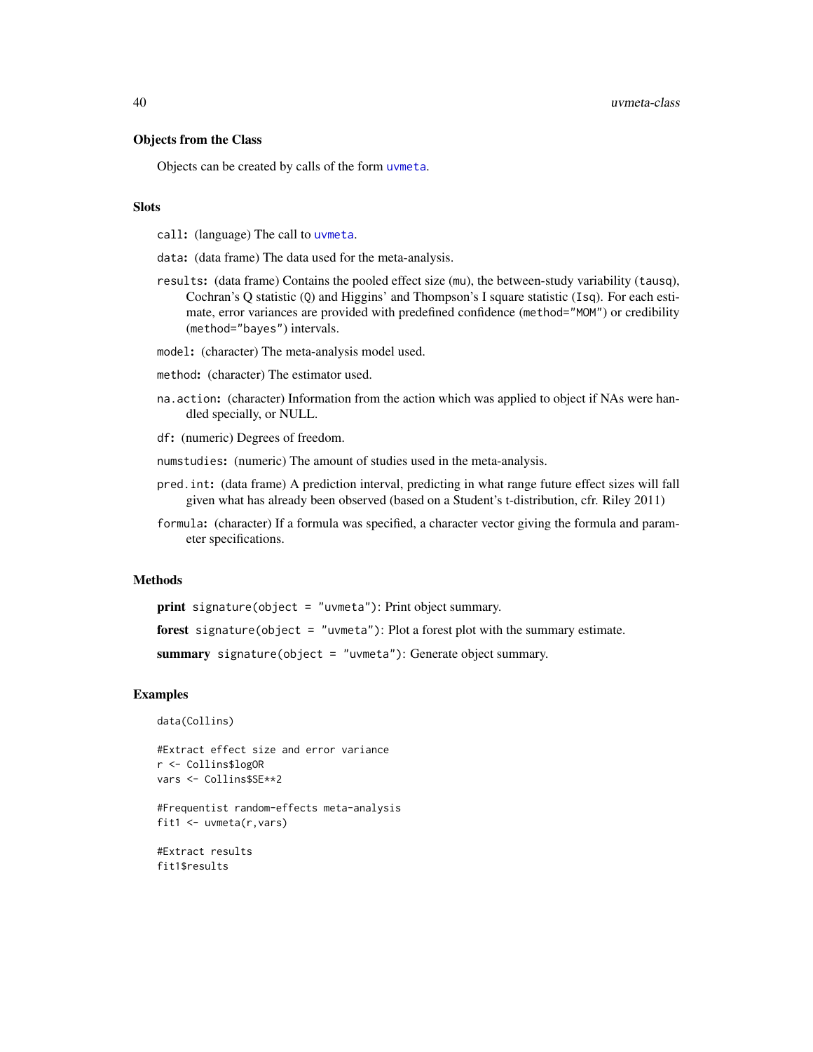### Objects from the Class

Objects can be created by calls of the form `uvmeta`.

### Slots

`call`: (language) The call to `uvmeta`.

`data`: (data frame) The data used for the meta-analysis.

`results`: (data frame) Contains the pooled effect size (`mu`), the between-study variability (`tausq`), Cochran's Q statistic (`Q`) and Higgins' and Thompson's I square statistic (`Isq`). For each estimate, error variances are provided with predefined confidence (`method="MOM"`) or credibility (`method="bayes"`) intervals.

`model`: (character) The meta-analysis model used.

`method`: (character) The estimator used.

`na.action`: (character) Information from the action which was applied to object if NAs were handled specially, or NULL.

`df`: (numeric) Degrees of freedom.

`numstudies`: (numeric) The amount of studies used in the meta-analysis.

`pred.int`: (data frame) A prediction interval, predicting in what range future effect sizes will fall given what has already been observed (based on a Student's t-distribution, cfr. Riley 2011)

`formula`: (character) If a formula was specified, a character vector giving the formula and parameter specifications.

### Methods

**print** `signature(object = "uvmeta")`: Print object summary.

**forest** `signature(object = "uvmeta")`: Plot a forest plot with the summary estimate.

**summary** `signature(object = "uvmeta")`: Generate object summary.

### Examples

```
data(Collins)

#Extract effect size and error variance
r <- Collins$logOR
vars <- Collins$SE**2

#Frequentist random-effects meta-analysis
fit1 <- uvmeta(r,vars)

#Extract results
fit1$results
```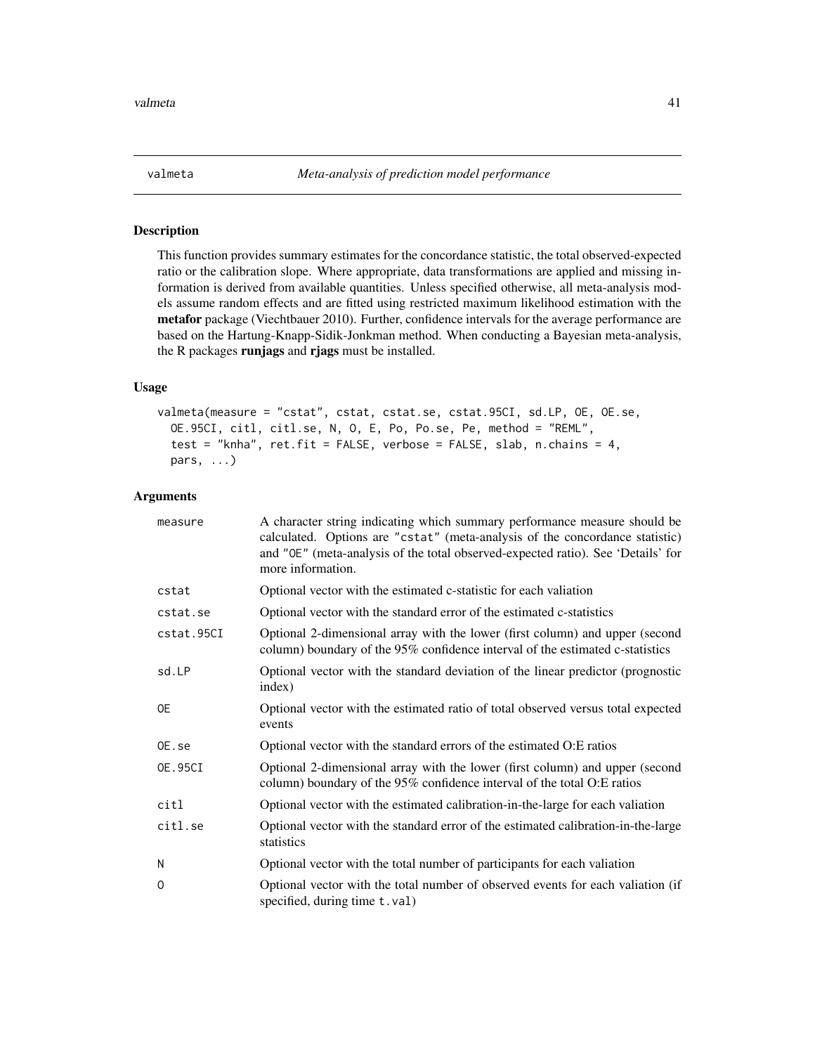## valmeta *Meta-analysis of prediction model performance*

### Description

This function provides summary estimates for the concordance statistic, the total observed-expected ratio or the calibration slope. Where appropriate, data transformations are applied and missing information is derived from available quantities. Unless specified otherwise, all meta-analysis models assume random effects and are fitted using restricted maximum likelihood estimation with the **metafor** package (Viechtbauer 2010). Further, confidence intervals for the average performance are based on the Hartung-Knapp-Sidik-Jonkman method. When conducting a Bayesian meta-analysis, the R packages **runjags** and **rjags** must be installed.

### Usage

```
valmeta(measure = "cstat", cstat, cstat.se, cstat.95CI, sd.LP, OE, OE.se,
  OE.95CI, citl, citl.se, N, O, E, Po, Po.se, Pe, method = "REML",
  test = "knha", ret.fit = FALSE, verbose = FALSE, slab, n.chains = 4,
  pars, ...)
```

### Arguments

| | |
|---|---|
| measure | A character string indicating which summary performance measure should be calculated. Options are "cstat" (meta-analysis of the concordance statistic) and "OE" (meta-analysis of the total observed-expected ratio). See 'Details' for more information. |
| cstat | Optional vector with the estimated c-statistic for each valiation |
| cstat.se | Optional vector with the standard error of the estimated c-statistics |
| cstat.95CI | Optional 2-dimensional array with the lower (first column) and upper (second column) boundary of the 95% confidence interval of the estimated c-statistics |
| sd.LP | Optional vector with the standard deviation of the linear predictor (prognostic index) |
| OE | Optional vector with the estimated ratio of total observed versus total expected events |
| OE.se | Optional vector with the standard errors of the estimated O:E ratios |
| OE.95CI | Optional 2-dimensional array with the lower (first column) and upper (second column) boundary of the 95% confidence interval of the total O:E ratios |
| citl | Optional vector with the estimated calibration-in-the-large for each valiation |
| citl.se | Optional vector with the standard error of the estimated calibration-in-the-large statistics |
| N | Optional vector with the total number of participants for each valiation |
| O | Optional vector with the total number of observed events for each valiation (if specified, during time t.val) |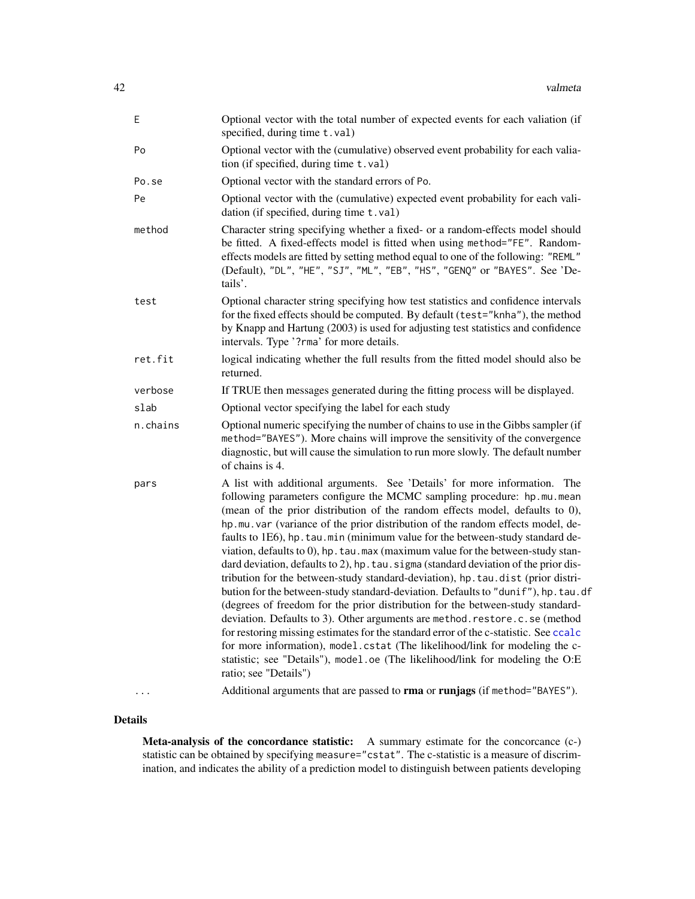| | |
|---|---|
| `E` | Optional vector with the total number of expected events for each valiation (if specified, during time `t.val`) |
| `Po` | Optional vector with the (cumulative) observed event probability for each valiation (if specified, during time `t.val`) |
| `Po.se` | Optional vector with the standard errors of `Po`. |
| `Pe` | Optional vector with the (cumulative) expected event probability for each validation (if specified, during time `t.val`) |
| `method` | Character string specifying whether a fixed- or a random-effects model should be fitted. A fixed-effects model is fitted when using `method="FE"`. Random-effects models are fitted by setting method equal to one of the following: `"REML"` (Default), `"DL"`, `"HE"`, `"SJ"`, `"ML"`, `"EB"`, `"HS"`, `"GENQ"` or `"BAYES"`. See 'Details'. |
| `test` | Optional character string specifying how test statistics and confidence intervals for the fixed effects should be computed. By default (`test="knha"`), the method by Knapp and Hartung (2003) is used for adjusting test statistics and confidence intervals. Type '`?rma`' for more details. |
| `ret.fit` | logical indicating whether the full results from the fitted model should also be returned. |
| `verbose` | If TRUE then messages generated during the fitting process will be displayed. |
| `slab` | Optional vector specifying the label for each study |
| `n.chains` | Optional numeric specifying the number of chains to use in the Gibbs sampler (if `method="BAYES"`). More chains will improve the sensitivity of the convergence diagnostic, but will cause the simulation to run more slowly. The default number of chains is 4. |
| `pars` | A list with additional arguments. See 'Details' for more information. The following parameters configure the MCMC sampling procedure: `hp.mu.mean` (mean of the prior distribution of the random effects model, defaults to 0), `hp.mu.var` (variance of the prior distribution of the random effects model, defaults to 1E6), `hp.tau.min` (minimum value for the between-study standard deviation, defaults to 0), `hp.tau.max` (maximum value for the between-study standard deviation, defaults to 2), `hp.tau.sigma` (standard deviation of the prior distribution for the between-study standard-deviation), `hp.tau.dist` (prior distribution for the between-study standard-deviation. Defaults to `"dunif"`), `hp.tau.df` (degrees of freedom for the prior distribution for the between-study standard-deviation. Defaults to 3). Other arguments are `method.restore.c.se` (method for restoring missing estimates for the standard error of the c-statistic. See `ccalc` for more information), `model.cstat` (The likelihood/link for modeling the c-statistic; see "Details"), `model.oe` (The likelihood/link for modeling the O:E ratio; see "Details") |
| `...` | Additional arguments that are passed to **rma** or **runjags** (if `method="BAYES"`). |

## Details

**Meta-analysis of the concordance statistic:** A summary estimate for the concorcance (c-) statistic can be obtained by specifying `measure="cstat"`. The c-statistic is a measure of discrimination, and indicates the ability of a prediction model to distinguish between patients developing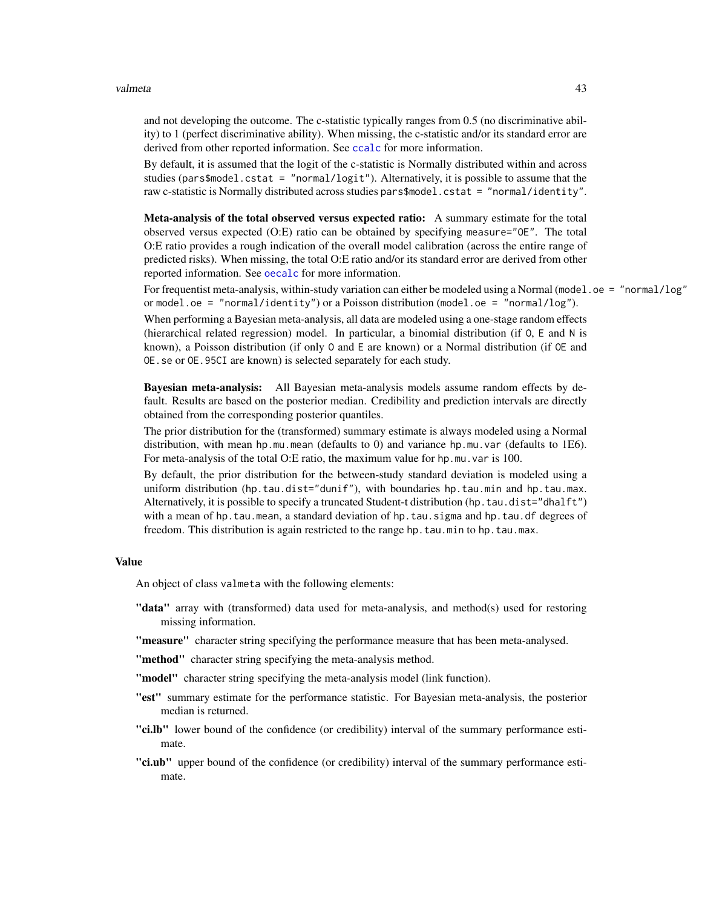and not developing the outcome. The c-statistic typically ranges from 0.5 (no discriminative ability) to 1 (perfect discriminative ability). When missing, the c-statistic and/or its standard error are derived from other reported information. See `ccalc` for more information.

By default, it is assumed that the logit of the c-statistic is Normally distributed within and across studies (`pars$model.cstat = "normal/logit"`). Alternatively, it is possible to assume that the raw c-statistic is Normally distributed across studies `pars$model.cstat = "normal/identity"`.

**Meta-analysis of the total observed versus expected ratio:** A summary estimate for the total observed versus expected (O:E) ratio can be obtained by specifying `measure="OE"`. The total O:E ratio provides a rough indication of the overall model calibration (across the entire range of predicted risks). When missing, the total O:E ratio and/or its standard error are derived from other reported information. See `oecalc` for more information.

For frequentist meta-analysis, within-study variation can either be modeled using a Normal (`model.oe = "normal/log"` or `model.oe = "normal/identity"`) or a Poisson distribution (`model.oe = "normal/log"`).

When performing a Bayesian meta-analysis, all data are modeled using a one-stage random effects (hierarchical related regression) model. In particular, a binomial distribution (if `O`, `E` and `N` is known), a Poisson distribution (if only `O` and `E` are known) or a Normal distribution (if `OE` and `OE.se` or `OE.95CI` are known) is selected separately for each study.

**Bayesian meta-analysis:** All Bayesian meta-analysis models assume random effects by default. Results are based on the posterior median. Credibility and prediction intervals are directly obtained from the corresponding posterior quantiles.

The prior distribution for the (transformed) summary estimate is always modeled using a Normal distribution, with mean `hp.mu.mean` (defaults to 0) and variance `hp.mu.var` (defaults to 1E6). For meta-analysis of the total O:E ratio, the maximum value for `hp.mu.var` is 100.

By default, the prior distribution for the between-study standard deviation is modeled using a uniform distribution (`hp.tau.dist="dunif"`), with boundaries `hp.tau.min` and `hp.tau.max`. Alternatively, it is possible to specify a truncated Student-t distribution (`hp.tau.dist="dhalft"`) with a mean of `hp.tau.mean`, a standard deviation of `hp.tau.sigma` and `hp.tau.df` degrees of freedom. This distribution is again restricted to the range `hp.tau.min` to `hp.tau.max`.

## Value

An object of class `valmeta` with the following elements:

- **"data"** array with (transformed) data used for meta-analysis, and method(s) used for restoring missing information.
- **"measure"** character string specifying the performance measure that has been meta-analysed.
- **"method"** character string specifying the meta-analysis method.
- **"model"** character string specifying the meta-analysis model (link function).
- **"est"** summary estimate for the performance statistic. For Bayesian meta-analysis, the posterior median is returned.
- **"ci.lb"** lower bound of the confidence (or credibility) interval of the summary performance estimate.
- **"ci.ub"** upper bound of the confidence (or credibility) interval of the summary performance estimate.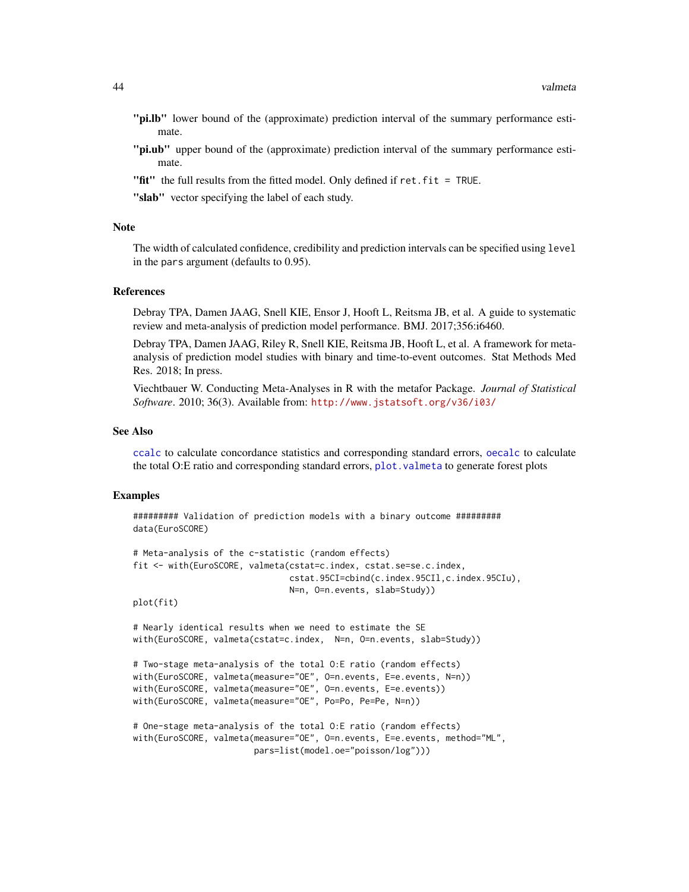**"pi.lb"** lower bound of the (approximate) prediction interval of the summary performance estimate.

**"pi.ub"** upper bound of the (approximate) prediction interval of the summary performance estimate.

**"fit"** the full results from the fitted model. Only defined if `ret.fit = TRUE`.

**"slab"** vector specifying the label of each study.

## Note

The width of calculated confidence, credibility and prediction intervals can be specified using `level` in the `pars` argument (defaults to 0.95).

## References

Debray TPA, Damen JAAG, Snell KIE, Ensor J, Hooft L, Reitsma JB, et al. A guide to systematic review and meta-analysis of prediction model performance. BMJ. 2017;356:i6460.

Debray TPA, Damen JAAG, Riley R, Snell KIE, Reitsma JB, Hooft L, et al. A framework for meta-analysis of prediction model studies with binary and time-to-event outcomes. Stat Methods Med Res. 2018; In press.

Viechtbauer W. Conducting Meta-Analyses in R with the metafor Package. *Journal of Statistical Software*. 2010; 36(3). Available from: http://www.jstatsoft.org/v36/i03/

## See Also

`ccalc` to calculate concordance statistics and corresponding standard errors, `oecalc` to calculate the total O:E ratio and corresponding standard errors, `plot.valmeta` to generate forest plots

## Examples

```
######### Validation of prediction models with a binary outcome #########
data(EuroSCORE)

# Meta-analysis of the c-statistic (random effects)
fit <- with(EuroSCORE, valmeta(cstat=c.index, cstat.se=se.c.index,
                               cstat.95CI=cbind(c.index.95CIl,c.index.95CIu),
                               N=n, O=n.events, slab=Study))
plot(fit)

# Nearly identical results when we need to estimate the SE
with(EuroSCORE, valmeta(cstat=c.index,  N=n, O=n.events, slab=Study))

# Two-stage meta-analysis of the total O:E ratio (random effects)
with(EuroSCORE, valmeta(measure="OE", O=n.events, E=e.events, N=n))
with(EuroSCORE, valmeta(measure="OE", O=n.events, E=e.events))
with(EuroSCORE, valmeta(measure="OE", Po=Po, Pe=Pe, N=n))

# One-stage meta-analysis of the total O:E ratio (random effects)
with(EuroSCORE, valmeta(measure="OE", O=n.events, E=e.events, method="ML",
                        pars=list(model.oe="poisson/log")))
```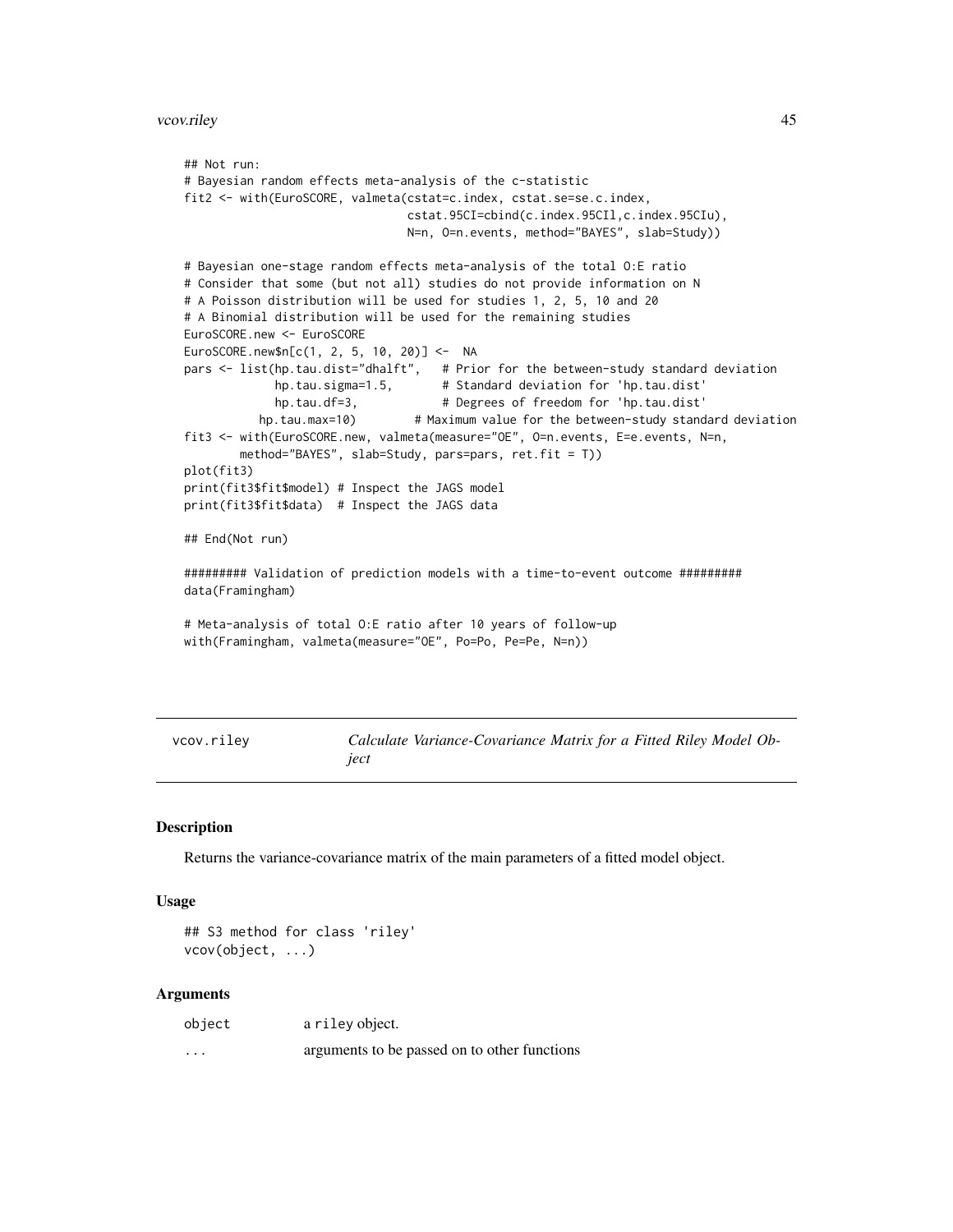```
## Not run:
# Bayesian random effects meta-analysis of the c-statistic
fit2 <- with(EuroSCORE, valmeta(cstat=c.index, cstat.se=se.c.index,
                                cstat.95CI=cbind(c.index.95CIl,c.index.95CIu),
                                N=n, O=n.events, method="BAYES", slab=Study))

# Bayesian one-stage random effects meta-analysis of the total O:E ratio
# Consider that some (but not all) studies do not provide information on N
# A Poisson distribution will be used for studies 1, 2, 5, 10 and 20
# A Binomial distribution will be used for the remaining studies
EuroSCORE.new <- EuroSCORE
EuroSCORE.new$n[c(1, 2, 5, 10, 20)] <-  NA
pars <- list(hp.tau.dist="dhalft",   # Prior for the between-study standard deviation
             hp.tau.sigma=1.5,       # Standard deviation for 'hp.tau.dist'
             hp.tau.df=3,            # Degrees of freedom for 'hp.tau.dist'
           hp.tau.max=10)        # Maximum value for the between-study standard deviation
fit3 <- with(EuroSCORE.new, valmeta(measure="OE", O=n.events, E=e.events, N=n,
        method="BAYES", slab=Study, pars=pars, ret.fit = T))
plot(fit3)
print(fit3$fit$model) # Inspect the JAGS model
print(fit3$fit$data)  # Inspect the JAGS data

## End(Not run)

######### Validation of prediction models with a time-to-event outcome #########
data(Framingham)

# Meta-analysis of total O:E ratio after 10 years of follow-up
with(Framingham, valmeta(measure="OE", Po=Po, Pe=Pe, N=n))
```

## vcov.riley — *Calculate Variance-Covariance Matrix for a Fitted Riley Model Object*

### Description

Returns the variance-covariance matrix of the main parameters of a fitted model object.

### Usage

```
## S3 method for class 'riley'
vcov(object, ...)
```

### Arguments

| | |
|---|---|
| `object` | a `riley` object. |
| `...` | arguments to be passed on to other functions |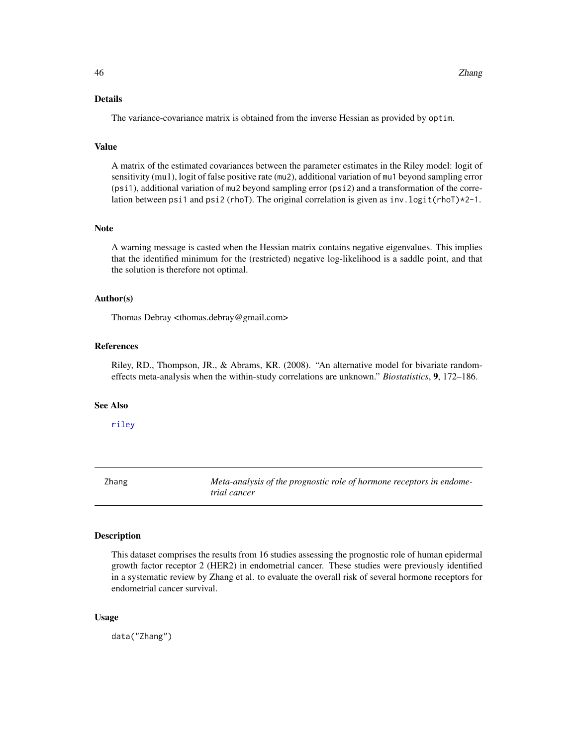### Details

The variance-covariance matrix is obtained from the inverse Hessian as provided by `optim`.

### Value

A matrix of the estimated covariances between the parameter estimates in the Riley model: logit of sensitivity (`mu1`), logit of false positive rate (`mu2`), additional variation of `mu1` beyond sampling error (`psi1`), additional variation of `mu2` beyond sampling error (`psi2`) and a transformation of the correlation between `psi1` and `psi2` (`rhoT`). The original correlation is given as `inv.logit(rhoT)*2-1`.

### Note

A warning message is casted when the Hessian matrix contains negative eigenvalues. This implies that the identified minimum for the (restricted) negative log-likelihood is a saddle point, and that the solution is therefore not optimal.

### Author(s)

Thomas Debray <thomas.debray@gmail.com>

### References

Riley, RD., Thompson, JR., & Abrams, KR. (2008). "An alternative model for bivariate random-effects meta-analysis when the within-study correlations are unknown." *Biostatistics*, **9**, 172–186.

### See Also

riley

---

## Zhang — *Meta-analysis of the prognostic role of hormone receptors in endometrial cancer*

---

### Description

This dataset comprises the results from 16 studies assessing the prognostic role of human epidermal growth factor receptor 2 (HER2) in endometrial cancer. These studies were previously identified in a systematic review by Zhang et al. to evaluate the overall risk of several hormone receptors for endometrial cancer survival.

### Usage

```
data("Zhang")
```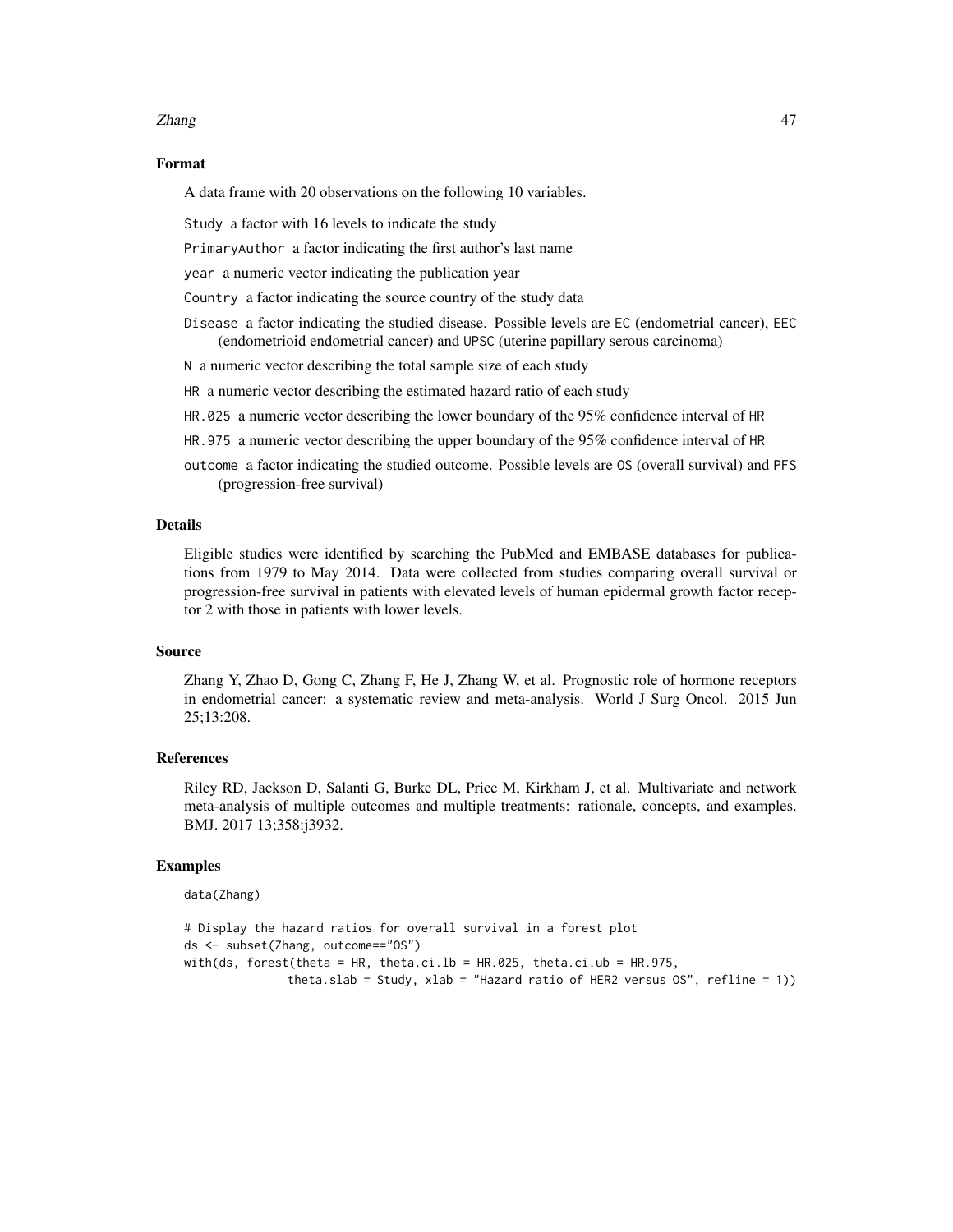## Format

A data frame with 20 observations on the following 10 variables.

`Study` a factor with 16 levels to indicate the study

`PrimaryAuthor` a factor indicating the first author's last name

`year` a numeric vector indicating the publication year

`Country` a factor indicating the source country of the study data

`Disease` a factor indicating the studied disease. Possible levels are `EC` (endometrial cancer), `EEC` (endometrioid endometrial cancer) and `UPSC` (uterine papillary serous carcinoma)

`N` a numeric vector describing the total sample size of each study

`HR` a numeric vector describing the estimated hazard ratio of each study

`HR.025` a numeric vector describing the lower boundary of the 95% confidence interval of `HR`

`HR.975` a numeric vector describing the upper boundary of the 95% confidence interval of `HR`

`outcome` a factor indicating the studied outcome. Possible levels are `OS` (overall survival) and `PFS` (progression-free survival)

## Details

Eligible studies were identified by searching the PubMed and EMBASE databases for publications from 1979 to May 2014. Data were collected from studies comparing overall survival or progression-free survival in patients with elevated levels of human epidermal growth factor receptor 2 with those in patients with lower levels.

## Source

Zhang Y, Zhao D, Gong C, Zhang F, He J, Zhang W, et al. Prognostic role of hormone receptors in endometrial cancer: a systematic review and meta-analysis. World J Surg Oncol. 2015 Jun 25;13:208.

## References

Riley RD, Jackson D, Salanti G, Burke DL, Price M, Kirkham J, et al. Multivariate and network meta-analysis of multiple outcomes and multiple treatments: rationale, concepts, and examples. BMJ. 2017 13;358:j3932.

## Examples

```
data(Zhang)

# Display the hazard ratios for overall survival in a forest plot
ds <- subset(Zhang, outcome=="OS")
with(ds, forest(theta = HR, theta.ci.lb = HR.025, theta.ci.ub = HR.975,
              theta.slab = Study, xlab = "Hazard ratio of HER2 versus OS", refline = 1))
```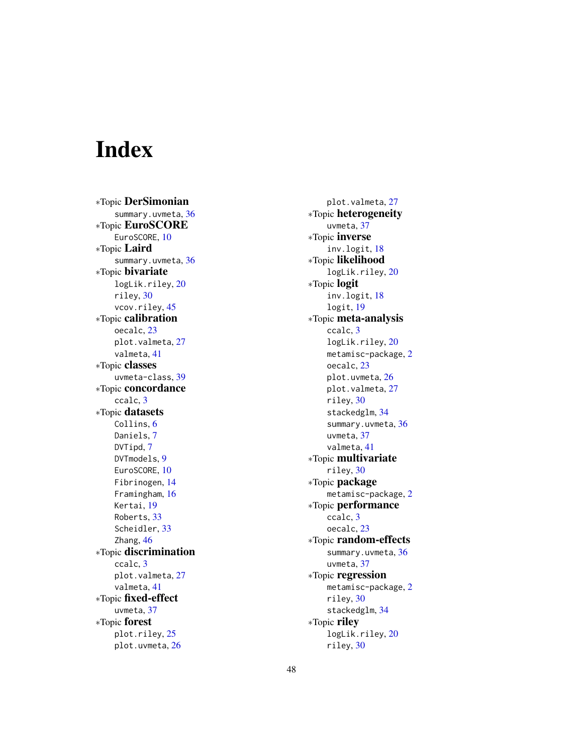# Index

*Topic **DerSimonian**
  summary.uvmeta, 36
*Topic **EuroSCORE**
  EuroSCORE, 10
*Topic **Laird**
  summary.uvmeta, 36
*Topic **bivariate**
  logLik.riley, 20
  riley, 30
  vcov.riley, 45
*Topic **calibration**
  oecalc, 23
  plot.valmeta, 27
  valmeta, 41
*Topic **classes**
  uvmeta-class, 39
*Topic **concordance**
  ccalc, 3
*Topic **datasets**
  Collins, 6
  Daniels, 7
  DVTipd, 7
  DVTmodels, 9
  EuroSCORE, 10
  Fibrinogen, 14
  Framingham, 16
  Kertai, 19
  Roberts, 33
  Scheidler, 33
  Zhang, 46
*Topic **discrimination**
  ccalc, 3
  plot.valmeta, 27
  valmeta, 41
*Topic **fixed-effect**
  uvmeta, 37
*Topic **forest**
  plot.riley, 25
  plot.uvmeta, 26
  plot.valmeta, 27
*Topic **heterogeneity**
  uvmeta, 37
*Topic **inverse**
  inv.logit, 18
*Topic **likelihood**
  logLik.riley, 20
*Topic **logit**
  inv.logit, 18
  logit, 19
*Topic **meta-analysis**
  ccalc, 3
  logLik.riley, 20
  metamisc-package, 2
  oecalc, 23
  plot.uvmeta, 26
  plot.valmeta, 27
  riley, 30
  stackedglm, 34
  summary.uvmeta, 36
  uvmeta, 37
  valmeta, 41
*Topic **multivariate**
  riley, 30
*Topic **package**
  metamisc-package, 2
*Topic **performance**
  ccalc, 3
  oecalc, 23
*Topic **random-effects**
  summary.uvmeta, 36
  uvmeta, 37
*Topic **regression**
  metamisc-package, 2
  riley, 30
  stackedglm, 34
*Topic **riley**
  logLik.riley, 20
  riley, 30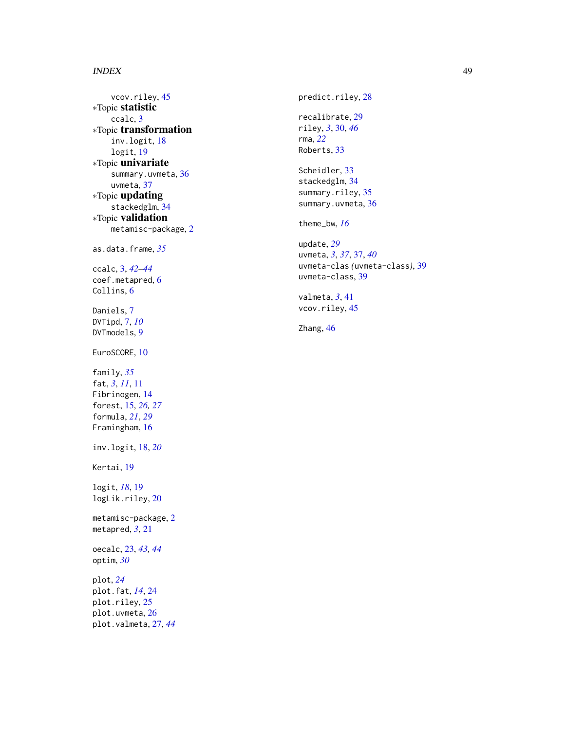vcov.riley, 45

∗Topic **statistic**

ccalc, 3

∗Topic **transformation**

inv.logit, 18

logit, 19

∗Topic **univariate**

summary.uvmeta, 36

uvmeta, 37

∗Topic **updating**

stackedglm, 34

∗Topic **validation**

metamisc-package, 2

as.data.frame, *35*

ccalc, 3, *42–44*

coef.metapred, 6

Collins, 6

Daniels, 7

DVTipd, 7, *10*

DVTmodels, 9

EuroSCORE, 10

family, *35*

fat, *3*, *11*, 11

Fibrinogen, 14

forest, 15, *26, 27*

formula, *21*, *29*

Framingham, 16

inv.logit, 18, *20*

Kertai, 19

logit, *18*, 19

logLik.riley, 20

metamisc-package, 2

metapred, *3*, 21

oecalc, 23, *43, 44*

optim, *30*

plot, *24*

plot.fat, *14*, 24

plot.riley, 25

plot.uvmeta, 26

plot.valmeta, 27, *44*

predict.riley, 28

recalibrate, 29

riley, *3*, 30, *46*

rma, *22*

Roberts, 33

Scheidler, 33

stackedglm, 34

summary.riley, 35

summary.uvmeta, 36

theme_bw, *16*

update, *29*

uvmeta, *3*, *37*, 37, *40*

uvmeta-clas *(*uvmeta-class*)*, 39

uvmeta-class, 39

valmeta, *3*, 41

vcov.riley, 45

Zhang, 46